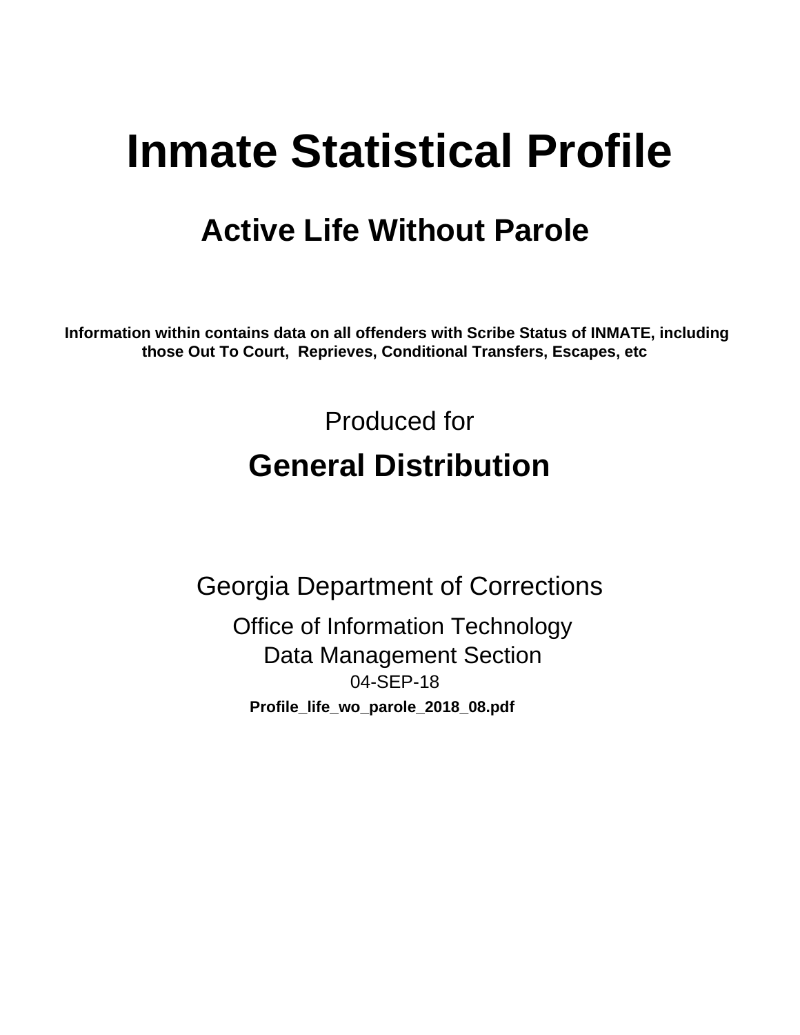# Inmate Statistical Profile

## Active Life Without Parole

**Information within contains data on all offenders with Scribe Status of INMATE, including those Out To Court, Reprieves, Conditional Transfers, Escapes, etc**

Produced for

## General Distribution

Georgia Department of Corrections

Office of Information Technology

Data Management Section

04-SEP-18

**Profile_life_wo_parole_2018_08.pdf**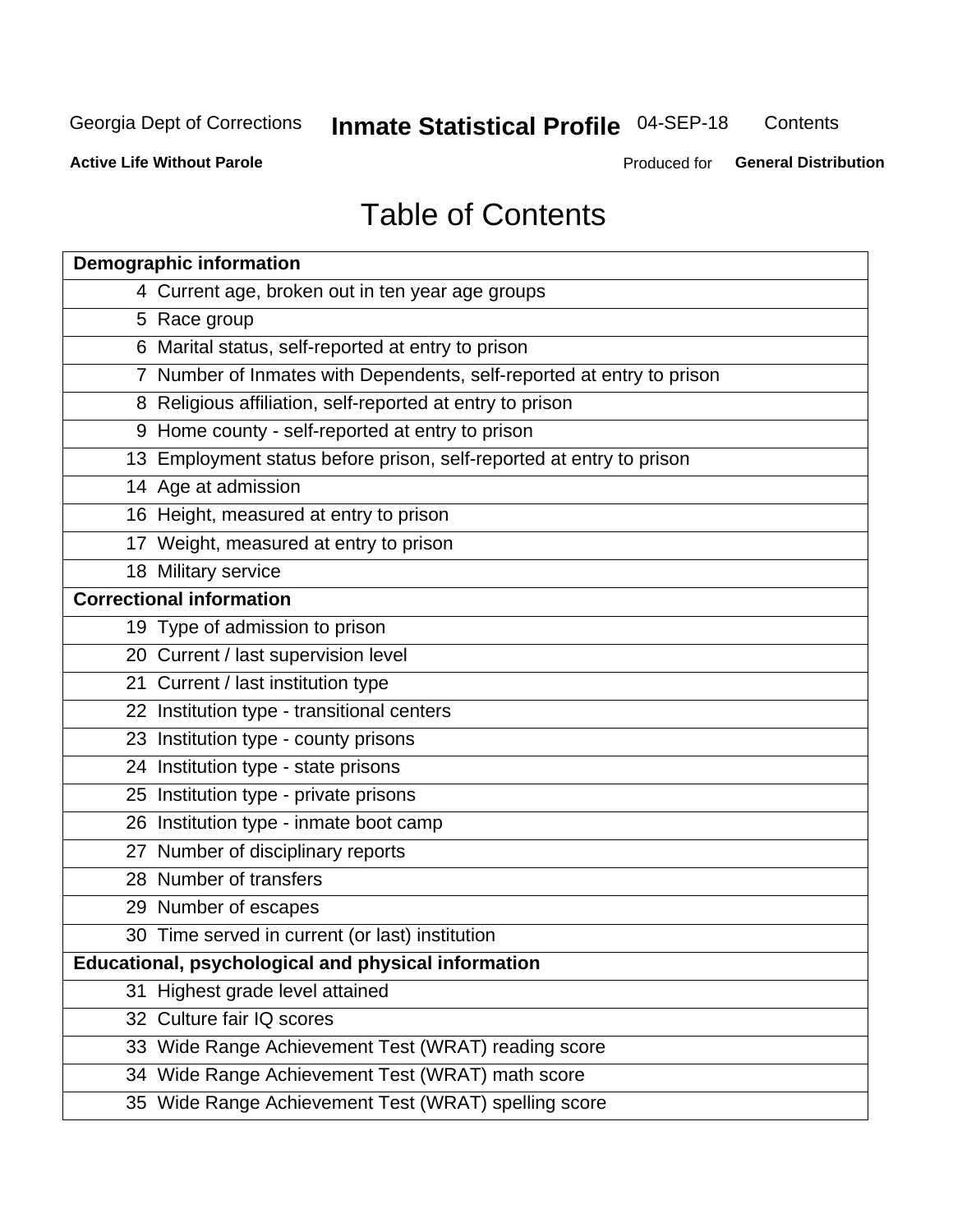# Table of Contents

| Demographic information | |
|---|---|
| 4 | Current age, broken out in ten year age groups |
| 5 | Race group |
| 6 | Marital status, self-reported at entry to prison |
| 7 | Number of Inmates with Dependents, self-reported at entry to prison |
| 8 | Religious affiliation, self-reported at entry to prison |
| 9 | Home county - self-reported at entry to prison |
| 13 | Employment status before prison, self-reported at entry to prison |
| 14 | Age at admission |
| 16 | Height, measured at entry to prison |
| 17 | Weight, measured at entry to prison |
| 18 | Military service |
| **Correctional information** | |
| 19 | Type of admission to prison |
| 20 | Current / last supervision level |
| 21 | Current / last institution type |
| 22 | Institution type - transitional centers |
| 23 | Institution type - county prisons |
| 24 | Institution type - state prisons |
| 25 | Institution type - private prisons |
| 26 | Institution type - inmate boot camp |
| 27 | Number of disciplinary reports |
| 28 | Number of transfers |
| 29 | Number of escapes |
| 30 | Time served in current (or last) institution |
| **Educational, psychological and physical information** | |
| 31 | Highest grade level attained |
| 32 | Culture fair IQ scores |
| 33 | Wide Range Achievement Test (WRAT) reading score |
| 34 | Wide Range Achievement Test (WRAT) math score |
| 35 | Wide Range Achievement Test (WRAT) spelling score |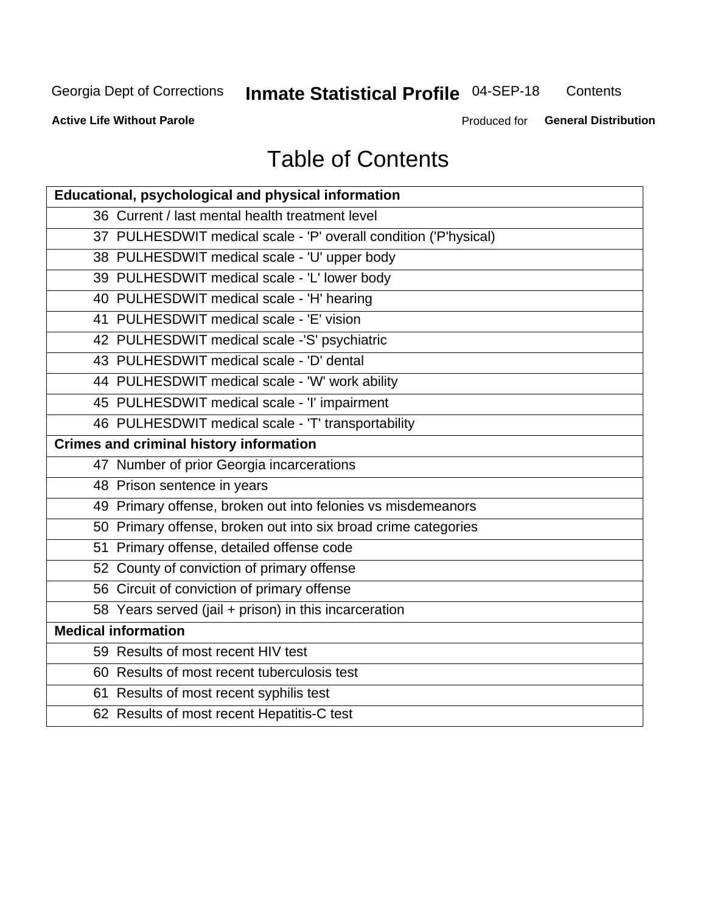# Table of Contents

| Educational, psychological and physical information |
|---|
| 36 Current / last mental health treatment level |
| 37 PULHESDWIT medical scale - 'P' overall condition ('P'hysical) |
| 38 PULHESDWIT medical scale - 'U' upper body |
| 39 PULHESDWIT medical scale - 'L' lower body |
| 40 PULHESDWIT medical scale - 'H' hearing |
| 41 PULHESDWIT medical scale - 'E' vision |
| 42 PULHESDWIT medical scale -'S' psychiatric |
| 43 PULHESDWIT medical scale - 'D' dental |
| 44 PULHESDWIT medical scale - 'W' work ability |
| 45 PULHESDWIT medical scale - 'I' impairment |
| 46 PULHESDWIT medical scale - 'T' transportability |
| **Crimes and criminal history information** |
| 47 Number of prior Georgia incarcerations |
| 48 Prison sentence in years |
| 49 Primary offense, broken out into felonies vs misdemeanors |
| 50 Primary offense, broken out into six broad crime categories |
| 51 Primary offense, detailed offense code |
| 52 County of conviction of primary offense |
| 56 Circuit of conviction of primary offense |
| 58 Years served (jail + prison) in this incarceration |
| **Medical information** |
| 59 Results of most recent HIV test |
| 60 Results of most recent tuberculosis test |
| 61 Results of most recent syphilis test |
| 62 Results of most recent Hepatitis-C test |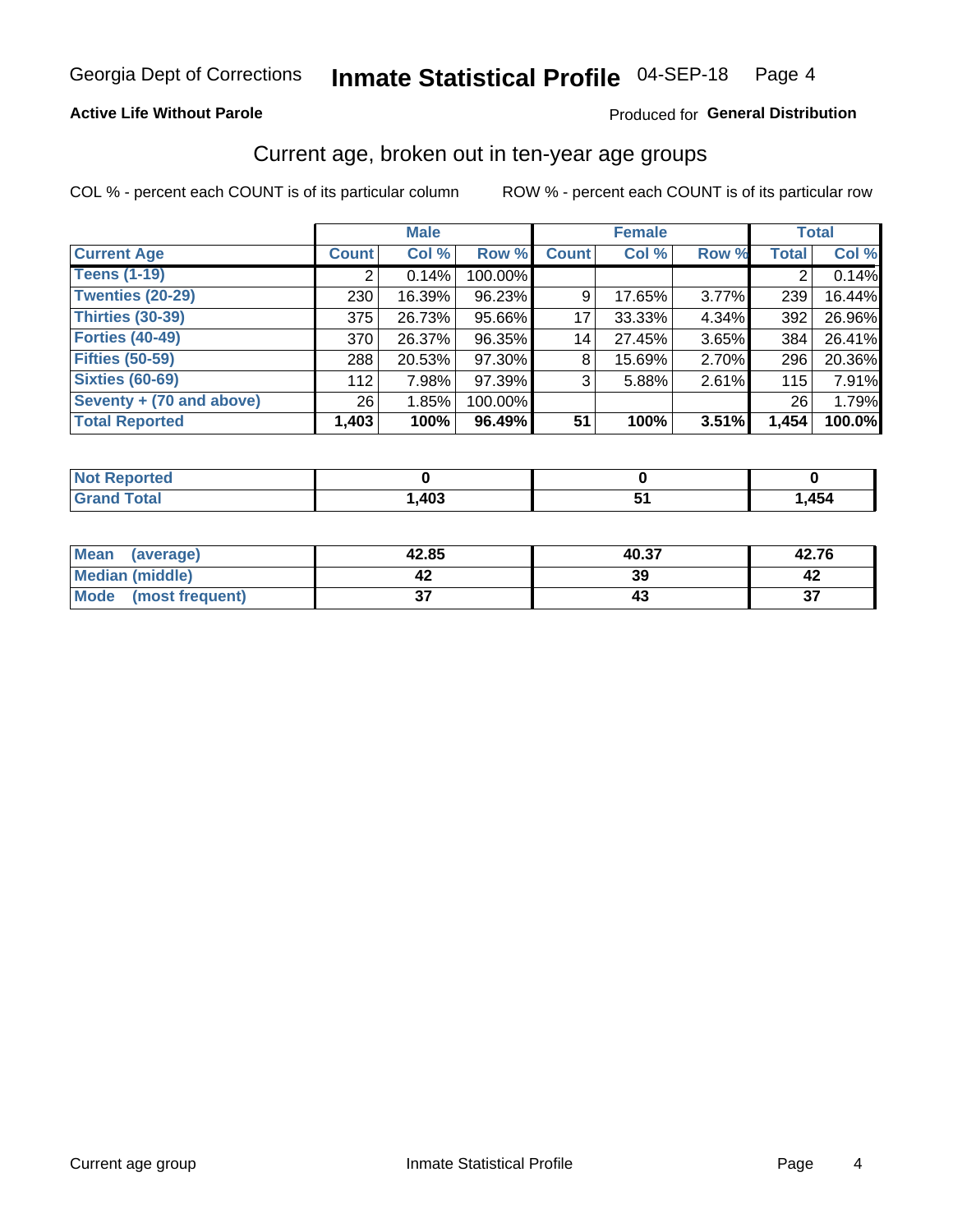Georgia Dept of Corrections **Inmate Statistical Profile** 04-SEP-18

**Active Life Without Parole**

Produced for **General Distribution**

## Current age, broken out in ten-year age groups

COL % - percent each COUNT is of its particular column

ROW % - percent each COUNT is of its particular row

| | Male | | | Female | | | Total | |
|---|---|---|---|---|---|---|---|---|
| **Current Age** | **Count** | **Col %** | **Row %** | **Count** | **Col %** | **Row %** | **Total** | **Col %** |
| **Teens (1-19)** | 2 | 0.14% | 100.00% | | | | 2 | 0.14% |
| **Twenties (20-29)** | 230 | 16.39% | 96.23% | 9 | 17.65% | 3.77% | 239 | 16.44% |
| **Thirties (30-39)** | 375 | 26.73% | 95.66% | 17 | 33.33% | 4.34% | 392 | 26.96% |
| **Forties (40-49)** | 370 | 26.37% | 96.35% | 14 | 27.45% | 3.65% | 384 | 26.41% |
| **Fifties (50-59)** | 288 | 20.53% | 97.30% | 8 | 15.69% | 2.70% | 296 | 20.36% |
| **Sixties (60-69)** | 112 | 7.98% | 97.39% | 3 | 5.88% | 2.61% | 115 | 7.91% |
| **Seventy + (70 and above)** | 26 | 1.85% | 100.00% | | | | 26 | 1.79% |
| **Total Reported** | **1,403** | **100%** | **96.49%** | **51** | **100%** | **3.51%** | **1,454** | **100.0%** |

| | Male | Female | Total |
|---|---|---|---|
| **Not Reported** | **0** | **0** | **0** |
| **Grand Total** | **1,403** | **51** | **1,454** |

| | Male | Female | Total |
|---|---|---|---|
| **Mean (average)** | **42.85** | **40.37** | **42.76** |
| **Median (middle)** | **42** | **39** | **42** |
| **Mode (most frequent)** | **37** | **43** | **37** |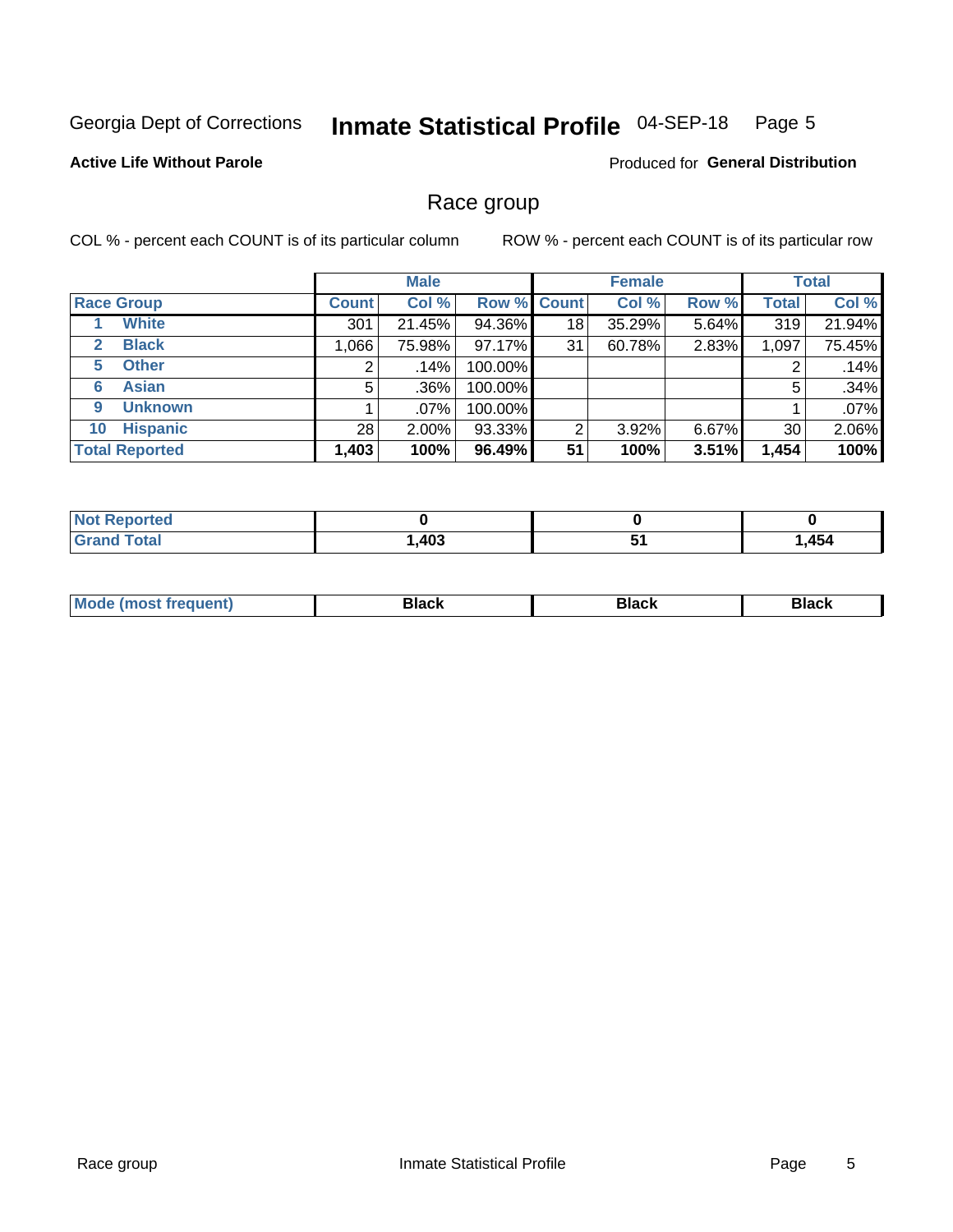Georgia Dept of Corrections **Inmate Statistical Profile** 04-SEP-18 Page 5

**Active Life Without Parole**

Produced for **General Distribution**

## Race group

COL % - percent each COUNT is of its particular column

ROW % - percent each COUNT is of its particular row

| | | Male | | | Female | | | Total | |
|---|---|---|---|---|---|---|---|---|---|
| **Race Group** | | **Count** | **Col %** | **Row %** | **Count** | **Col %** | **Row %** | **Total** | **Col %** |
| 1 | White | 301 | 21.45% | 94.36% | 18 | 35.29% | 5.64% | 319 | 21.94% |
| 2 | Black | 1,066 | 75.98% | 97.17% | 31 | 60.78% | 2.83% | 1,097 | 75.45% |
| 5 | Other | 2 | .14% | 100.00% | | | | 2 | .14% |
| 6 | Asian | 5 | .36% | 100.00% | | | | 5 | .34% |
| 9 | Unknown | 1 | .07% | 100.00% | | | | 1 | .07% |
| 10 | Hispanic | 28 | 2.00% | 93.33% | 2 | 3.92% | 6.67% | 30 | 2.06% |
| **Total Reported** | | **1,403** | **100%** | **96.49%** | **51** | **100%** | **3.51%** | **1,454** | **100%** |

| | Male | Female | Total |
|---|---|---|---|
| Not Reported | **0** | **0** | **0** |
| Grand Total | **1,403** | **51** | **1,454** |

| | Male | Female | Total |
|---|---|---|---|
| Mode (most frequent) | **Black** | **Black** | **Black** |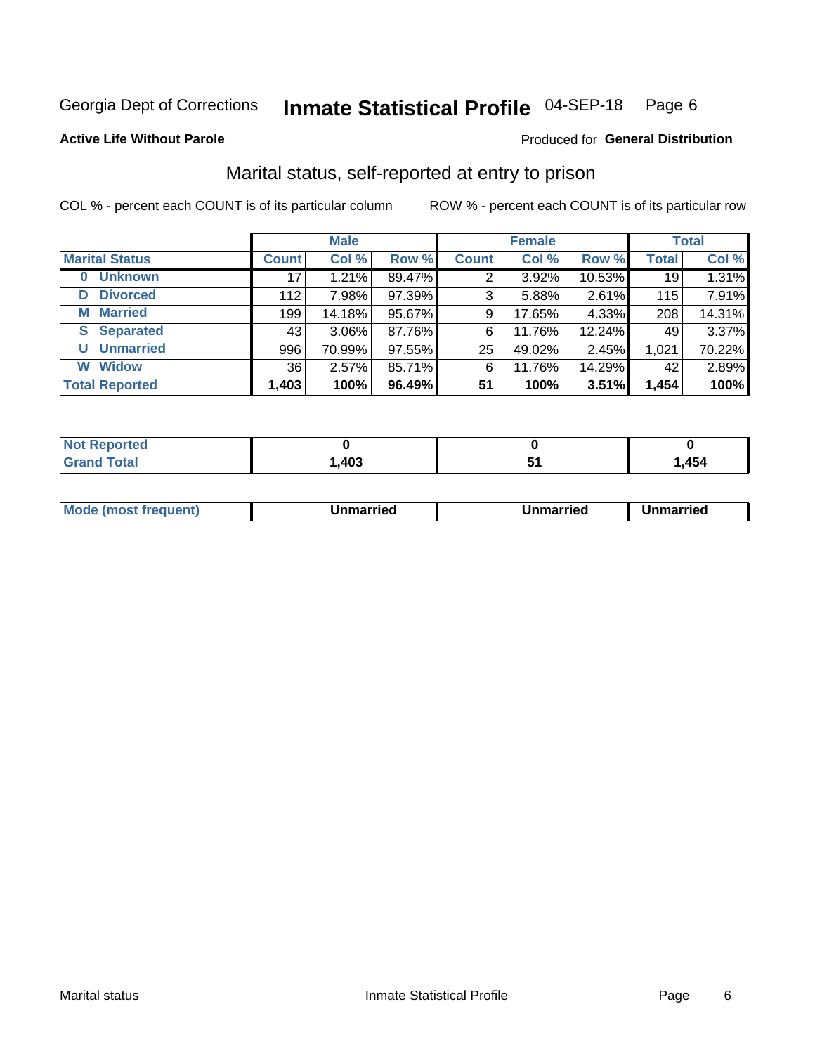Georgia Dept of Corrections **Inmate Statistical Profile** 04-SEP-18

**Active Life Without Parole**

Produced for **General Distribution**

## Marital status, self-reported at entry to prison

COL % - percent each COUNT is of its particular column

ROW % - percent each COUNT is of its particular row

| | Male | | | Female | | | Total | |
|---|---|---|---|---|---|---|---|---|
| **Marital Status** | **Count** | **Col %** | **Row %** | **Count** | **Col %** | **Row %** | **Total** | **Col %** |
| **0 Unknown** | 17 | 1.21% | 89.47% | 2 | 3.92% | 10.53% | 19 | 1.31% |
| **D Divorced** | 112 | 7.98% | 97.39% | 3 | 5.88% | 2.61% | 115 | 7.91% |
| **M Married** | 199 | 14.18% | 95.67% | 9 | 17.65% | 4.33% | 208 | 14.31% |
| **S Separated** | 43 | 3.06% | 87.76% | 6 | 11.76% | 12.24% | 49 | 3.37% |
| **U Unmarried** | 996 | 70.99% | 97.55% | 25 | 49.02% | 2.45% | 1,021 | 70.22% |
| **W Widow** | 36 | 2.57% | 85.71% | 6 | 11.76% | 14.29% | 42 | 2.89% |
| **Total Reported** | **1,403** | **100%** | **96.49%** | **51** | **100%** | **3.51%** | **1,454** | **100%** |

| | Male | Female | Total |
|---|---|---|---|
| **Not Reported** | **0** | **0** | **0** |
| **Grand Total** | **1,403** | **51** | **1,454** |

| | Male | Female | Total |
|---|---|---|---|
| **Mode (most frequent)** | **Unmarried** | **Unmarried** | **Unmarried** |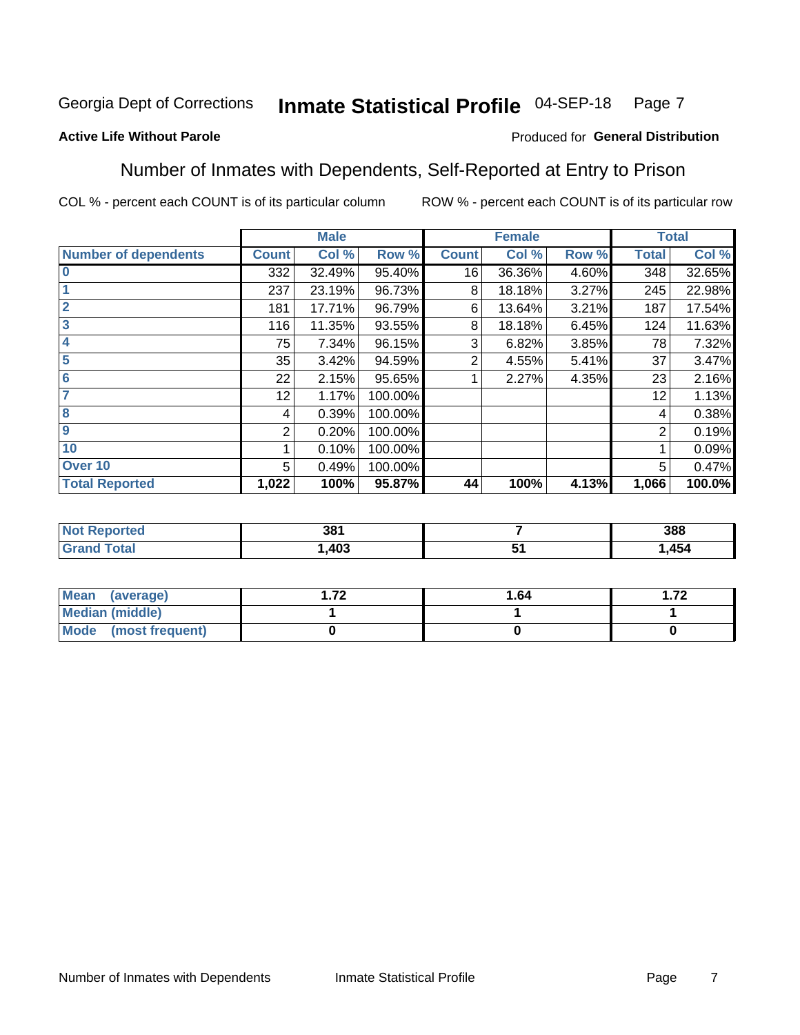Georgia Dept of Corrections **Inmate Statistical Profile** 04-SEP-18

**Active Life Without Parole**

Produced for **General Distribution**

## Number of Inmates with Dependents, Self-Reported at Entry to Prison

COL % - percent each COUNT is of its particular column ROW % - percent each COUNT is of its particular row

| | Male | | | Female | | | Total | |
|---|---|---|---|---|---|---|---|---|
| Number of dependents | Count | Col % | Row % | Count | Col % | Row % | Total | Col % |
| 0 | 332 | 32.49% | 95.40% | 16 | 36.36% | 4.60% | 348 | 32.65% |
| 1 | 237 | 23.19% | 96.73% | 8 | 18.18% | 3.27% | 245 | 22.98% |
| 2 | 181 | 17.71% | 96.79% | 6 | 13.64% | 3.21% | 187 | 17.54% |
| 3 | 116 | 11.35% | 93.55% | 8 | 18.18% | 6.45% | 124 | 11.63% |
| 4 | 75 | 7.34% | 96.15% | 3 | 6.82% | 3.85% | 78 | 7.32% |
| 5 | 35 | 3.42% | 94.59% | 2 | 4.55% | 5.41% | 37 | 3.47% |
| 6 | 22 | 2.15% | 95.65% | 1 | 2.27% | 4.35% | 23 | 2.16% |
| 7 | 12 | 1.17% | 100.00% | | | | 12 | 1.13% |
| 8 | 4 | 0.39% | 100.00% | | | | 4 | 0.38% |
| 9 | 2 | 0.20% | 100.00% | | | | 2 | 0.19% |
| 10 | 1 | 0.10% | 100.00% | | | | 1 | 0.09% |
| Over 10 | 5 | 0.49% | 100.00% | | | | 5 | 0.47% |
| **Total Reported** | **1,022** | **100%** | **95.87%** | **44** | **100%** | **4.13%** | **1,066** | **100.0%** |

| | Male | Female | Total |
|---|---|---|---|
| Not Reported | 381 | 7 | 388 |
| Grand Total | 1,403 | 51 | 1,454 |

| | Male | Female | Total |
|---|---|---|---|
| Mean (average) | 1.72 | 1.64 | 1.72 |
| Median (middle) | 1 | 1 | 1 |
| Mode (most frequent) | 0 | 0 | 0 |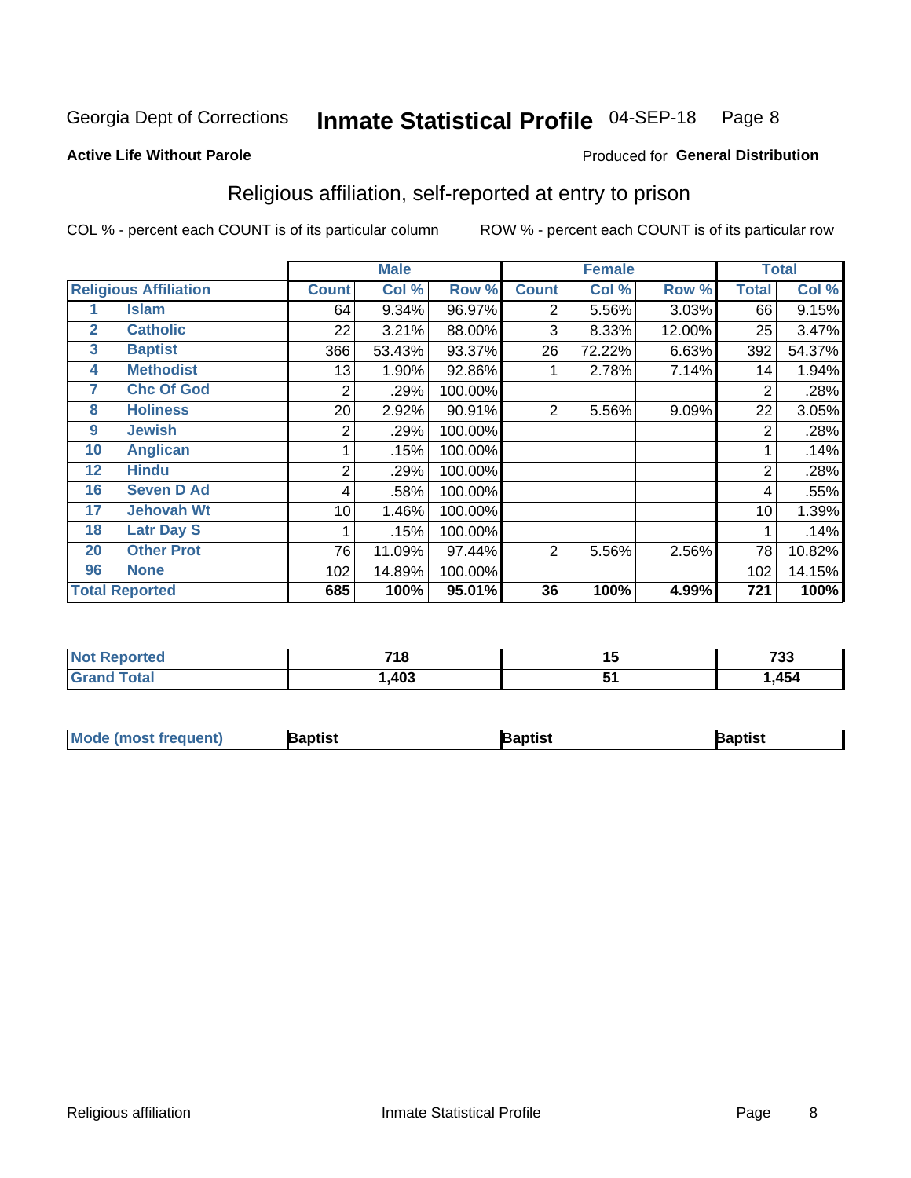Georgia Dept of Corrections **Inmate Statistical Profile** 04-SEP-18 Page 8

**Active Life Without Parole**

Produced for **General Distribution**

## Religious affiliation, self-reported at entry to prison

COL % - percent each COUNT is of its particular column     ROW % - percent each COUNT is of its particular row

| | | Male | | | Female | | | Total | |
|---|---|---|---|---|---|---|---|---|---|
| **Religious Affiliation** | | **Count** | **Col %** | **Row %** | **Count** | **Col %** | **Row %** | **Total** | **Col %** |
| 1 | Islam | 64 | 9.34% | 96.97% | 2 | 5.56% | 3.03% | 66 | 9.15% |
| 2 | Catholic | 22 | 3.21% | 88.00% | 3 | 8.33% | 12.00% | 25 | 3.47% |
| 3 | Baptist | 366 | 53.43% | 93.37% | 26 | 72.22% | 6.63% | 392 | 54.37% |
| 4 | Methodist | 13 | 1.90% | 92.86% | 1 | 2.78% | 7.14% | 14 | 1.94% |
| 7 | Chc Of God | 2 | .29% | 100.00% | | | | 2 | .28% |
| 8 | Holiness | 20 | 2.92% | 90.91% | 2 | 5.56% | 9.09% | 22 | 3.05% |
| 9 | Jewish | 2 | .29% | 100.00% | | | | 2 | .28% |
| 10 | Anglican | 1 | .15% | 100.00% | | | | 1 | .14% |
| 12 | Hindu | 2 | .29% | 100.00% | | | | 2 | .28% |
| 16 | Seven D Ad | 4 | .58% | 100.00% | | | | 4 | .55% |
| 17 | Jehovah Wt | 10 | 1.46% | 100.00% | | | | 10 | 1.39% |
| 18 | Latr Day S | 1 | .15% | 100.00% | | | | 1 | .14% |
| 20 | Other Prot | 76 | 11.09% | 97.44% | 2 | 5.56% | 2.56% | 78 | 10.82% |
| 96 | None | 102 | 14.89% | 100.00% | | | | 102 | 14.15% |
| **Total Reported** | | **685** | **100%** | **95.01%** | **36** | **100%** | **4.99%** | **721** | **100%** |

| | Male | Female | Total |
|---|---|---|---|
| **Not Reported** | **718** | **15** | **733** |
| **Grand Total** | **1,403** | **51** | **1,454** |

| | Male | Female | Total |
|---|---|---|---|
| **Mode (most frequent)** | **Baptist** | **Baptist** | **Baptist** |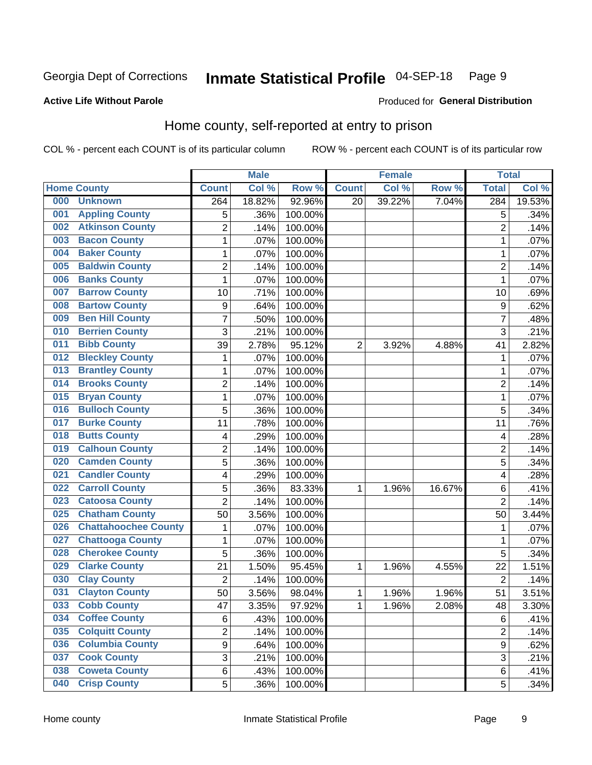Georgia Dept of Corrections **Inmate Statistical Profile** 04-SEP-18

**Active Life Without Parole**

Produced for **General Distribution**

## Home county, self-reported at entry to prison

COL % - percent each COUNT is of its particular column ROW % - percent each COUNT is of its particular row

| Home County | | Male | | | Female | | | Total | |
|---|---|---|---|---|---|---|---|---|---|
| | | Count | Col % | Row % | Count | Col % | Row % | Total | Col % |
| 000 | Unknown | 264 | 18.82% | 92.96% | 20 | 39.22% | 7.04% | 284 | 19.53% |
| 001 | Appling County | 5 | .36% | 100.00% | | | | 5 | .34% |
| 002 | Atkinson County | 2 | .14% | 100.00% | | | | 2 | .14% |
| 003 | Bacon County | 1 | .07% | 100.00% | | | | 1 | .07% |
| 004 | Baker County | 1 | .07% | 100.00% | | | | 1 | .07% |
| 005 | Baldwin County | 2 | .14% | 100.00% | | | | 2 | .14% |
| 006 | Banks County | 1 | .07% | 100.00% | | | | 1 | .07% |
| 007 | Barrow County | 10 | .71% | 100.00% | | | | 10 | .69% |
| 008 | Bartow County | 9 | .64% | 100.00% | | | | 9 | .62% |
| 009 | Ben Hill County | 7 | .50% | 100.00% | | | | 7 | .48% |
| 010 | Berrien County | 3 | .21% | 100.00% | | | | 3 | .21% |
| 011 | Bibb County | 39 | 2.78% | 95.12% | 2 | 3.92% | 4.88% | 41 | 2.82% |
| 012 | Bleckley County | 1 | .07% | 100.00% | | | | 1 | .07% |
| 013 | Brantley County | 1 | .07% | 100.00% | | | | 1 | .07% |
| 014 | Brooks County | 2 | .14% | 100.00% | | | | 2 | .14% |
| 015 | Bryan County | 1 | .07% | 100.00% | | | | 1 | .07% |
| 016 | Bulloch County | 5 | .36% | 100.00% | | | | 5 | .34% |
| 017 | Burke County | 11 | .78% | 100.00% | | | | 11 | .76% |
| 018 | Butts County | 4 | .29% | 100.00% | | | | 4 | .28% |
| 019 | Calhoun County | 2 | .14% | 100.00% | | | | 2 | .14% |
| 020 | Camden County | 5 | .36% | 100.00% | | | | 5 | .34% |
| 021 | Candler County | 4 | .29% | 100.00% | | | | 4 | .28% |
| 022 | Carroll County | 5 | .36% | 83.33% | 1 | 1.96% | 16.67% | 6 | .41% |
| 023 | Catoosa County | 2 | .14% | 100.00% | | | | 2 | .14% |
| 025 | Chatham County | 50 | 3.56% | 100.00% | | | | 50 | 3.44% |
| 026 | Chattahoochee County | 1 | .07% | 100.00% | | | | 1 | .07% |
| 027 | Chattooga County | 1 | .07% | 100.00% | | | | 1 | .07% |
| 028 | Cherokee County | 5 | .36% | 100.00% | | | | 5 | .34% |
| 029 | Clarke County | 21 | 1.50% | 95.45% | 1 | 1.96% | 4.55% | 22 | 1.51% |
| 030 | Clay County | 2 | .14% | 100.00% | | | | 2 | .14% |
| 031 | Clayton County | 50 | 3.56% | 98.04% | 1 | 1.96% | 1.96% | 51 | 3.51% |
| 033 | Cobb County | 47 | 3.35% | 97.92% | 1 | 1.96% | 2.08% | 48 | 3.30% |
| 034 | Coffee County | 6 | .43% | 100.00% | | | | 6 | .41% |
| 035 | Colquitt County | 2 | .14% | 100.00% | | | | 2 | .14% |
| 036 | Columbia County | 9 | .64% | 100.00% | | | | 9 | .62% |
| 037 | Cook County | 3 | .21% | 100.00% | | | | 3 | .21% |
| 038 | Coweta County | 6 | .43% | 100.00% | | | | 6 | .41% |
| 040 | Crisp County | 5 | .36% | 100.00% | | | | 5 | .34% |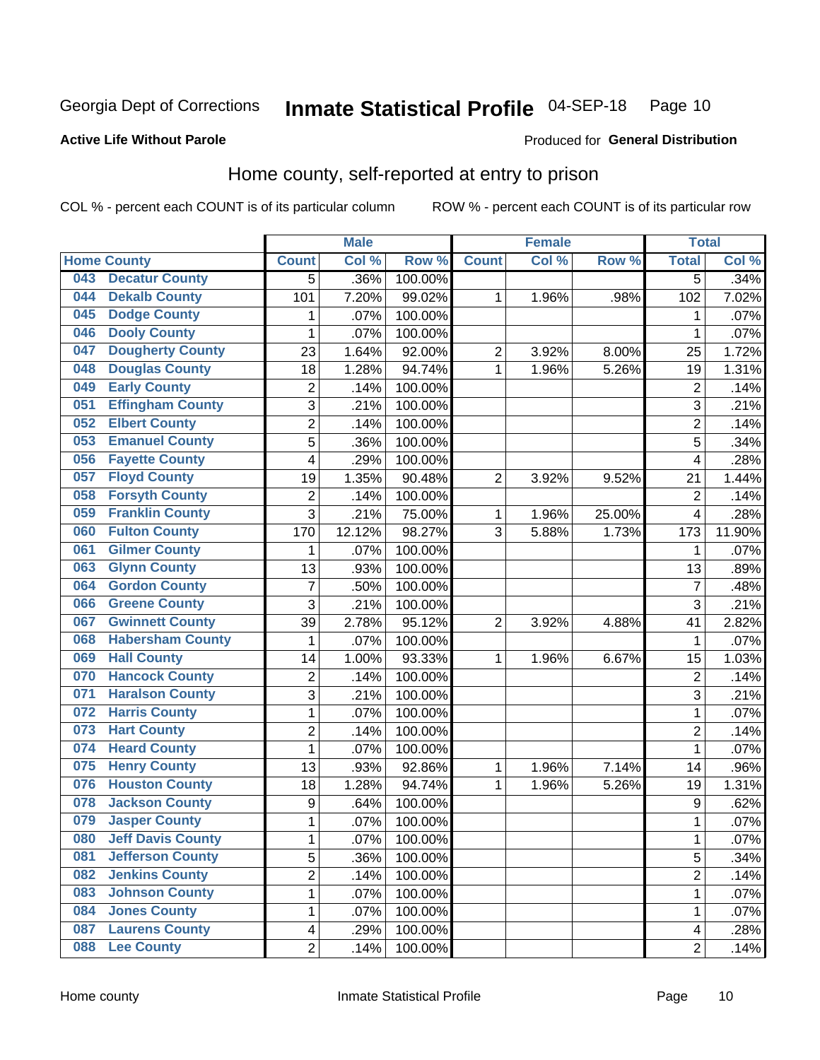Georgia Dept of Corrections **Inmate Statistical Profile** 04-SEP-18

**Active Life Without Parole**

Produced for **General Distribution**

## Home county, self-reported at entry to prison

COL % - percent each COUNT is of its particular column ROW % - percent each COUNT is of its particular row

| Home County | | Male | | | Female | | | Total | |
|---|---|---|---|---|---|---|---|---|---|
| | | Count | Col % | Row % | Count | Col % | Row % | Total | Col % |
| 043 | Decatur County | 5 | .36% | 100.00% | | | | 5 | .34% |
| 044 | Dekalb County | 101 | 7.20% | 99.02% | 1 | 1.96% | .98% | 102 | 7.02% |
| 045 | Dodge County | 1 | .07% | 100.00% | | | | 1 | .07% |
| 046 | Dooly County | 1 | .07% | 100.00% | | | | 1 | .07% |
| 047 | Dougherty County | 23 | 1.64% | 92.00% | 2 | 3.92% | 8.00% | 25 | 1.72% |
| 048 | Douglas County | 18 | 1.28% | 94.74% | 1 | 1.96% | 5.26% | 19 | 1.31% |
| 049 | Early County | 2 | .14% | 100.00% | | | | 2 | .14% |
| 051 | Effingham County | 3 | .21% | 100.00% | | | | 3 | .21% |
| 052 | Elbert County | 2 | .14% | 100.00% | | | | 2 | .14% |
| 053 | Emanuel County | 5 | .36% | 100.00% | | | | 5 | .34% |
| 056 | Fayette County | 4 | .29% | 100.00% | | | | 4 | .28% |
| 057 | Floyd County | 19 | 1.35% | 90.48% | 2 | 3.92% | 9.52% | 21 | 1.44% |
| 058 | Forsyth County | 2 | .14% | 100.00% | | | | 2 | .14% |
| 059 | Franklin County | 3 | .21% | 75.00% | 1 | 1.96% | 25.00% | 4 | .28% |
| 060 | Fulton County | 170 | 12.12% | 98.27% | 3 | 5.88% | 1.73% | 173 | 11.90% |
| 061 | Gilmer County | 1 | .07% | 100.00% | | | | 1 | .07% |
| 063 | Glynn County | 13 | .93% | 100.00% | | | | 13 | .89% |
| 064 | Gordon County | 7 | .50% | 100.00% | | | | 7 | .48% |
| 066 | Greene County | 3 | .21% | 100.00% | | | | 3 | .21% |
| 067 | Gwinnett County | 39 | 2.78% | 95.12% | 2 | 3.92% | 4.88% | 41 | 2.82% |
| 068 | Habersham County | 1 | .07% | 100.00% | | | | 1 | .07% |
| 069 | Hall County | 14 | 1.00% | 93.33% | 1 | 1.96% | 6.67% | 15 | 1.03% |
| 070 | Hancock County | 2 | .14% | 100.00% | | | | 2 | .14% |
| 071 | Haralson County | 3 | .21% | 100.00% | | | | 3 | .21% |
| 072 | Harris County | 1 | .07% | 100.00% | | | | 1 | .07% |
| 073 | Hart County | 2 | .14% | 100.00% | | | | 2 | .14% |
| 074 | Heard County | 1 | .07% | 100.00% | | | | 1 | .07% |
| 075 | Henry County | 13 | .93% | 92.86% | 1 | 1.96% | 7.14% | 14 | .96% |
| 076 | Houston County | 18 | 1.28% | 94.74% | 1 | 1.96% | 5.26% | 19 | 1.31% |
| 078 | Jackson County | 9 | .64% | 100.00% | | | | 9 | .62% |
| 079 | Jasper County | 1 | .07% | 100.00% | | | | 1 | .07% |
| 080 | Jeff Davis County | 1 | .07% | 100.00% | | | | 1 | .07% |
| 081 | Jefferson County | 5 | .36% | 100.00% | | | | 5 | .34% |
| 082 | Jenkins County | 2 | .14% | 100.00% | | | | 2 | .14% |
| 083 | Johnson County | 1 | .07% | 100.00% | | | | 1 | .07% |
| 084 | Jones County | 1 | .07% | 100.00% | | | | 1 | .07% |
| 087 | Laurens County | 4 | .29% | 100.00% | | | | 4 | .28% |
| 088 | Lee County | 2 | .14% | 100.00% | | | | 2 | .14% |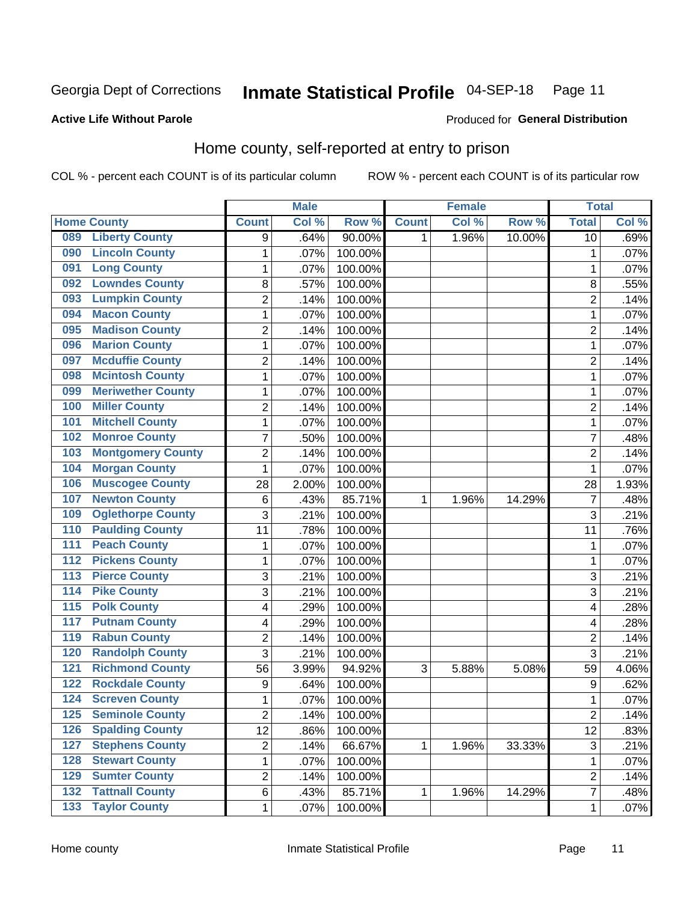Georgia Dept of Corrections **Inmate Statistical Profile** 04-SEP-18 Page 11

**Active Life Without Parole**

Produced for **General Distribution**

## Home county, self-reported at entry to prison

COL % - percent each COUNT is of its particular column ROW % - percent each COUNT is of its particular row

| Home County | | Male | | | Female | | | Total | |
|---|---|---|---|---|---|---|---|---|---|
| | | Count | Col % | Row % | Count | Col % | Row % | Total | Col % |
| 089 | Liberty County | 9 | .64% | 90.00% | 1 | 1.96% | 10.00% | 10 | .69% |
| 090 | Lincoln County | 1 | .07% | 100.00% | | | | 1 | .07% |
| 091 | Long County | 1 | .07% | 100.00% | | | | 1 | .07% |
| 092 | Lowndes County | 8 | .57% | 100.00% | | | | 8 | .55% |
| 093 | Lumpkin County | 2 | .14% | 100.00% | | | | 2 | .14% |
| 094 | Macon County | 1 | .07% | 100.00% | | | | 1 | .07% |
| 095 | Madison County | 2 | .14% | 100.00% | | | | 2 | .14% |
| 096 | Marion County | 1 | .07% | 100.00% | | | | 1 | .07% |
| 097 | Mcduffie County | 2 | .14% | 100.00% | | | | 2 | .14% |
| 098 | Mcintosh County | 1 | .07% | 100.00% | | | | 1 | .07% |
| 099 | Meriwether County | 1 | .07% | 100.00% | | | | 1 | .07% |
| 100 | Miller County | 2 | .14% | 100.00% | | | | 2 | .14% |
| 101 | Mitchell County | 1 | .07% | 100.00% | | | | 1 | .07% |
| 102 | Monroe County | 7 | .50% | 100.00% | | | | 7 | .48% |
| 103 | Montgomery County | 2 | .14% | 100.00% | | | | 2 | .14% |
| 104 | Morgan County | 1 | .07% | 100.00% | | | | 1 | .07% |
| 106 | Muscogee County | 28 | 2.00% | 100.00% | | | | 28 | 1.93% |
| 107 | Newton County | 6 | .43% | 85.71% | 1 | 1.96% | 14.29% | 7 | .48% |
| 109 | Oglethorpe County | 3 | .21% | 100.00% | | | | 3 | .21% |
| 110 | Paulding County | 11 | .78% | 100.00% | | | | 11 | .76% |
| 111 | Peach County | 1 | .07% | 100.00% | | | | 1 | .07% |
| 112 | Pickens County | 1 | .07% | 100.00% | | | | 1 | .07% |
| 113 | Pierce County | 3 | .21% | 100.00% | | | | 3 | .21% |
| 114 | Pike County | 3 | .21% | 100.00% | | | | 3 | .21% |
| 115 | Polk County | 4 | .29% | 100.00% | | | | 4 | .28% |
| 117 | Putnam County | 4 | .29% | 100.00% | | | | 4 | .28% |
| 119 | Rabun County | 2 | .14% | 100.00% | | | | 2 | .14% |
| 120 | Randolph County | 3 | .21% | 100.00% | | | | 3 | .21% |
| 121 | Richmond County | 56 | 3.99% | 94.92% | 3 | 5.88% | 5.08% | 59 | 4.06% |
| 122 | Rockdale County | 9 | .64% | 100.00% | | | | 9 | .62% |
| 124 | Screven County | 1 | .07% | 100.00% | | | | 1 | .07% |
| 125 | Seminole County | 2 | .14% | 100.00% | | | | 2 | .14% |
| 126 | Spalding County | 12 | .86% | 100.00% | | | | 12 | .83% |
| 127 | Stephens County | 2 | .14% | 66.67% | 1 | 1.96% | 33.33% | 3 | .21% |
| 128 | Stewart County | 1 | .07% | 100.00% | | | | 1 | .07% |
| 129 | Sumter County | 2 | .14% | 100.00% | | | | 2 | .14% |
| 132 | Tattnall County | 6 | .43% | 85.71% | 1 | 1.96% | 14.29% | 7 | .48% |
| 133 | Taylor County | 1 | .07% | 100.00% | | | | 1 | .07% |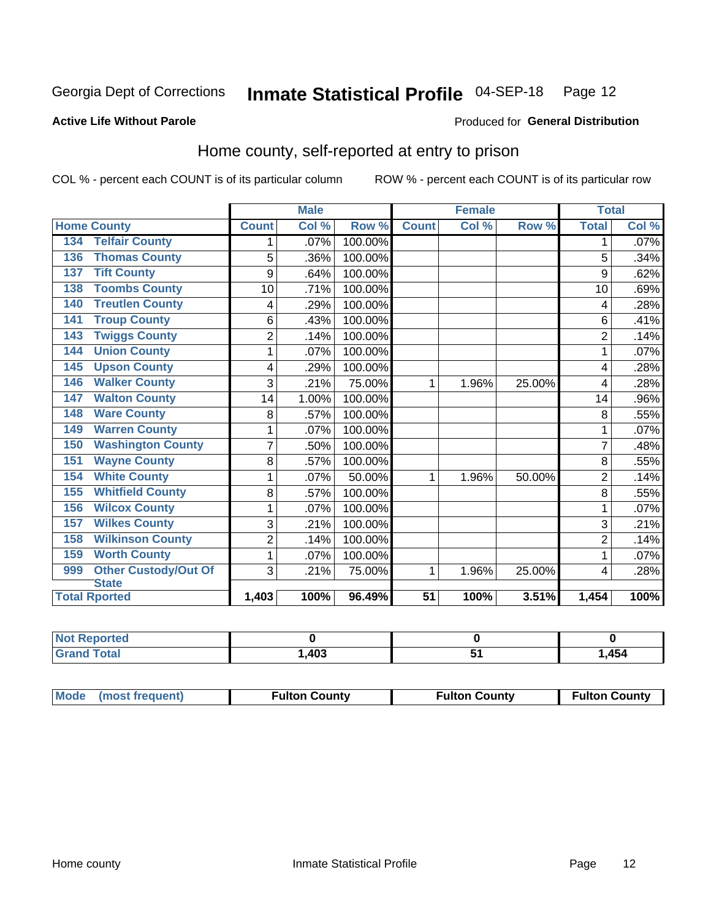Georgia Dept of Corrections **Inmate Statistical Profile** 04-SEP-18 Page 12

**Active Life Without Parole**

Produced for **General Distribution**

## Home county, self-reported at entry to prison

COL % - percent each COUNT is of its particular column ROW % - percent each COUNT is of its particular row

| Home County | | Male | | | Female | | | Total | |
|---|---|---|---|---|---|---|---|---|---|
| | | Count | Col % | Row % | Count | Col % | Row % | Total | Col % |
| 134 | Telfair County | 1 | .07% | 100.00% | | | | 1 | .07% |
| 136 | Thomas County | 5 | .36% | 100.00% | | | | 5 | .34% |
| 137 | Tift County | 9 | .64% | 100.00% | | | | 9 | .62% |
| 138 | Toombs County | 10 | .71% | 100.00% | | | | 10 | .69% |
| 140 | Treutlen County | 4 | .29% | 100.00% | | | | 4 | .28% |
| 141 | Troup County | 6 | .43% | 100.00% | | | | 6 | .41% |
| 143 | Twiggs County | 2 | .14% | 100.00% | | | | 2 | .14% |
| 144 | Union County | 1 | .07% | 100.00% | | | | 1 | .07% |
| 145 | Upson County | 4 | .29% | 100.00% | | | | 4 | .28% |
| 146 | Walker County | 3 | .21% | 75.00% | 1 | 1.96% | 25.00% | 4 | .28% |
| 147 | Walton County | 14 | 1.00% | 100.00% | | | | 14 | .96% |
| 148 | Ware County | 8 | .57% | 100.00% | | | | 8 | .55% |
| 149 | Warren County | 1 | .07% | 100.00% | | | | 1 | .07% |
| 150 | Washington County | 7 | .50% | 100.00% | | | | 7 | .48% |
| 151 | Wayne County | 8 | .57% | 100.00% | | | | 8 | .55% |
| 154 | White County | 1 | .07% | 50.00% | 1 | 1.96% | 50.00% | 2 | .14% |
| 155 | Whitfield County | 8 | .57% | 100.00% | | | | 8 | .55% |
| 156 | Wilcox County | 1 | .07% | 100.00% | | | | 1 | .07% |
| 157 | Wilkes County | 3 | .21% | 100.00% | | | | 3 | .21% |
| 158 | Wilkinson County | 2 | .14% | 100.00% | | | | 2 | .14% |
| 159 | Worth County | 1 | .07% | 100.00% | | | | 1 | .07% |
| 999 | Other Custody/Out Of State | 3 | .21% | 75.00% | 1 | 1.96% | 25.00% | 4 | .28% |
| Total Rported | | 1,403 | 100% | 96.49% | 51 | 100% | 3.51% | 1,454 | 100% |

| | Male | Female | Total |
|---|---|---|---|
| Not Reported | 0 | 0 | 0 |
| Grand Total | 1,403 | 51 | 1,454 |

| | Male | Female | Total |
|---|---|---|---|
| Mode (most frequent) | Fulton County | Fulton County | Fulton County |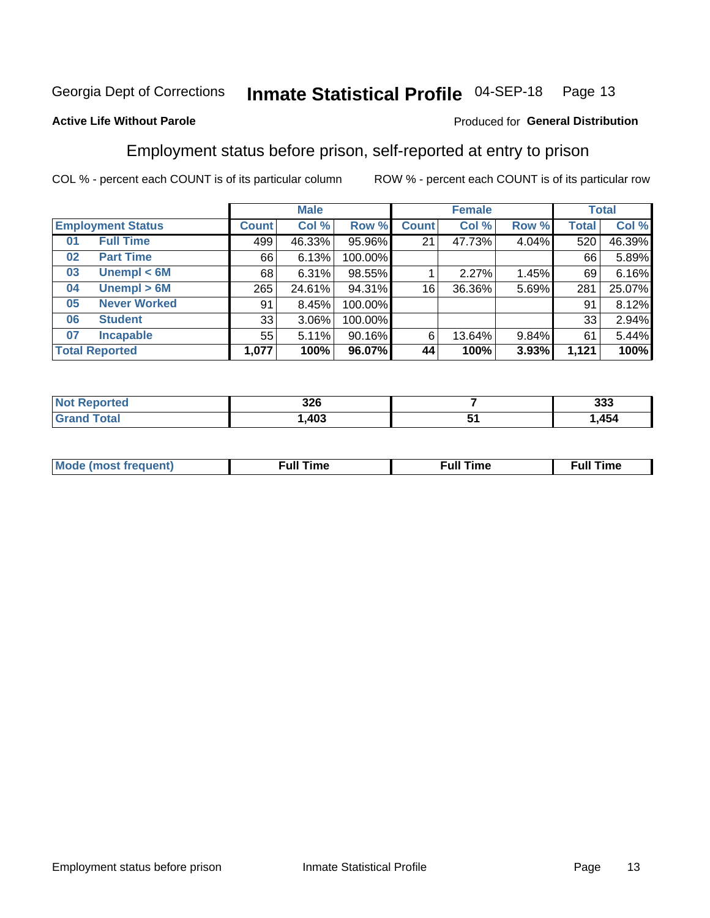Georgia Dept of Corrections **Inmate Statistical Profile** 04-SEP-18

**Active Life Without Parole**

Produced for **General Distribution**

## Employment status before prison, self-reported at entry to prison

COL % - percent each COUNT is of its particular column ROW % - percent each COUNT is of its particular row

| | | Male | | | Female | | | Total | |
|---|---|---|---|---|---|---|---|---|---|
| **Employment Status** | | **Count** | **Col %** | **Row %** | **Count** | **Col %** | **Row %** | **Total** | **Col %** |
| 01 | Full Time | 499 | 46.33% | 95.96% | 21 | 47.73% | 4.04% | 520 | 46.39% |
| 02 | Part Time | 66 | 6.13% | 100.00% | | | | 66 | 5.89% |
| 03 | Unempl < 6M | 68 | 6.31% | 98.55% | 1 | 2.27% | 1.45% | 69 | 6.16% |
| 04 | Unempl > 6M | 265 | 24.61% | 94.31% | 16 | 36.36% | 5.69% | 281 | 25.07% |
| 05 | Never Worked | 91 | 8.45% | 100.00% | | | | 91 | 8.12% |
| 06 | Student | 33 | 3.06% | 100.00% | | | | 33 | 2.94% |
| 07 | Incapable | 55 | 5.11% | 90.16% | 6 | 13.64% | 9.84% | 61 | 5.44% |
| **Total Reported** | | **1,077** | **100%** | **96.07%** | **44** | **100%** | **3.93%** | **1,121** | **100%** |

| | Male | Female | Total |
|---|---|---|---|
| Not Reported | 326 | 7 | 333 |
| Grand Total | 1,403 | 51 | 1,454 |

| | Male | Female | Total |
|---|---|---|---|
| Mode (most frequent) | Full Time | Full Time | Full Time |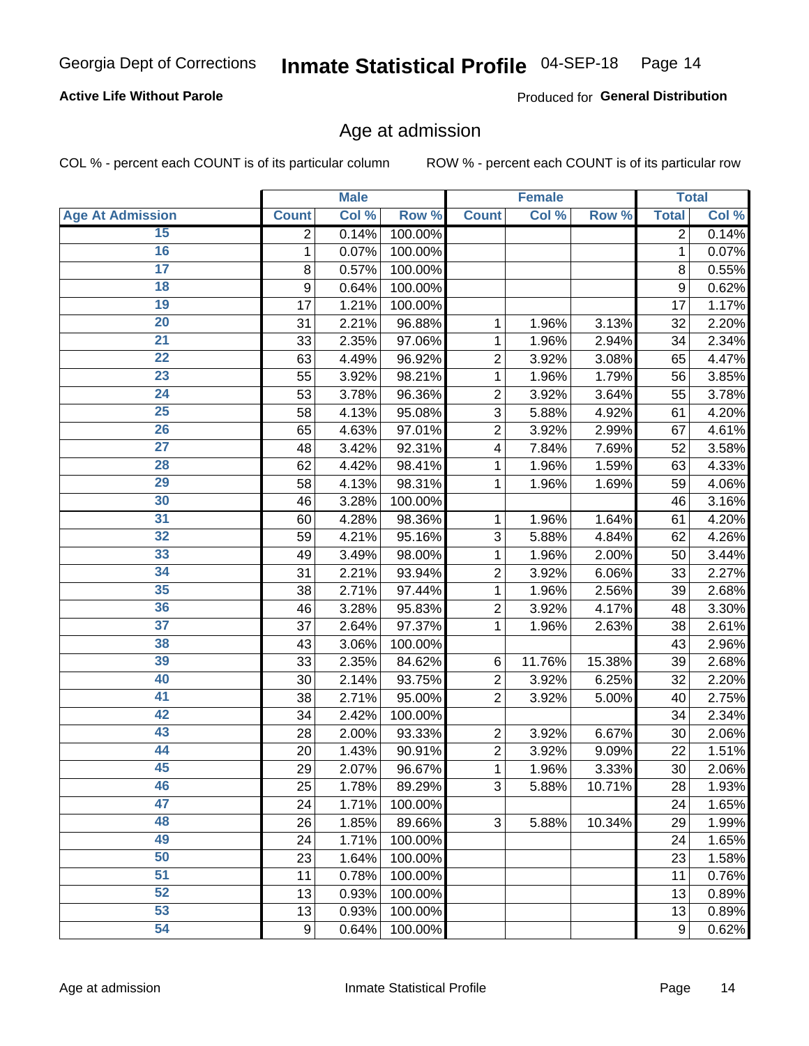Georgia Dept of Corrections **Inmate Statistical Profile** 04-SEP-18

**Active Life Without Parole**

Produced for **General Distribution**

## Age at admission

COL % - percent each COUNT is of its particular column ROW % - percent each COUNT is of its particular row

| | Male | | | Female | | | Total | |
|---|---|---|---|---|---|---|---|---|
| **Age At Admission** | **Count** | **Col %** | **Row %** | **Count** | **Col %** | **Row %** | **Total** | **Col %** |
| 15 | 2 | 0.14% | 100.00% | | | | 2 | 0.14% |
| 16 | 1 | 0.07% | 100.00% | | | | 1 | 0.07% |
| 17 | 8 | 0.57% | 100.00% | | | | 8 | 0.55% |
| 18 | 9 | 0.64% | 100.00% | | | | 9 | 0.62% |
| 19 | 17 | 1.21% | 100.00% | | | | 17 | 1.17% |
| 20 | 31 | 2.21% | 96.88% | 1 | 1.96% | 3.13% | 32 | 2.20% |
| 21 | 33 | 2.35% | 97.06% | 1 | 1.96% | 2.94% | 34 | 2.34% |
| 22 | 63 | 4.49% | 96.92% | 2 | 3.92% | 3.08% | 65 | 4.47% |
| 23 | 55 | 3.92% | 98.21% | 1 | 1.96% | 1.79% | 56 | 3.85% |
| 24 | 53 | 3.78% | 96.36% | 2 | 3.92% | 3.64% | 55 | 3.78% |
| 25 | 58 | 4.13% | 95.08% | 3 | 5.88% | 4.92% | 61 | 4.20% |
| 26 | 65 | 4.63% | 97.01% | 2 | 3.92% | 2.99% | 67 | 4.61% |
| 27 | 48 | 3.42% | 92.31% | 4 | 7.84% | 7.69% | 52 | 3.58% |
| 28 | 62 | 4.42% | 98.41% | 1 | 1.96% | 1.59% | 63 | 4.33% |
| 29 | 58 | 4.13% | 98.31% | 1 | 1.96% | 1.69% | 59 | 4.06% |
| 30 | 46 | 3.28% | 100.00% | | | | 46 | 3.16% |
| 31 | 60 | 4.28% | 98.36% | 1 | 1.96% | 1.64% | 61 | 4.20% |
| 32 | 59 | 4.21% | 95.16% | 3 | 5.88% | 4.84% | 62 | 4.26% |
| 33 | 49 | 3.49% | 98.00% | 1 | 1.96% | 2.00% | 50 | 3.44% |
| 34 | 31 | 2.21% | 93.94% | 2 | 3.92% | 6.06% | 33 | 2.27% |
| 35 | 38 | 2.71% | 97.44% | 1 | 1.96% | 2.56% | 39 | 2.68% |
| 36 | 46 | 3.28% | 95.83% | 2 | 3.92% | 4.17% | 48 | 3.30% |
| 37 | 37 | 2.64% | 97.37% | 1 | 1.96% | 2.63% | 38 | 2.61% |
| 38 | 43 | 3.06% | 100.00% | | | | 43 | 2.96% |
| 39 | 33 | 2.35% | 84.62% | 6 | 11.76% | 15.38% | 39 | 2.68% |
| 40 | 30 | 2.14% | 93.75% | 2 | 3.92% | 6.25% | 32 | 2.20% |
| 41 | 38 | 2.71% | 95.00% | 2 | 3.92% | 5.00% | 40 | 2.75% |
| 42 | 34 | 2.42% | 100.00% | | | | 34 | 2.34% |
| 43 | 28 | 2.00% | 93.33% | 2 | 3.92% | 6.67% | 30 | 2.06% |
| 44 | 20 | 1.43% | 90.91% | 2 | 3.92% | 9.09% | 22 | 1.51% |
| 45 | 29 | 2.07% | 96.67% | 1 | 1.96% | 3.33% | 30 | 2.06% |
| 46 | 25 | 1.78% | 89.29% | 3 | 5.88% | 10.71% | 28 | 1.93% |
| 47 | 24 | 1.71% | 100.00% | | | | 24 | 1.65% |
| 48 | 26 | 1.85% | 89.66% | 3 | 5.88% | 10.34% | 29 | 1.99% |
| 49 | 24 | 1.71% | 100.00% | | | | 24 | 1.65% |
| 50 | 23 | 1.64% | 100.00% | | | | 23 | 1.58% |
| 51 | 11 | 0.78% | 100.00% | | | | 11 | 0.76% |
| 52 | 13 | 0.93% | 100.00% | | | | 13 | 0.89% |
| 53 | 13 | 0.93% | 100.00% | | | | 13 | 0.89% |
| 54 | 9 | 0.64% | 100.00% | | | | 9 | 0.62% |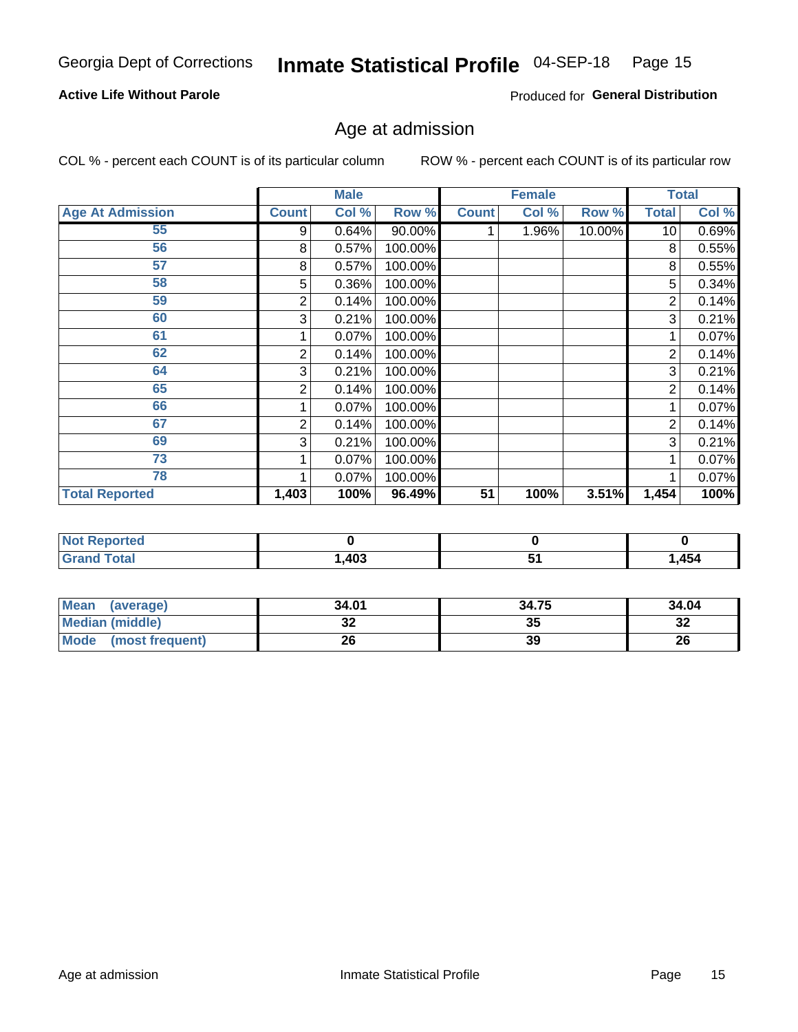Georgia Dept of Corrections **Inmate Statistical Profile** 04-SEP-18

**Active Life Without Parole**

Produced for **General Distribution**

## Age at admission

COL % - percent each COUNT is of its particular column    ROW % - percent each COUNT is of its particular row

| | Male | | | Female | | | Total | |
|---|---|---|---|---|---|---|---|---|
| **Age At Admission** | **Count** | **Col %** | **Row %** | **Count** | **Col %** | **Row %** | **Total** | **Col %** |
| 55 | 9 | 0.64% | 90.00% | 1 | 1.96% | 10.00% | 10 | 0.69% |
| 56 | 8 | 0.57% | 100.00% | | | | 8 | 0.55% |
| 57 | 8 | 0.57% | 100.00% | | | | 8 | 0.55% |
| 58 | 5 | 0.36% | 100.00% | | | | 5 | 0.34% |
| 59 | 2 | 0.14% | 100.00% | | | | 2 | 0.14% |
| 60 | 3 | 0.21% | 100.00% | | | | 3 | 0.21% |
| 61 | 1 | 0.07% | 100.00% | | | | 1 | 0.07% |
| 62 | 2 | 0.14% | 100.00% | | | | 2 | 0.14% |
| 64 | 3 | 0.21% | 100.00% | | | | 3 | 0.21% |
| 65 | 2 | 0.14% | 100.00% | | | | 2 | 0.14% |
| 66 | 1 | 0.07% | 100.00% | | | | 1 | 0.07% |
| 67 | 2 | 0.14% | 100.00% | | | | 2 | 0.14% |
| 69 | 3 | 0.21% | 100.00% | | | | 3 | 0.21% |
| 73 | 1 | 0.07% | 100.00% | | | | 1 | 0.07% |
| 78 | 1 | 0.07% | 100.00% | | | | 1 | 0.07% |
| **Total Reported** | **1,403** | **100%** | **96.49%** | **51** | **100%** | **3.51%** | **1,454** | **100%** |

| | Male | Female | Total |
|---|---|---|---|
| **Not Reported** | **0** | **0** | **0** |
| **Grand Total** | **1,403** | **51** | **1,454** |

| | Male | Female | Total |
|---|---|---|---|
| **Mean (average)** | **34.01** | **34.75** | **34.04** |
| **Median (middle)** | **32** | **35** | **32** |
| **Mode (most frequent)** | **26** | **39** | **26** |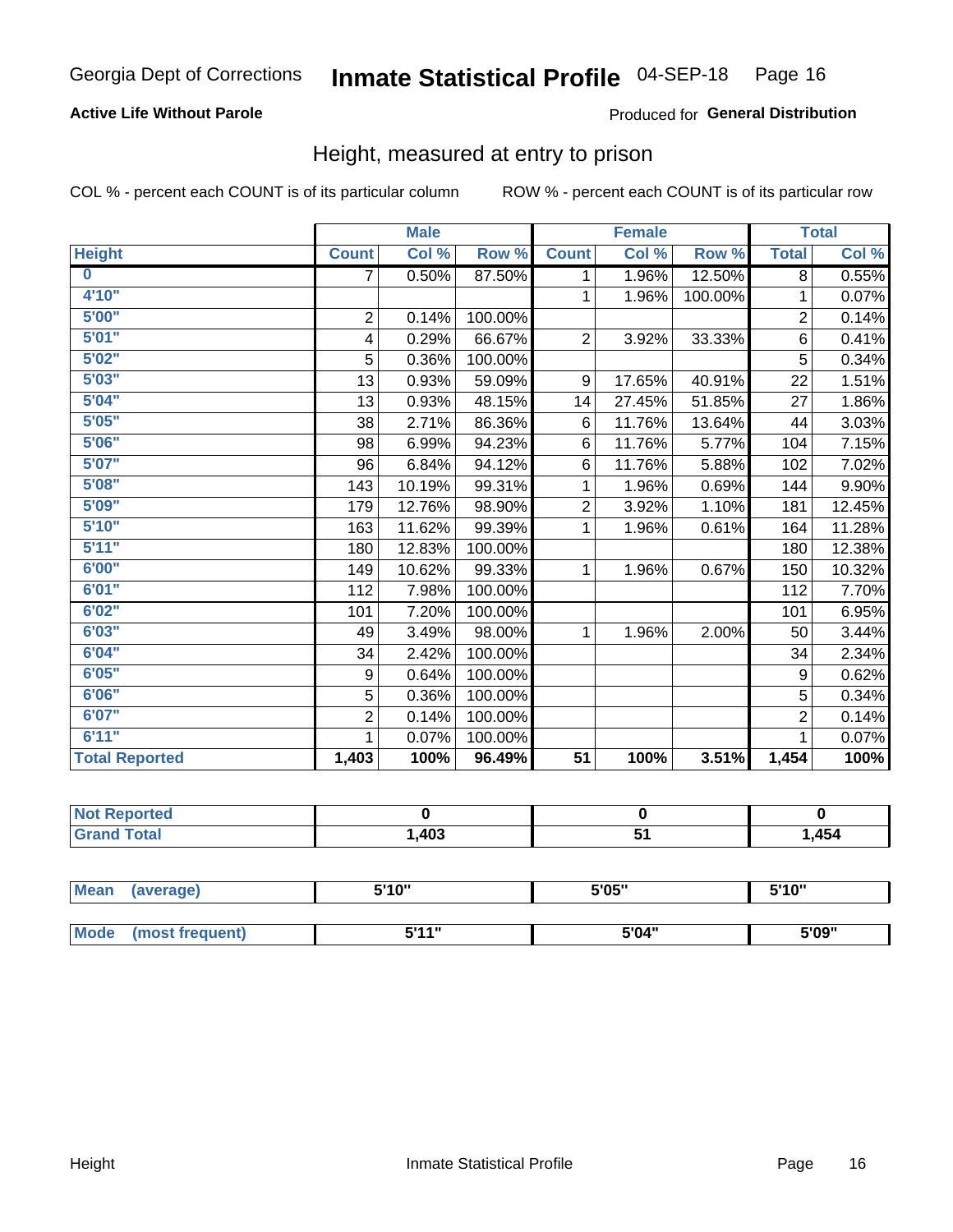Georgia Dept of Corrections **Inmate Statistical Profile** 04-SEP-18 Page 16

**Active Life Without Parole**

Produced for **General Distribution**

## Height, measured at entry to prison

COL % - percent each COUNT is of its particular column ROW % - percent each COUNT is of its particular row

| | Male | | | Female | | | Total | |
|---|---|---|---|---|---|---|---|---|
| **Height** | **Count** | **Col %** | **Row %** | **Count** | **Col %** | **Row %** | **Total** | **Col %** |
| **0** | 7 | 0.50% | 87.50% | 1 | 1.96% | 12.50% | 8 | 0.55% |
| **4'10"** | | | | 1 | 1.96% | 100.00% | 1 | 0.07% |
| **5'00"** | 2 | 0.14% | 100.00% | | | | 2 | 0.14% |
| **5'01"** | 4 | 0.29% | 66.67% | 2 | 3.92% | 33.33% | 6 | 0.41% |
| **5'02"** | 5 | 0.36% | 100.00% | | | | 5 | 0.34% |
| **5'03"** | 13 | 0.93% | 59.09% | 9 | 17.65% | 40.91% | 22 | 1.51% |
| **5'04"** | 13 | 0.93% | 48.15% | 14 | 27.45% | 51.85% | 27 | 1.86% |
| **5'05"** | 38 | 2.71% | 86.36% | 6 | 11.76% | 13.64% | 44 | 3.03% |
| **5'06"** | 98 | 6.99% | 94.23% | 6 | 11.76% | 5.77% | 104 | 7.15% |
| **5'07"** | 96 | 6.84% | 94.12% | 6 | 11.76% | 5.88% | 102 | 7.02% |
| **5'08"** | 143 | 10.19% | 99.31% | 1 | 1.96% | 0.69% | 144 | 9.90% |
| **5'09"** | 179 | 12.76% | 98.90% | 2 | 3.92% | 1.10% | 181 | 12.45% |
| **5'10"** | 163 | 11.62% | 99.39% | 1 | 1.96% | 0.61% | 164 | 11.28% |
| **5'11"** | 180 | 12.83% | 100.00% | | | | 180 | 12.38% |
| **6'00"** | 149 | 10.62% | 99.33% | 1 | 1.96% | 0.67% | 150 | 10.32% |
| **6'01"** | 112 | 7.98% | 100.00% | | | | 112 | 7.70% |
| **6'02"** | 101 | 7.20% | 100.00% | | | | 101 | 6.95% |
| **6'03"** | 49 | 3.49% | 98.00% | 1 | 1.96% | 2.00% | 50 | 3.44% |
| **6'04"** | 34 | 2.42% | 100.00% | | | | 34 | 2.34% |
| **6'05"** | 9 | 0.64% | 100.00% | | | | 9 | 0.62% |
| **6'06"** | 5 | 0.36% | 100.00% | | | | 5 | 0.34% |
| **6'07"** | 2 | 0.14% | 100.00% | | | | 2 | 0.14% |
| **6'11"** | 1 | 0.07% | 100.00% | | | | 1 | 0.07% |
| **Total Reported** | **1,403** | **100%** | **96.49%** | **51** | **100%** | **3.51%** | **1,454** | **100%** |

| | Male | Female | Total |
|---|---|---|---|
| **Not Reported** | **0** | **0** | **0** |
| **Grand Total** | **1,403** | **51** | **1,454** |

| | Male | Female | Total |
|---|---|---|---|
| **Mean (average)** | **5'10"** | **5'05"** | **5'10"** |
| **Mode (most frequent)** | **5'11"** | **5'04"** | **5'09"** |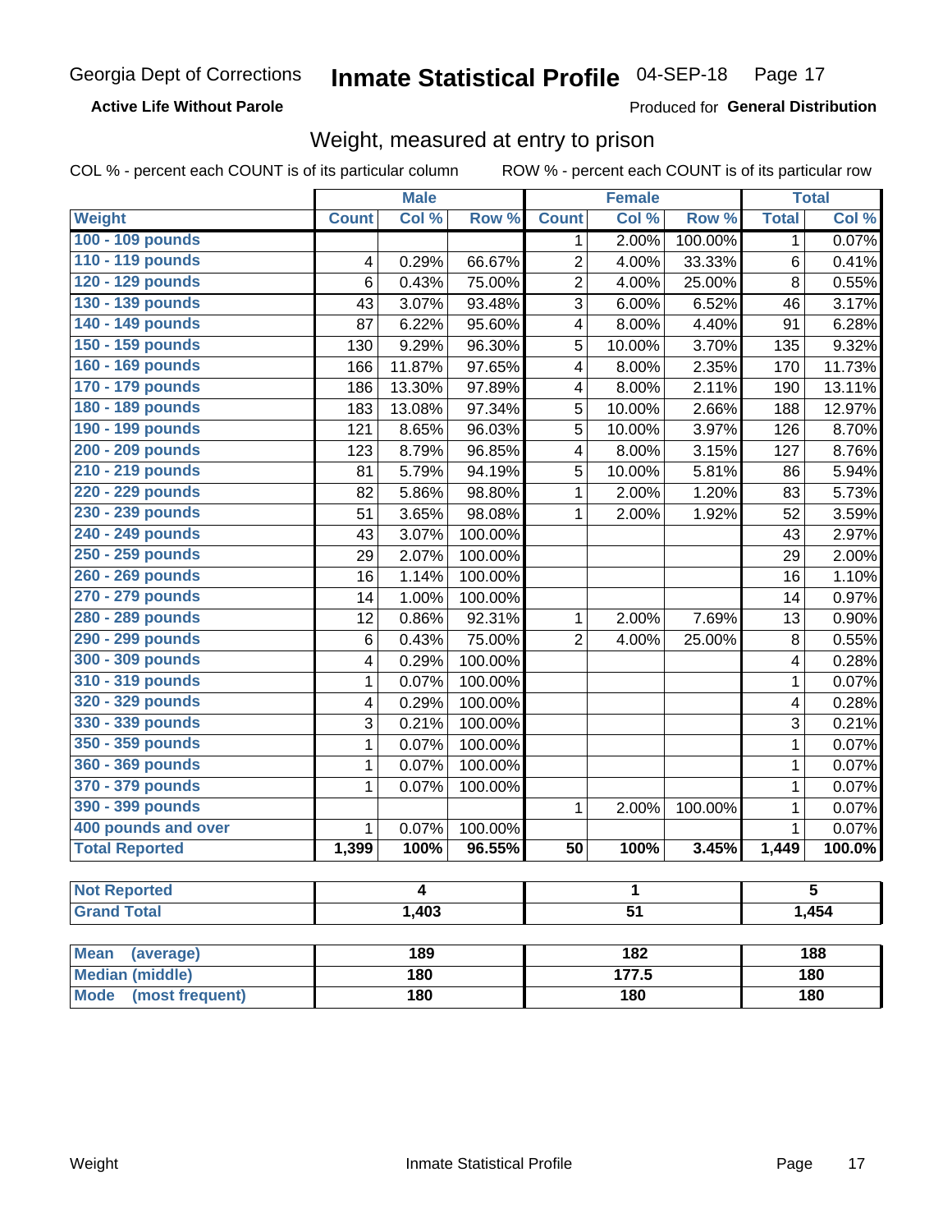Georgia Dept of Corrections **Inmate Statistical Profile** 04-SEP-18 Page 17

**Active Life Without Parole**

Produced for **General Distribution**

## Weight, measured at entry to prison

COL % - percent each COUNT is of its particular column ROW % - percent each COUNT is of its particular row

| | Male | | | Female | | | Total | |
|---|---|---|---|---|---|---|---|---|
| **Weight** | **Count** | **Col %** | **Row %** | **Count** | **Col %** | **Row %** | **Total** | **Col %** |
| **100 - 109 pounds** | | | | 1 | 2.00% | 100.00% | 1 | 0.07% |
| **110 - 119 pounds** | 4 | 0.29% | 66.67% | 2 | 4.00% | 33.33% | 6 | 0.41% |
| **120 - 129 pounds** | 6 | 0.43% | 75.00% | 2 | 4.00% | 25.00% | 8 | 0.55% |
| **130 - 139 pounds** | 43 | 3.07% | 93.48% | 3 | 6.00% | 6.52% | 46 | 3.17% |
| **140 - 149 pounds** | 87 | 6.22% | 95.60% | 4 | 8.00% | 4.40% | 91 | 6.28% |
| **150 - 159 pounds** | 130 | 9.29% | 96.30% | 5 | 10.00% | 3.70% | 135 | 9.32% |
| **160 - 169 pounds** | 166 | 11.87% | 97.65% | 4 | 8.00% | 2.35% | 170 | 11.73% |
| **170 - 179 pounds** | 186 | 13.30% | 97.89% | 4 | 8.00% | 2.11% | 190 | 13.11% |
| **180 - 189 pounds** | 183 | 13.08% | 97.34% | 5 | 10.00% | 2.66% | 188 | 12.97% |
| **190 - 199 pounds** | 121 | 8.65% | 96.03% | 5 | 10.00% | 3.97% | 126 | 8.70% |
| **200 - 209 pounds** | 123 | 8.79% | 96.85% | 4 | 8.00% | 3.15% | 127 | 8.76% |
| **210 - 219 pounds** | 81 | 5.79% | 94.19% | 5 | 10.00% | 5.81% | 86 | 5.94% |
| **220 - 229 pounds** | 82 | 5.86% | 98.80% | 1 | 2.00% | 1.20% | 83 | 5.73% |
| **230 - 239 pounds** | 51 | 3.65% | 98.08% | 1 | 2.00% | 1.92% | 52 | 3.59% |
| **240 - 249 pounds** | 43 | 3.07% | 100.00% | | | | 43 | 2.97% |
| **250 - 259 pounds** | 29 | 2.07% | 100.00% | | | | 29 | 2.00% |
| **260 - 269 pounds** | 16 | 1.14% | 100.00% | | | | 16 | 1.10% |
| **270 - 279 pounds** | 14 | 1.00% | 100.00% | | | | 14 | 0.97% |
| **280 - 289 pounds** | 12 | 0.86% | 92.31% | 1 | 2.00% | 7.69% | 13 | 0.90% |
| **290 - 299 pounds** | 6 | 0.43% | 75.00% | 2 | 4.00% | 25.00% | 8 | 0.55% |
| **300 - 309 pounds** | 4 | 0.29% | 100.00% | | | | 4 | 0.28% |
| **310 - 319 pounds** | 1 | 0.07% | 100.00% | | | | 1 | 0.07% |
| **320 - 329 pounds** | 4 | 0.29% | 100.00% | | | | 4 | 0.28% |
| **330 - 339 pounds** | 3 | 0.21% | 100.00% | | | | 3 | 0.21% |
| **350 - 359 pounds** | 1 | 0.07% | 100.00% | | | | 1 | 0.07% |
| **360 - 369 pounds** | 1 | 0.07% | 100.00% | | | | 1 | 0.07% |
| **370 - 379 pounds** | 1 | 0.07% | 100.00% | | | | 1 | 0.07% |
| **390 - 399 pounds** | | | | 1 | 2.00% | 100.00% | 1 | 0.07% |
| **400 pounds and over** | 1 | 0.07% | 100.00% | | | | 1 | 0.07% |
| **Total Reported** | **1,399** | **100%** | **96.55%** | **50** | **100%** | **3.45%** | **1,449** | **100.0%** |

| | Male | Female | Total |
|---|---|---|---|
| **Not Reported** | **4** | **1** | **5** |
| **Grand Total** | **1,403** | **51** | **1,454** |

| | Male | Female | Total |
|---|---|---|---|
| **Mean (average)** | **189** | **182** | **188** |
| **Median (middle)** | **180** | **177.5** | **180** |
| **Mode (most frequent)** | **180** | **180** | **180** |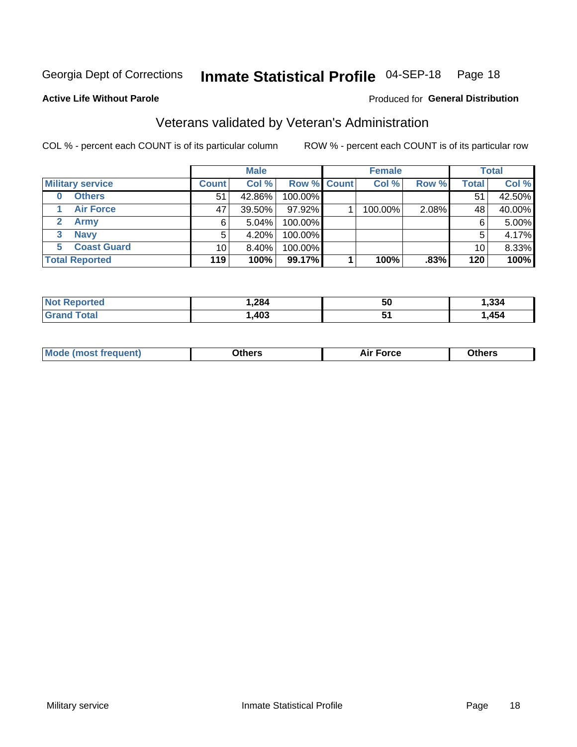Georgia Dept of Corrections **Inmate Statistical Profile** 04-SEP-18

**Active Life Without Parole**

Produced for **General Distribution**

## Veterans validated by Veteran's Administration

COL % - percent each COUNT is of its particular column ROW % - percent each COUNT is of its particular row

| | Male | | | Female | | | Total | |
|---|---|---|---|---|---|---|---|---|
| **Military service** | **Count** | **Col %** | **Row %** | **Count** | **Col %** | **Row %** | **Total** | **Col %** |
| 0 Others | 51 | 42.86% | 100.00% | | | | 51 | 42.50% |
| 1 Air Force | 47 | 39.50% | 97.92% | 1 | 100.00% | 2.08% | 48 | 40.00% |
| 2 Army | 6 | 5.04% | 100.00% | | | | 6 | 5.00% |
| 3 Navy | 5 | 4.20% | 100.00% | | | | 5 | 4.17% |
| 5 Coast Guard | 10 | 8.40% | 100.00% | | | | 10 | 8.33% |
| **Total Reported** | **119** | **100%** | **99.17%** | **1** | **100%** | **.83%** | **120** | **100%** |

| | Male | Female | Total |
|---|---|---|---|
| **Not Reported** | **1,284** | **50** | **1,334** |
| **Grand Total** | **1,403** | **51** | **1,454** |

| | Male | Female | Total |
|---|---|---|---|
| **Mode (most frequent)** | **Others** | **Air Force** | **Others** |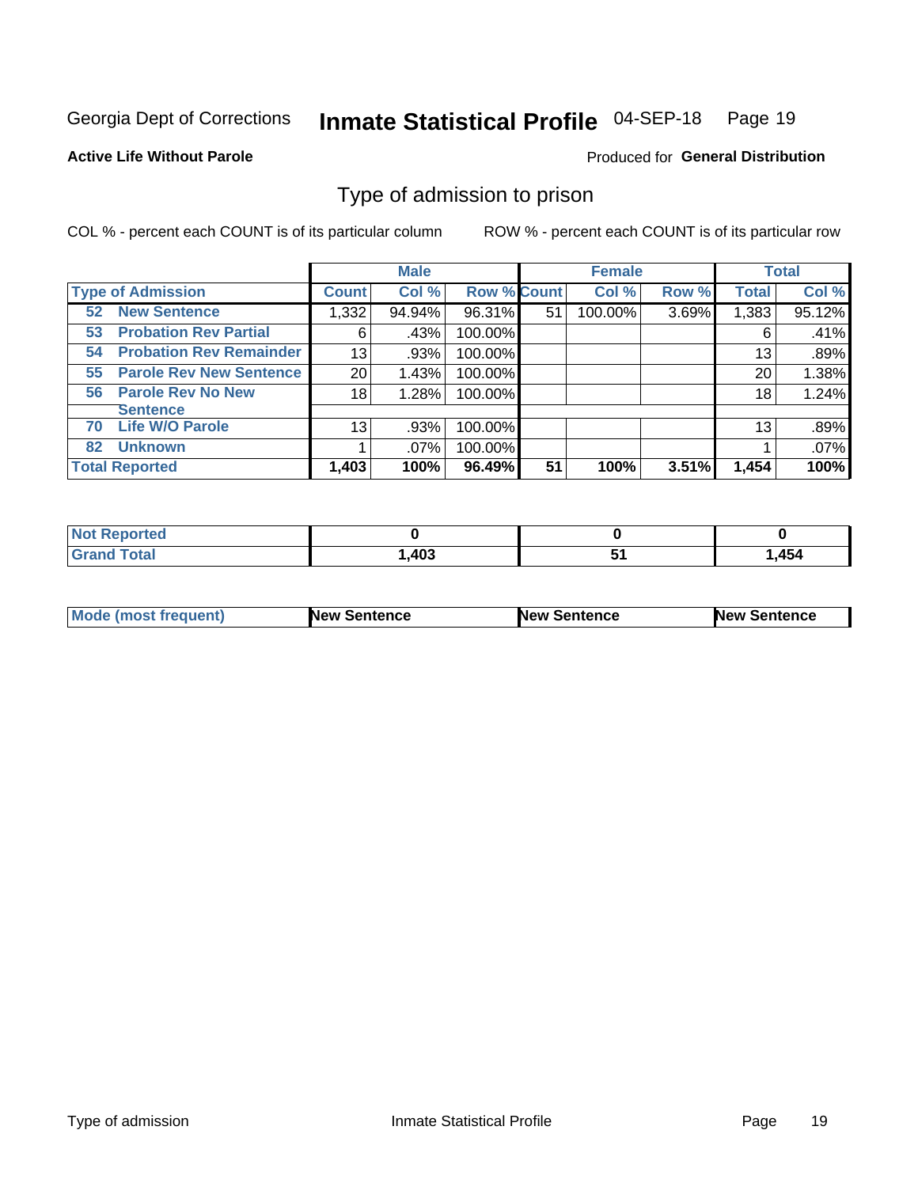Georgia Dept of Corrections **Inmate Statistical Profile** 04-SEP-18

**Active Life Without Parole**

Produced for **General Distribution**

## Type of admission to prison

COL % - percent each COUNT is of its particular column ROW % - percent each COUNT is of its particular row

| | Male | | | Female | | | Total | |
|---|---|---|---|---|---|---|---|---|
| **Type of Admission** | **Count** | **Col %** | **Row %** | **Count** | **Col %** | **Row %** | **Total** | **Col %** |
| **52 New Sentence** | 1,332 | 94.94% | 96.31% | 51 | 100.00% | 3.69% | 1,383 | 95.12% |
| **53 Probation Rev Partial** | 6 | .43% | 100.00% | | | | 6 | .41% |
| **54 Probation Rev Remainder** | 13 | .93% | 100.00% | | | | 13 | .89% |
| **55 Parole Rev New Sentence** | 20 | 1.43% | 100.00% | | | | 20 | 1.38% |
| **56 Parole Rev No New Sentence** | 18 | 1.28% | 100.00% | | | | 18 | 1.24% |
| **70 Life W/O Parole** | 13 | .93% | 100.00% | | | | 13 | .89% |
| **82 Unknown** | 1 | .07% | 100.00% | | | | 1 | .07% |
| **Total Reported** | **1,403** | **100%** | **96.49%** | **51** | **100%** | **3.51%** | **1,454** | **100%** |

| | Male | Female | Total |
|---|---|---|---|
| **Not Reported** | **0** | **0** | **0** |
| **Grand Total** | **1,403** | **51** | **1,454** |

| | Male | Female | Total |
|---|---|---|---|
| **Mode (most frequent)** | **New Sentence** | **New Sentence** | **New Sentence** |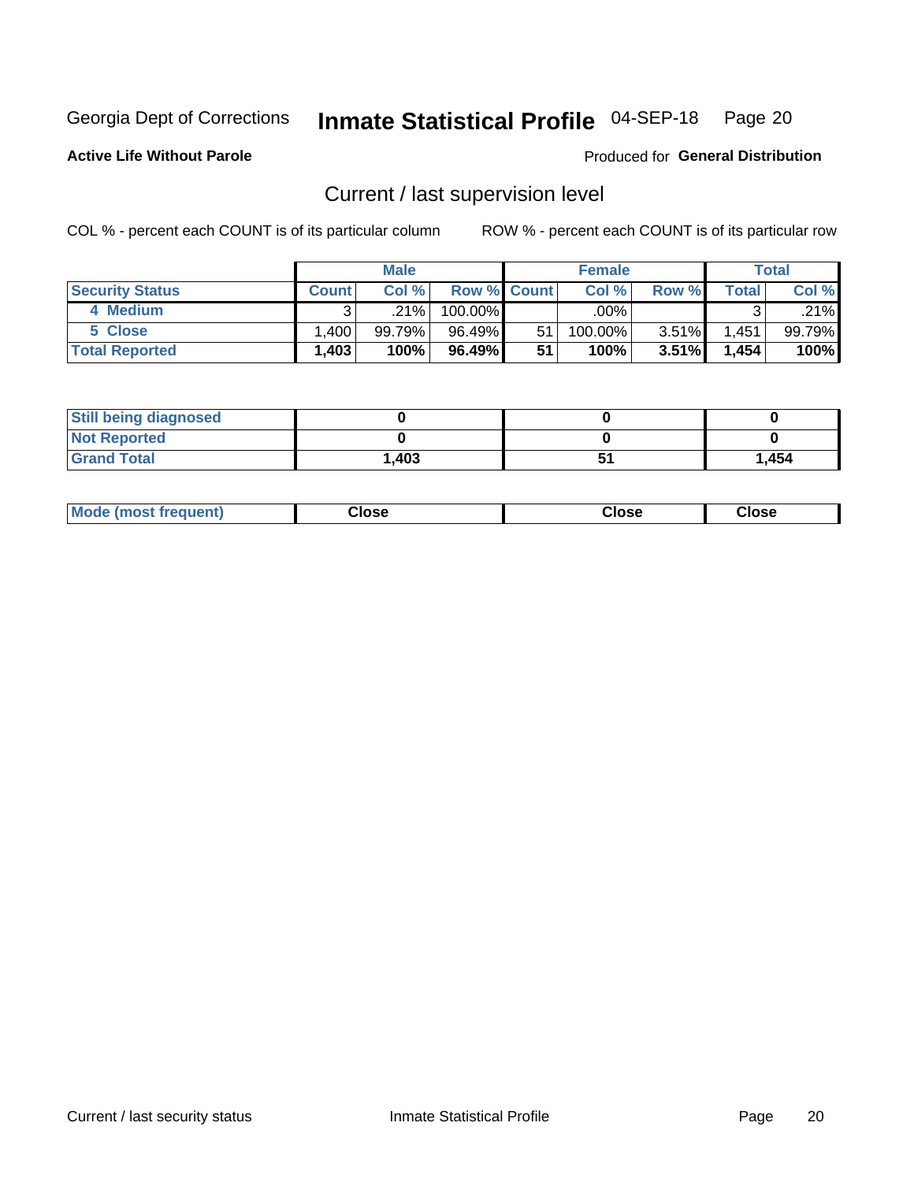Georgia Dept of Corrections **Inmate Statistical Profile** 04-SEP-18

**Active Life Without Parole**

Produced for **General Distribution**

## Current / last supervision level

COL % - percent each COUNT is of its particular column

ROW % - percent each COUNT is of its particular row

| | Male | | | Female | | | Total | |
|---|---|---|---|---|---|---|---|---|
| **Security Status** | **Count** | **Col %** | **Row %** | **Count** | **Col %** | **Row %** | **Total** | **Col %** |
| **4 Medium** | 3 | .21% | 100.00% | | .00% | | 3 | .21% |
| **5 Close** | 1,400 | 99.79% | 96.49% | 51 | 100.00% | 3.51% | 1,451 | 99.79% |
| **Total Reported** | **1,403** | **100%** | **96.49%** | **51** | **100%** | **3.51%** | **1,454** | **100%** |

| | Male | Female | Total |
|---|---|---|---|
| **Still being diagnosed** | **0** | **0** | **0** |
| **Not Reported** | **0** | **0** | **0** |
| **Grand Total** | **1,403** | **51** | **1,454** |

| | Male | Female | Total |
|---|---|---|---|
| **Mode (most frequent)** | **Close** | **Close** | **Close** |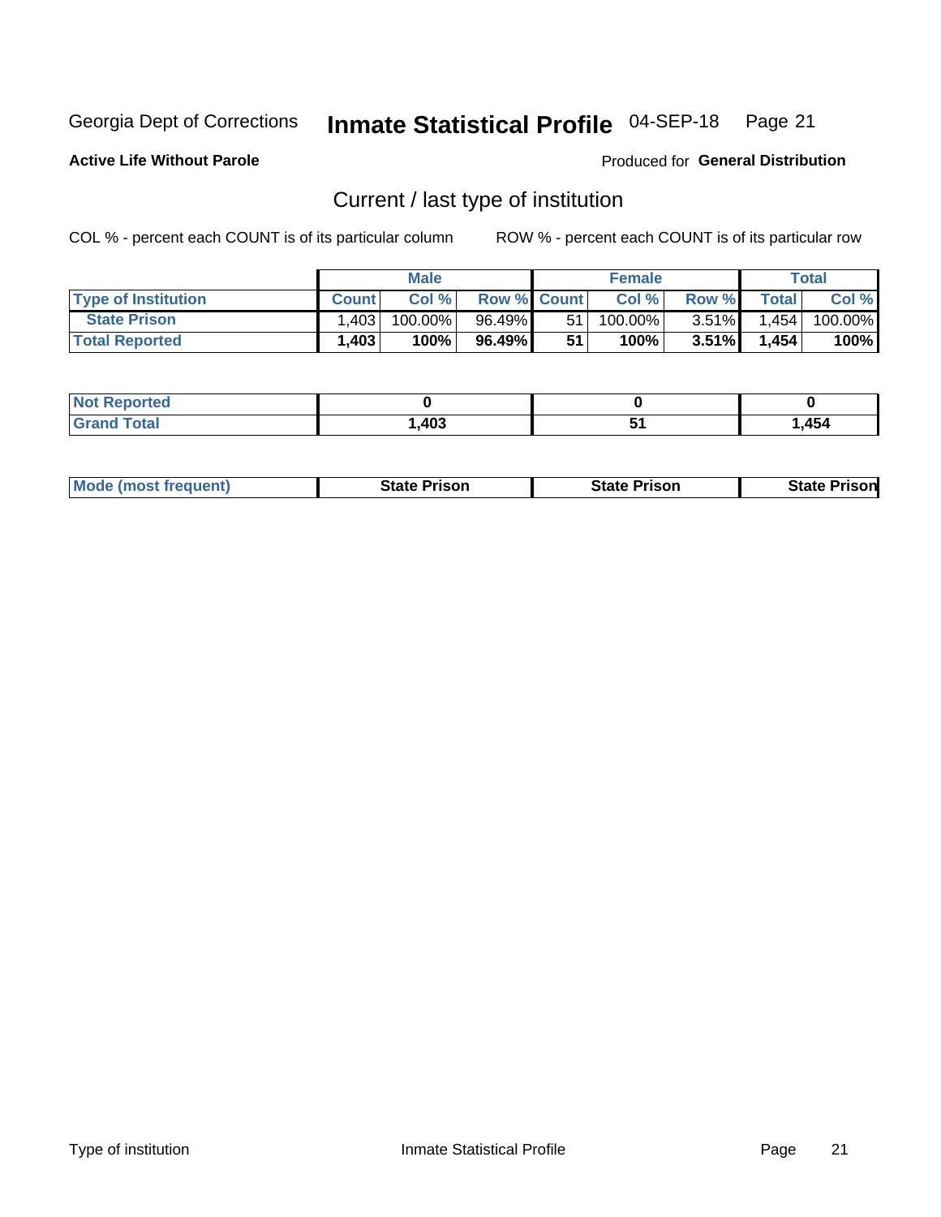Georgia Dept of Corrections **Inmate Statistical Profile** 04-SEP-18

**Active Life Without Parole**

Produced for **General Distribution**

## Current / last type of institution

COL % - percent each COUNT is of its particular column

ROW % - percent each COUNT is of its particular row

| | Male | | | Female | | | Total | |
|---|---|---|---|---|---|---|---|---|
| **Type of Institution** | **Count** | **Col %** | **Row %** | **Count** | **Col %** | **Row %** | **Total** | **Col %** |
| **State Prison** | 1,403 | 100.00% | 96.49% | 51 | 100.00% | 3.51% | 1,454 | 100.00% |
| **Total Reported** | **1,403** | **100%** | **96.49%** | **51** | **100%** | **3.51%** | **1,454** | **100%** |

| | Male | Female | Total |
|---|---|---|---|
| **Not Reported** | **0** | **0** | **0** |
| **Grand Total** | **1,403** | **51** | **1,454** |

| | Male | Female | Total |
|---|---|---|---|
| **Mode (most frequent)** | **State Prison** | **State Prison** | **State Prison** |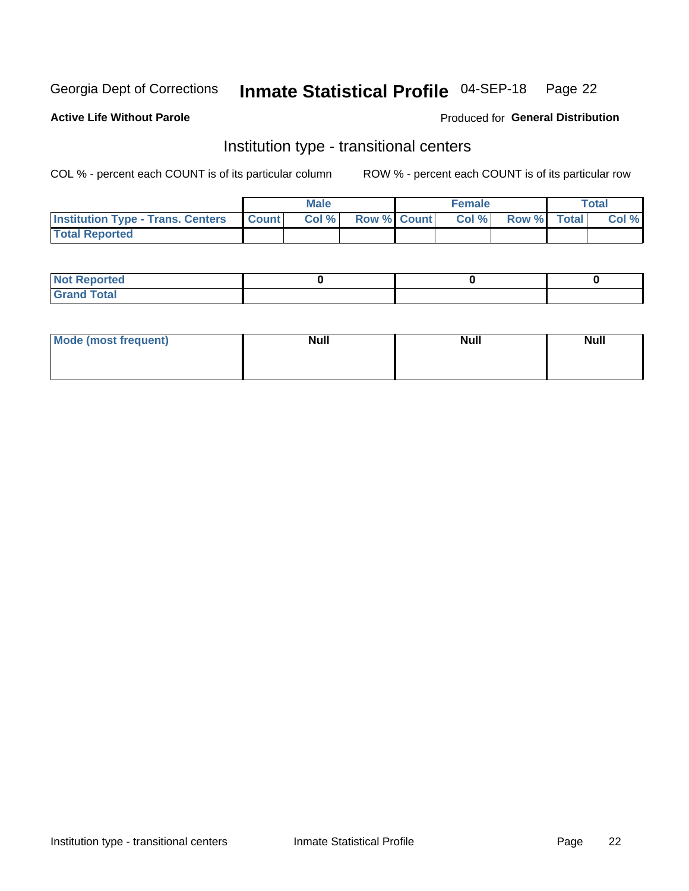Georgia Dept of Corrections **Inmate Statistical Profile** 04-SEP-18

**Active Life Without Parole**

Produced for **General Distribution**

## Institution type - transitional centers

COL % - percent each COUNT is of its particular column

ROW % - percent each COUNT is of its particular row

| | Male | | | Female | | | Total | |
|---|---|---|---|---|---|---|---|---|
| **Institution Type - Trans. Centers** | **Count** | **Col %** | **Row %** | **Count** | **Col %** | **Row %** | **Total** | **Col %** |
| **Total Reported** | | | | | | | | |

| | Male | Female | Total |
|---|---|---|---|
| **Not Reported** | 0 | 0 | 0 |
| **Grand Total** | | | |

| | Male | Female | Total |
|---|---|---|---|
| **Mode (most frequent)** | Null | Null | Null |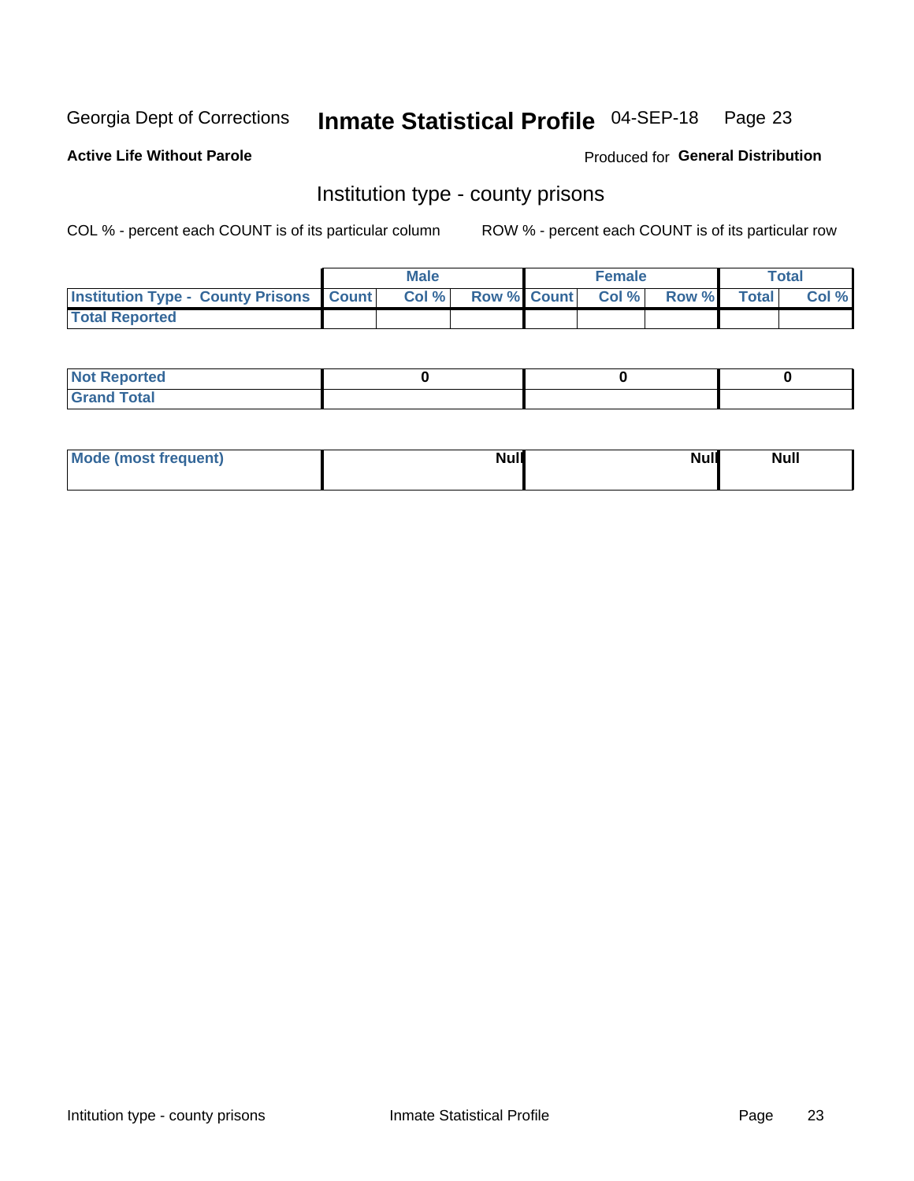Georgia Dept of Corrections **Inmate Statistical Profile** 04-SEP-18 Page 23

**Active Life Without Parole**

Produced for **General Distribution**

## Institution type - county prisons

COL % - percent each COUNT is of its particular column

ROW % - percent each COUNT is of its particular row

| | Male | | | Female | | | Total | |
|---|---|---|---|---|---|---|---|---|
| **Institution Type - County Prisons** | **Count** | **Col %** | **Row %** | **Count** | **Col %** | **Row %** | **Total** | **Col %** |
| **Total Reported** | | | | | | | | |

| | Male | Female | Total |
|---|---|---|---|
| **Not Reported** | 0 | 0 | 0 |
| **Grand Total** | | | |

| | Male | Female | Total |
|---|---|---|---|
| **Mode (most frequent)** | Null | Null | Null |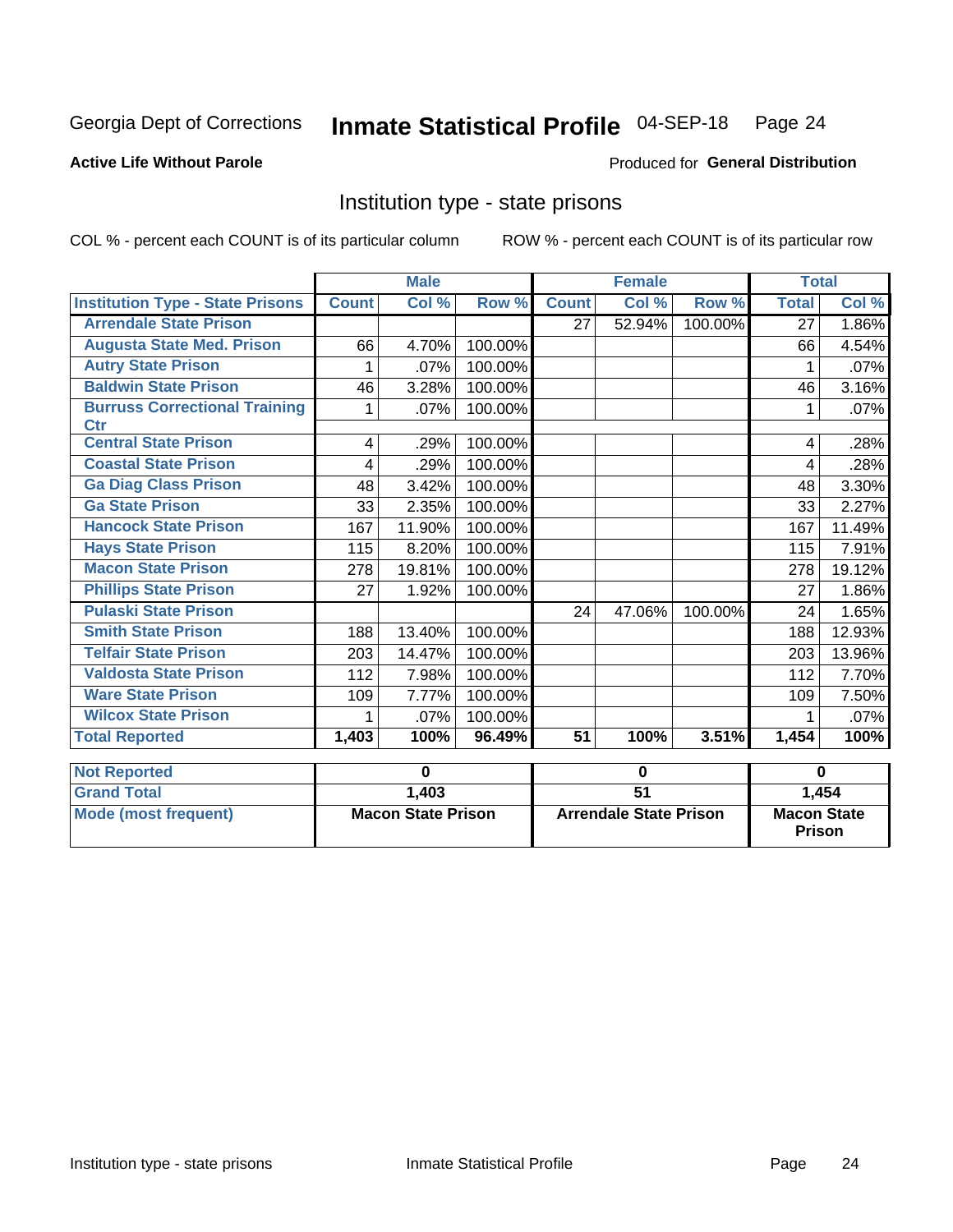Georgia Dept of Corrections **Inmate Statistical Profile** 04-SEP-18 Page 24

**Active Life Without Parole**

Produced for **General Distribution**

## Institution type - state prisons

COL % - percent each COUNT is of its particular column ROW % - percent each COUNT is of its particular row

| | Male | | | Female | | | Total | |
|---|---|---|---|---|---|---|---|---|
| **Institution Type - State Prisons** | **Count** | **Col %** | **Row %** | **Count** | **Col %** | **Row %** | **Total** | **Col %** |
| **Arrendale State Prison** | | | | 27 | 52.94% | 100.00% | 27 | 1.86% |
| **Augusta State Med. Prison** | 66 | 4.70% | 100.00% | | | | 66 | 4.54% |
| **Autry State Prison** | 1 | .07% | 100.00% | | | | 1 | .07% |
| **Baldwin State Prison** | 46 | 3.28% | 100.00% | | | | 46 | 3.16% |
| **Burruss Correctional Training Ctr** | 1 | .07% | 100.00% | | | | 1 | .07% |
| **Central State Prison** | 4 | .29% | 100.00% | | | | 4 | .28% |
| **Coastal State Prison** | 4 | .29% | 100.00% | | | | 4 | .28% |
| **Ga Diag Class Prison** | 48 | 3.42% | 100.00% | | | | 48 | 3.30% |
| **Ga State Prison** | 33 | 2.35% | 100.00% | | | | 33 | 2.27% |
| **Hancock State Prison** | 167 | 11.90% | 100.00% | | | | 167 | 11.49% |
| **Hays State Prison** | 115 | 8.20% | 100.00% | | | | 115 | 7.91% |
| **Macon State Prison** | 278 | 19.81% | 100.00% | | | | 278 | 19.12% |
| **Phillips State Prison** | 27 | 1.92% | 100.00% | | | | 27 | 1.86% |
| **Pulaski State Prison** | | | | 24 | 47.06% | 100.00% | 24 | 1.65% |
| **Smith State Prison** | 188 | 13.40% | 100.00% | | | | 188 | 12.93% |
| **Telfair State Prison** | 203 | 14.47% | 100.00% | | | | 203 | 13.96% |
| **Valdosta State Prison** | 112 | 7.98% | 100.00% | | | | 112 | 7.70% |
| **Ware State Prison** | 109 | 7.77% | 100.00% | | | | 109 | 7.50% |
| **Wilcox State Prison** | 1 | .07% | 100.00% | | | | 1 | .07% |
| **Total Reported** | **1,403** | **100%** | **96.49%** | **51** | **100%** | **3.51%** | **1,454** | **100%** |

| | Male | Female | Total |
|---|---|---|---|
| **Not Reported** | **0** | **0** | **0** |
| **Grand Total** | **1,403** | **51** | **1,454** |
| **Mode (most frequent)** | **Macon State Prison** | **Arrendale State Prison** | **Macon State Prison** |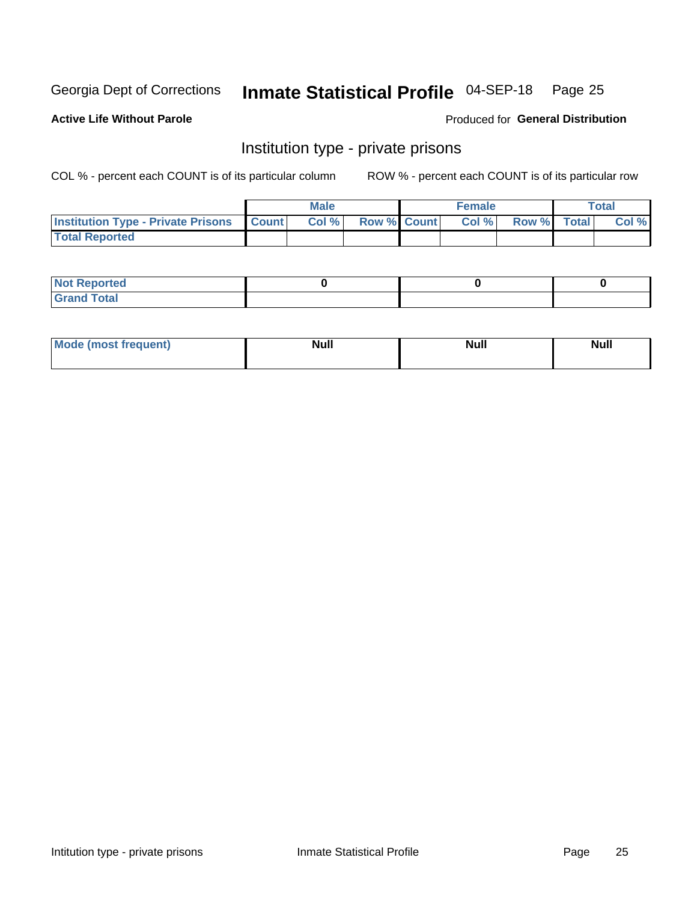Georgia Dept of Corrections **Inmate Statistical Profile** 04-SEP-18 Page 25

**Active Life Without Parole**

Produced for **General Distribution**

## Institution type - private prisons

COL % - percent each COUNT is of its particular column ROW % - percent each COUNT is of its particular row

| | Male | | | Female | | | Total | |
|---|---|---|---|---|---|---|---|---|
| **Institution Type - Private Prisons** | **Count** | **Col %** | **Row %** | **Count** | **Col %** | **Row %** | **Total** | **Col %** |
| **Total Reported** | | | | | | | | |

| | Male | Female | Total |
|---|---|---|---|
| **Not Reported** | 0 | 0 | 0 |
| **Grand Total** | | | |

| | Male | Female | Total |
|---|---|---|---|
| **Mode (most frequent)** | Null | Null | Null |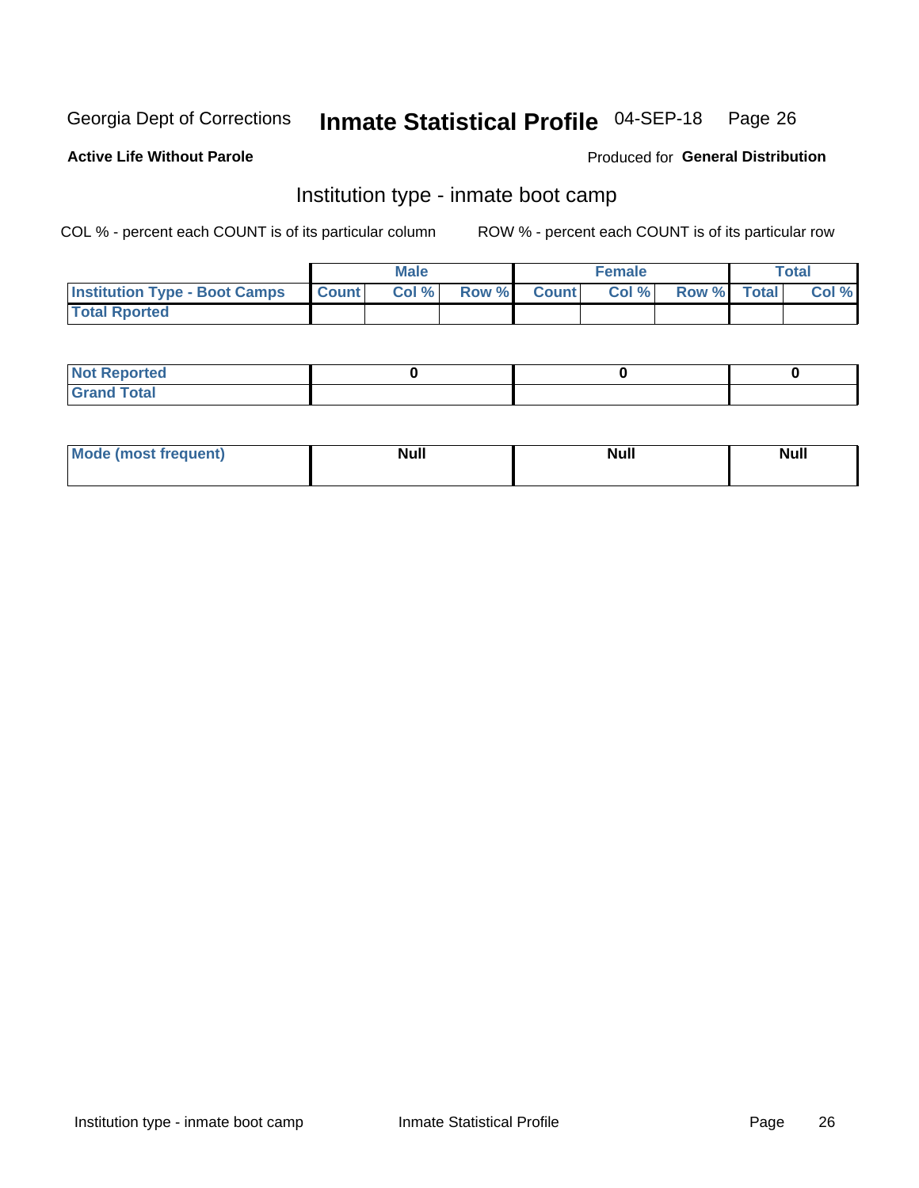Georgia Dept of Corrections **Inmate Statistical Profile** 04-SEP-18

**Active Life Without Parole**

Produced for **General Distribution**

## Institution type - inmate boot camp

COL % - percent each COUNT is of its particular column

ROW % - percent each COUNT is of its particular row

| | Male | | | Female | | | Total | |
|---|---|---|---|---|---|---|---|---|
| **Institution Type - Boot Camps** | **Count** | **Col %** | **Row %** | **Count** | **Col %** | **Row %** | **Total** | **Col %** |
| **Total Rported** | | | | | | | | |

| | Male | Female | Total |
|---|---|---|---|
| **Not Reported** | 0 | 0 | 0 |
| **Grand Total** | | | |

| | Male | Female | Total |
|---|---|---|---|
| **Mode (most frequent)** | Null | Null | Null |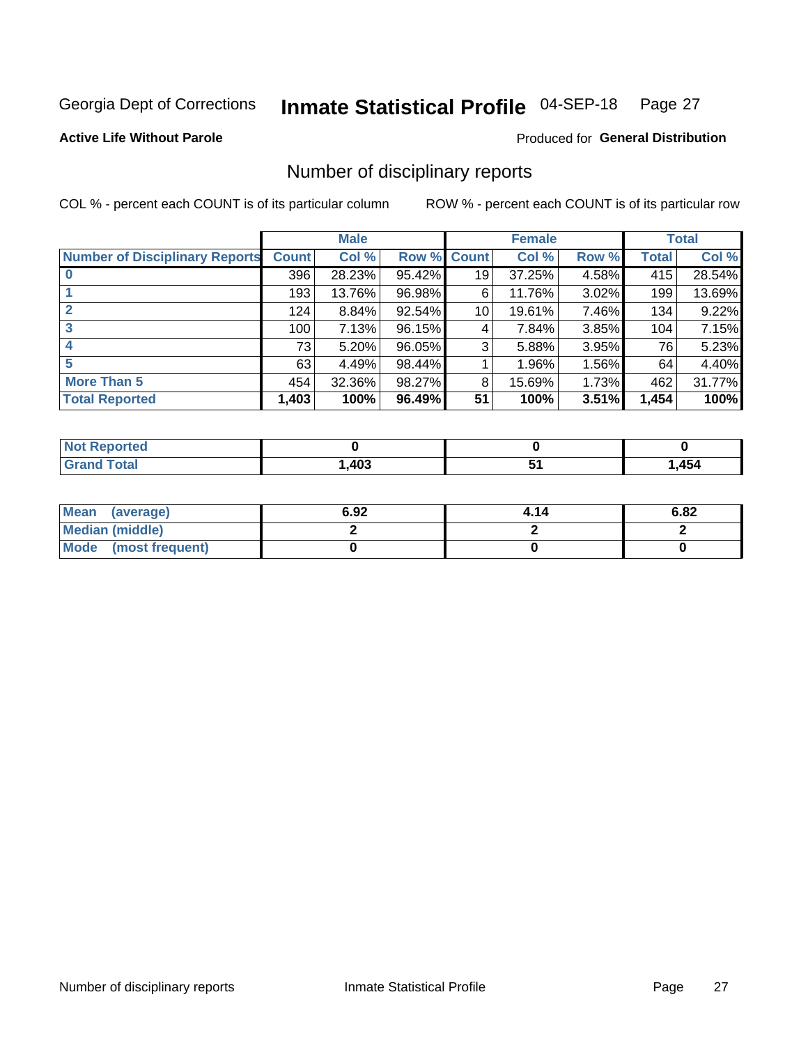Georgia Dept of Corrections **Inmate Statistical Profile** 04-SEP-18 Page 27

**Active Life Without Parole**

Produced for **General Distribution**

## Number of disciplinary reports

COL % - percent each COUNT is of its particular column

ROW % - percent each COUNT is of its particular row

| | Male | | | Female | | | Total | |
|---|---|---|---|---|---|---|---|---|
| Number of Disciplinary Reports | Count | Col % | Row % | Count | Col % | Row % | Total | Col % |
| 0 | 396 | 28.23% | 95.42% | 19 | 37.25% | 4.58% | 415 | 28.54% |
| 1 | 193 | 13.76% | 96.98% | 6 | 11.76% | 3.02% | 199 | 13.69% |
| 2 | 124 | 8.84% | 92.54% | 10 | 19.61% | 7.46% | 134 | 9.22% |
| 3 | 100 | 7.13% | 96.15% | 4 | 7.84% | 3.85% | 104 | 7.15% |
| 4 | 73 | 5.20% | 96.05% | 3 | 5.88% | 3.95% | 76 | 5.23% |
| 5 | 63 | 4.49% | 98.44% | 1 | 1.96% | 1.56% | 64 | 4.40% |
| More Than 5 | 454 | 32.36% | 98.27% | 8 | 15.69% | 1.73% | 462 | 31.77% |
| **Total Reported** | **1,403** | **100%** | **96.49%** | **51** | **100%** | **3.51%** | **1,454** | **100%** |

| | Male | Female | Total |
|---|---|---|---|
| Not Reported | 0 | 0 | 0 |
| Grand Total | 1,403 | 51 | 1,454 |

| | Male | Female | Total |
|---|---|---|---|
| Mean (average) | 6.92 | 4.14 | 6.82 |
| Median (middle) | 2 | 2 | 2 |
| Mode (most frequent) | 0 | 0 | 0 |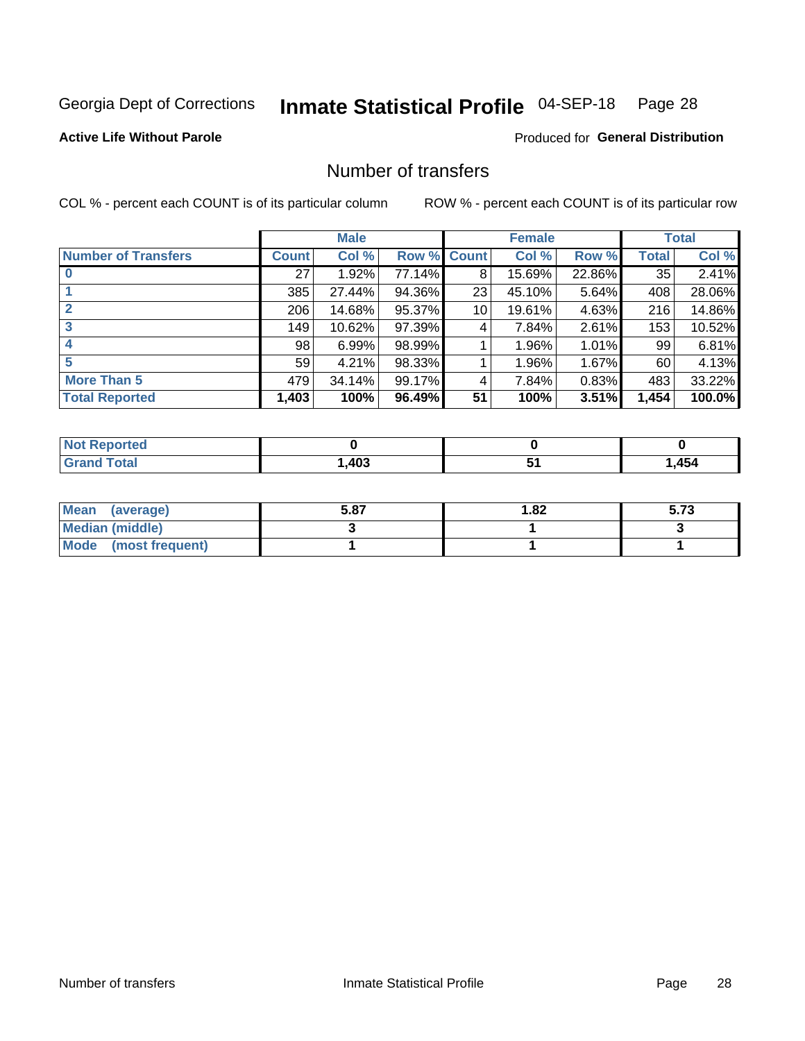Georgia Dept of Corrections **Inmate Statistical Profile** 04-SEP-18

**Active Life Without Parole**

Produced for **General Distribution**

## Number of transfers

COL % - percent each COUNT is of its particular column

ROW % - percent each COUNT is of its particular row

| | Male | | | Female | | | Total | |
|---|---|---|---|---|---|---|---|---|
| **Number of Transfers** | **Count** | **Col %** | **Row %** | **Count** | **Col %** | **Row %** | **Total** | **Col %** |
| **0** | 27 | 1.92% | 77.14% | 8 | 15.69% | 22.86% | 35 | 2.41% |
| **1** | 385 | 27.44% | 94.36% | 23 | 45.10% | 5.64% | 408 | 28.06% |
| **2** | 206 | 14.68% | 95.37% | 10 | 19.61% | 4.63% | 216 | 14.86% |
| **3** | 149 | 10.62% | 97.39% | 4 | 7.84% | 2.61% | 153 | 10.52% |
| **4** | 98 | 6.99% | 98.99% | 1 | 1.96% | 1.01% | 99 | 6.81% |
| **5** | 59 | 4.21% | 98.33% | 1 | 1.96% | 1.67% | 60 | 4.13% |
| **More Than 5** | 479 | 34.14% | 99.17% | 4 | 7.84% | 0.83% | 483 | 33.22% |
| **Total Reported** | **1,403** | **100%** | **96.49%** | **51** | **100%** | **3.51%** | **1,454** | **100.0%** |

| | Male | Female | Total |
|---|---|---|---|
| **Not Reported** | **0** | **0** | **0** |
| **Grand Total** | **1,403** | **51** | **1,454** |

| | Male | Female | Total |
|---|---|---|---|
| **Mean (average)** | **5.87** | **1.82** | **5.73** |
| **Median (middle)** | **3** | **1** | **3** |
| **Mode (most frequent)** | **1** | **1** | **1** |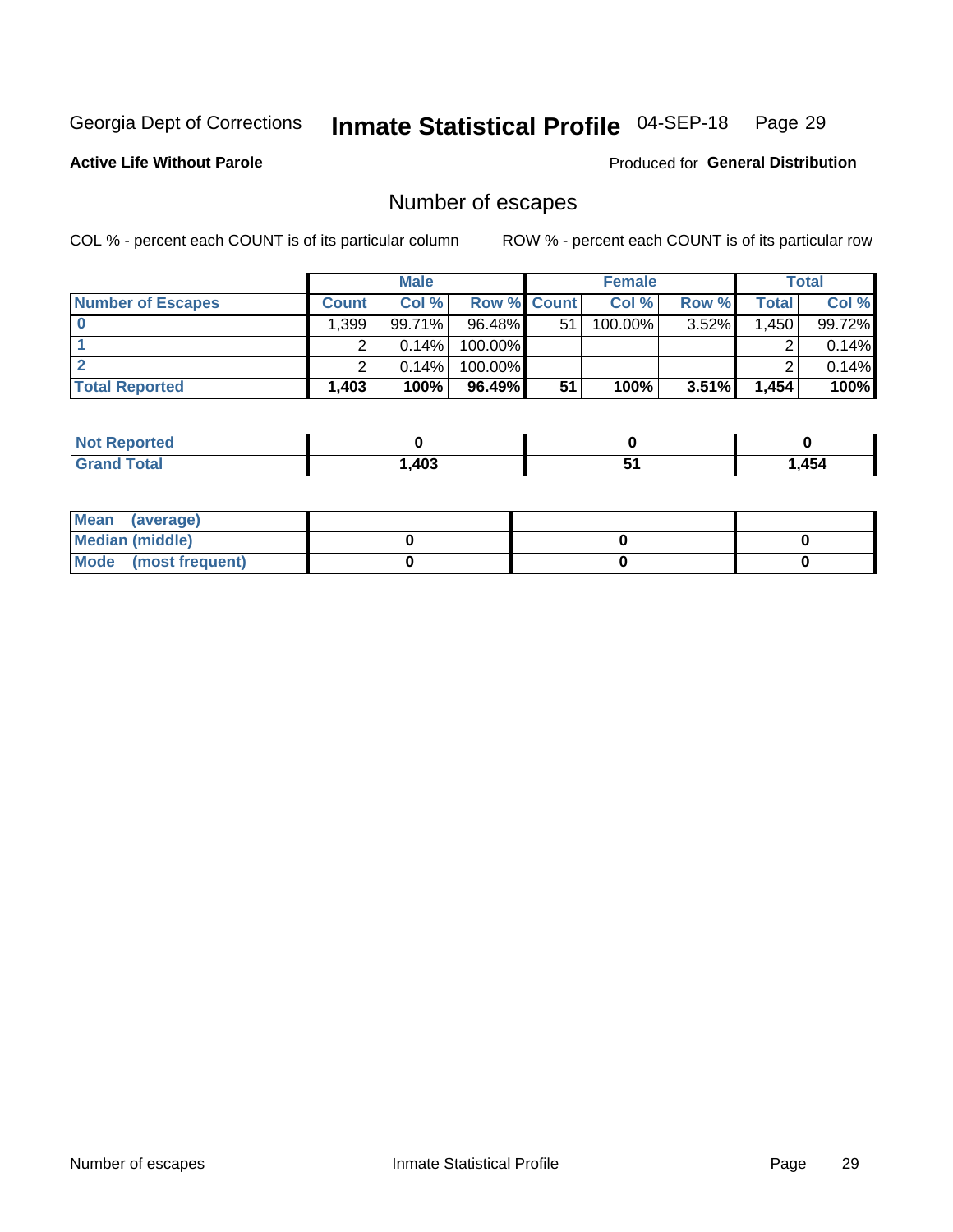Georgia Dept of Corrections **Inmate Statistical Profile** 04-SEP-18

**Active Life Without Parole**

Produced for **General Distribution**

## Number of escapes

COL % - percent each COUNT is of its particular column

ROW % - percent each COUNT is of its particular row

| | Male | | | Female | | | Total | |
|---|---|---|---|---|---|---|---|---|
| **Number of Escapes** | **Count** | **Col %** | **Row %** | **Count** | **Col %** | **Row %** | **Total** | **Col %** |
| **0** | 1,399 | 99.71% | 96.48% | 51 | 100.00% | 3.52% | 1,450 | 99.72% |
| **1** | 2 | 0.14% | 100.00% | | | | 2 | 0.14% |
| **2** | 2 | 0.14% | 100.00% | | | | 2 | 0.14% |
| **Total Reported** | **1,403** | **100%** | **96.49%** | **51** | **100%** | **3.51%** | **1,454** | **100%** |

| | Male | Female | Total |
|---|---|---|---|
| **Not Reported** | **0** | **0** | **0** |
| **Grand Total** | **1,403** | **51** | **1,454** |

| | Male | Female | Total |
|---|---|---|---|
| **Mean (average)** | | | |
| **Median (middle)** | **0** | **0** | **0** |
| **Mode (most frequent)** | **0** | **0** | **0** |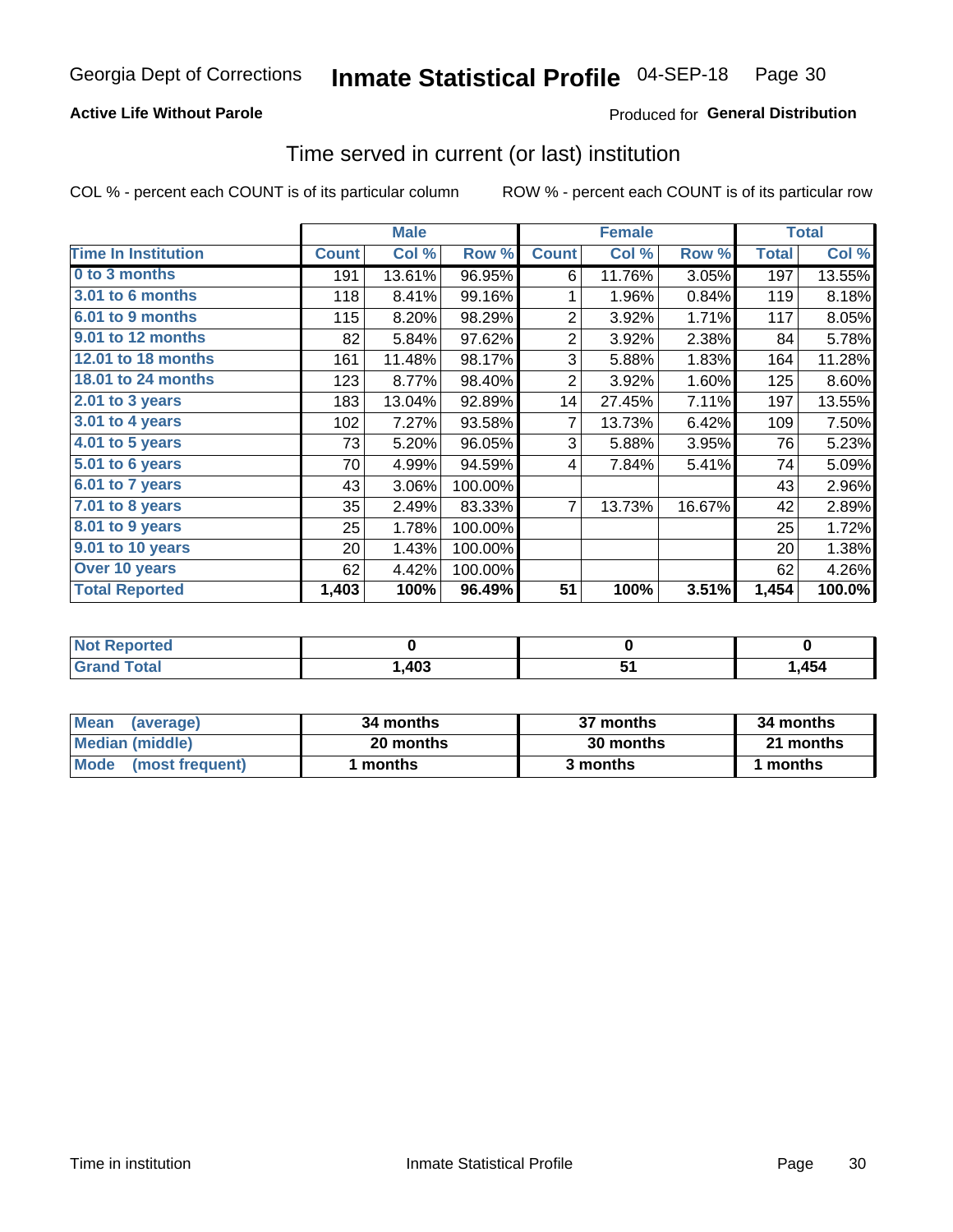Georgia Dept of Corrections **Inmate Statistical Profile** 04-SEP-18

**Active Life Without Parole**

Produced for **General Distribution**

## Time served in current (or last) institution

COL % - percent each COUNT is of its particular column

ROW % - percent each COUNT is of its particular row

| | Male | | | Female | | | Total | |
|---|---|---|---|---|---|---|---|---|
| **Time In Institution** | **Count** | **Col %** | **Row %** | **Count** | **Col %** | **Row %** | **Total** | **Col %** |
| 0 to 3 months | 191 | 13.61% | 96.95% | 6 | 11.76% | 3.05% | 197 | 13.55% |
| 3.01 to 6 months | 118 | 8.41% | 99.16% | 1 | 1.96% | 0.84% | 119 | 8.18% |
| 6.01 to 9 months | 115 | 8.20% | 98.29% | 2 | 3.92% | 1.71% | 117 | 8.05% |
| 9.01 to 12 months | 82 | 5.84% | 97.62% | 2 | 3.92% | 2.38% | 84 | 5.78% |
| 12.01 to 18 months | 161 | 11.48% | 98.17% | 3 | 5.88% | 1.83% | 164 | 11.28% |
| 18.01 to 24 months | 123 | 8.77% | 98.40% | 2 | 3.92% | 1.60% | 125 | 8.60% |
| 2.01 to 3 years | 183 | 13.04% | 92.89% | 14 | 27.45% | 7.11% | 197 | 13.55% |
| 3.01 to 4 years | 102 | 7.27% | 93.58% | 7 | 13.73% | 6.42% | 109 | 7.50% |
| 4.01 to 5 years | 73 | 5.20% | 96.05% | 3 | 5.88% | 3.95% | 76 | 5.23% |
| 5.01 to 6 years | 70 | 4.99% | 94.59% | 4 | 7.84% | 5.41% | 74 | 5.09% |
| 6.01 to 7 years | 43 | 3.06% | 100.00% | | | | 43 | 2.96% |
| 7.01 to 8 years | 35 | 2.49% | 83.33% | 7 | 13.73% | 16.67% | 42 | 2.89% |
| 8.01 to 9 years | 25 | 1.78% | 100.00% | | | | 25 | 1.72% |
| 9.01 to 10 years | 20 | 1.43% | 100.00% | | | | 20 | 1.38% |
| Over 10 years | 62 | 4.42% | 100.00% | | | | 62 | 4.26% |
| **Total Reported** | **1,403** | **100%** | **96.49%** | **51** | **100%** | **3.51%** | **1,454** | **100.0%** |

| | Male | Female | Total |
|---|---|---|---|
| Not Reported | 0 | 0 | 0 |
| Grand Total | 1,403 | 51 | 1,454 |

| | Male | Female | Total |
|---|---|---|---|
| Mean (average) | 34 months | 37 months | 34 months |
| Median (middle) | 20 months | 30 months | 21 months |
| Mode (most frequent) | 1 months | 3 months | 1 months |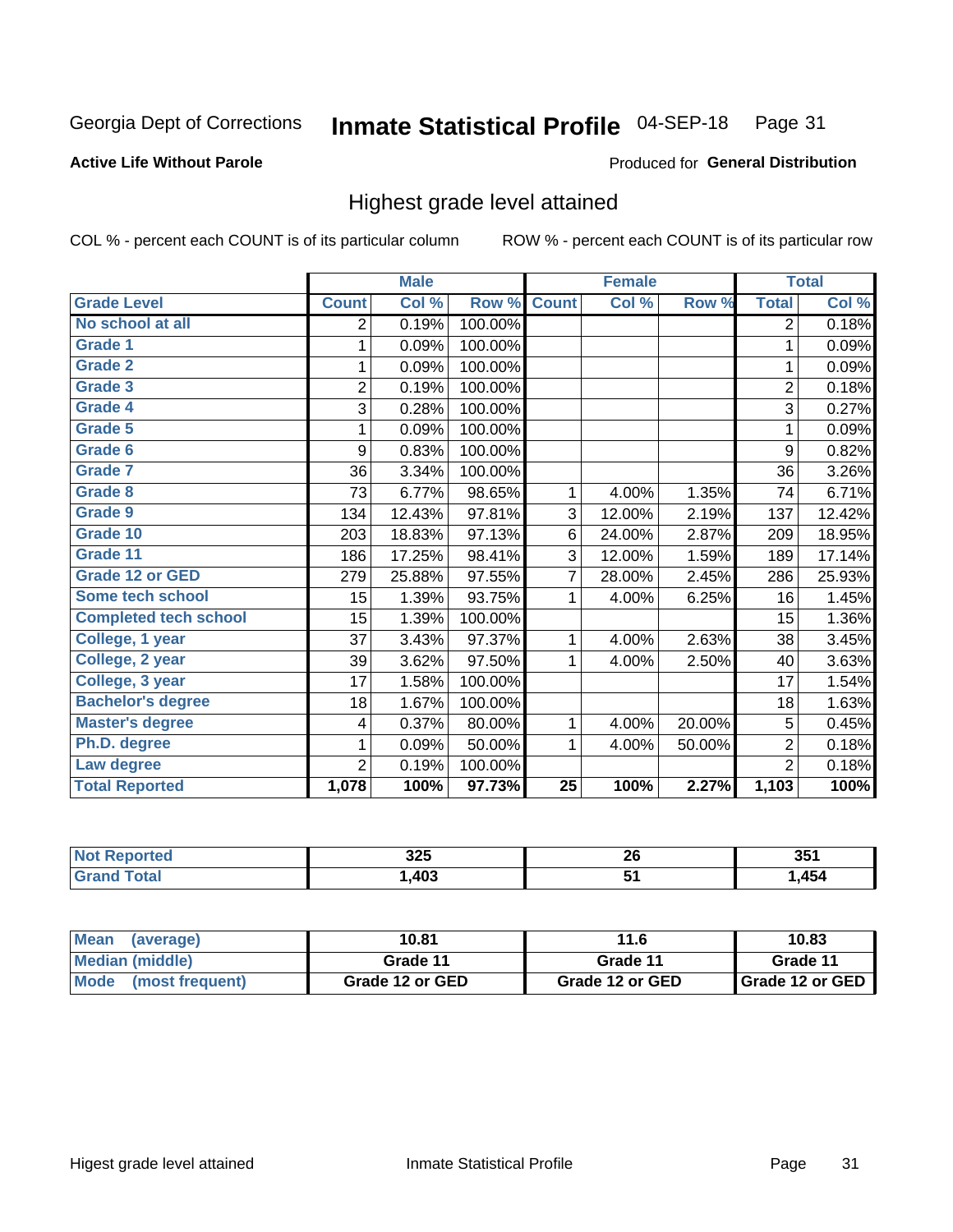Georgia Dept of Corrections **Inmate Statistical Profile** 04-SEP-18

**Active Life Without Parole**

Produced for **General Distribution**

## Highest grade level attained

COL % - percent each COUNT is of its particular column ROW % - percent each COUNT is of its particular row

| | Male | | | Female | | | Total | |
|---|---|---|---|---|---|---|---|---|
| **Grade Level** | **Count** | **Col %** | **Row %** | **Count** | **Col %** | **Row %** | **Total** | **Col %** |
| **No school at all** | 2 | 0.19% | 100.00% | | | | 2 | 0.18% |
| **Grade 1** | 1 | 0.09% | 100.00% | | | | 1 | 0.09% |
| **Grade 2** | 1 | 0.09% | 100.00% | | | | 1 | 0.09% |
| **Grade 3** | 2 | 0.19% | 100.00% | | | | 2 | 0.18% |
| **Grade 4** | 3 | 0.28% | 100.00% | | | | 3 | 0.27% |
| **Grade 5** | 1 | 0.09% | 100.00% | | | | 1 | 0.09% |
| **Grade 6** | 9 | 0.83% | 100.00% | | | | 9 | 0.82% |
| **Grade 7** | 36 | 3.34% | 100.00% | | | | 36 | 3.26% |
| **Grade 8** | 73 | 6.77% | 98.65% | 1 | 4.00% | 1.35% | 74 | 6.71% |
| **Grade 9** | 134 | 12.43% | 97.81% | 3 | 12.00% | 2.19% | 137 | 12.42% |
| **Grade 10** | 203 | 18.83% | 97.13% | 6 | 24.00% | 2.87% | 209 | 18.95% |
| **Grade 11** | 186 | 17.25% | 98.41% | 3 | 12.00% | 1.59% | 189 | 17.14% |
| **Grade 12 or GED** | 279 | 25.88% | 97.55% | 7 | 28.00% | 2.45% | 286 | 25.93% |
| **Some tech school** | 15 | 1.39% | 93.75% | 1 | 4.00% | 6.25% | 16 | 1.45% |
| **Completed tech school** | 15 | 1.39% | 100.00% | | | | 15 | 1.36% |
| **College, 1 year** | 37 | 3.43% | 97.37% | 1 | 4.00% | 2.63% | 38 | 3.45% |
| **College, 2 year** | 39 | 3.62% | 97.50% | 1 | 4.00% | 2.50% | 40 | 3.63% |
| **College, 3 year** | 17 | 1.58% | 100.00% | | | | 17 | 1.54% |
| **Bachelor's degree** | 18 | 1.67% | 100.00% | | | | 18 | 1.63% |
| **Master's degree** | 4 | 0.37% | 80.00% | 1 | 4.00% | 20.00% | 5 | 0.45% |
| **Ph.D. degree** | 1 | 0.09% | 50.00% | 1 | 4.00% | 50.00% | 2 | 0.18% |
| **Law degree** | 2 | 0.19% | 100.00% | | | | 2 | 0.18% |
| **Total Reported** | **1,078** | **100%** | **97.73%** | **25** | **100%** | **2.27%** | **1,103** | **100%** |

| | Male | Female | Total |
|---|---|---|---|
| **Not Reported** | **325** | **26** | **351** |
| **Grand Total** | **1,403** | **51** | **1,454** |

| | Male | Female | Total |
|---|---|---|---|
| **Mean (average)** | **10.81** | **11.6** | **10.83** |
| **Median (middle)** | **Grade 11** | **Grade 11** | **Grade 11** |
| **Mode (most frequent)** | **Grade 12 or GED** | **Grade 12 or GED** | **Grade 12 or GED** |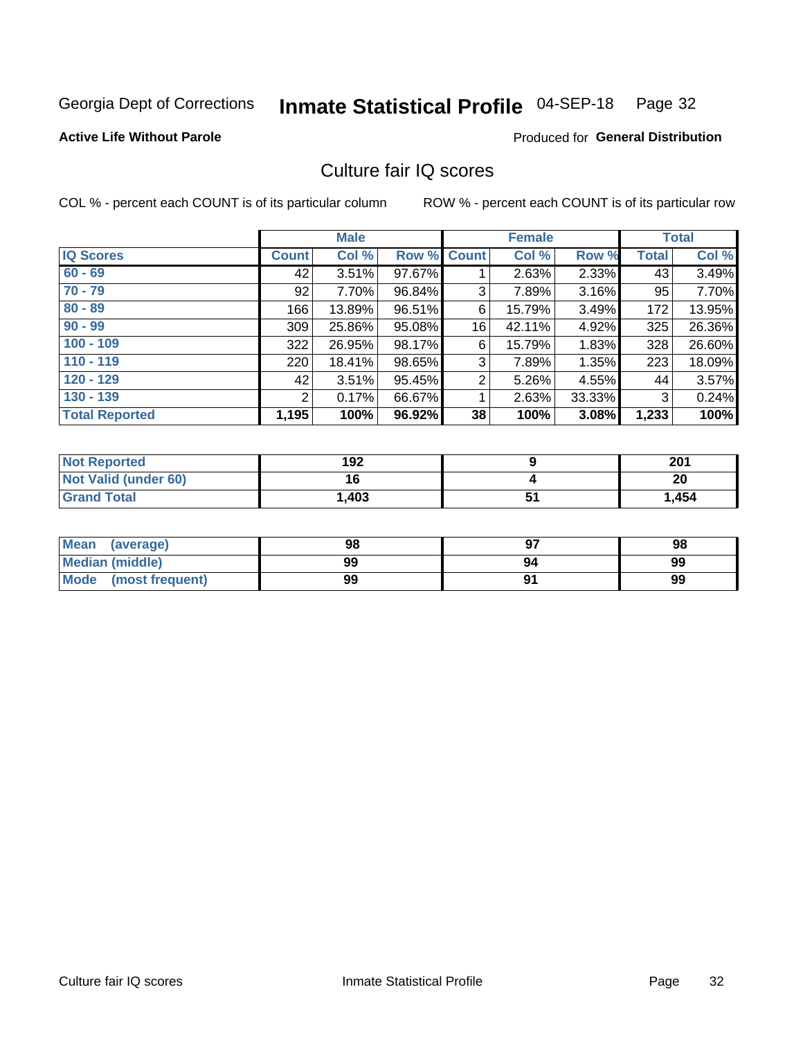Georgia Dept of Corrections **Inmate Statistical Profile** 04-SEP-18 Page 32

**Active Life Without Parole**

Produced for **General Distribution**

## Culture fair IQ scores

COL % - percent each COUNT is of its particular column

ROW % - percent each COUNT is of its particular row

| | Male | | | Female | | | Total | |
|---|---|---|---|---|---|---|---|---|
| **IQ Scores** | **Count** | **Col %** | **Row %** | **Count** | **Col %** | **Row %** | **Total** | **Col %** |
| **60 - 69** | 42 | 3.51% | 97.67% | 1 | 2.63% | 2.33% | 43 | 3.49% |
| **70 - 79** | 92 | 7.70% | 96.84% | 3 | 7.89% | 3.16% | 95 | 7.70% |
| **80 - 89** | 166 | 13.89% | 96.51% | 6 | 15.79% | 3.49% | 172 | 13.95% |
| **90 - 99** | 309 | 25.86% | 95.08% | 16 | 42.11% | 4.92% | 325 | 26.36% |
| **100 - 109** | 322 | 26.95% | 98.17% | 6 | 15.79% | 1.83% | 328 | 26.60% |
| **110 - 119** | 220 | 18.41% | 98.65% | 3 | 7.89% | 1.35% | 223 | 18.09% |
| **120 - 129** | 42 | 3.51% | 95.45% | 2 | 5.26% | 4.55% | 44 | 3.57% |
| **130 - 139** | 2 | 0.17% | 66.67% | 1 | 2.63% | 33.33% | 3 | 0.24% |
| **Total Reported** | **1,195** | **100%** | **96.92%** | **38** | **100%** | **3.08%** | **1,233** | **100%** |

| | Male | Female | Total |
|---|---|---|---|
| **Not Reported** | **192** | **9** | **201** |
| **Not Valid (under 60)** | **16** | **4** | **20** |
| **Grand Total** | **1,403** | **51** | **1,454** |

| | Male | Female | Total |
|---|---|---|---|
| **Mean (average)** | **98** | **97** | **98** |
| **Median (middle)** | **99** | **94** | **99** |
| **Mode (most frequent)** | **99** | **91** | **99** |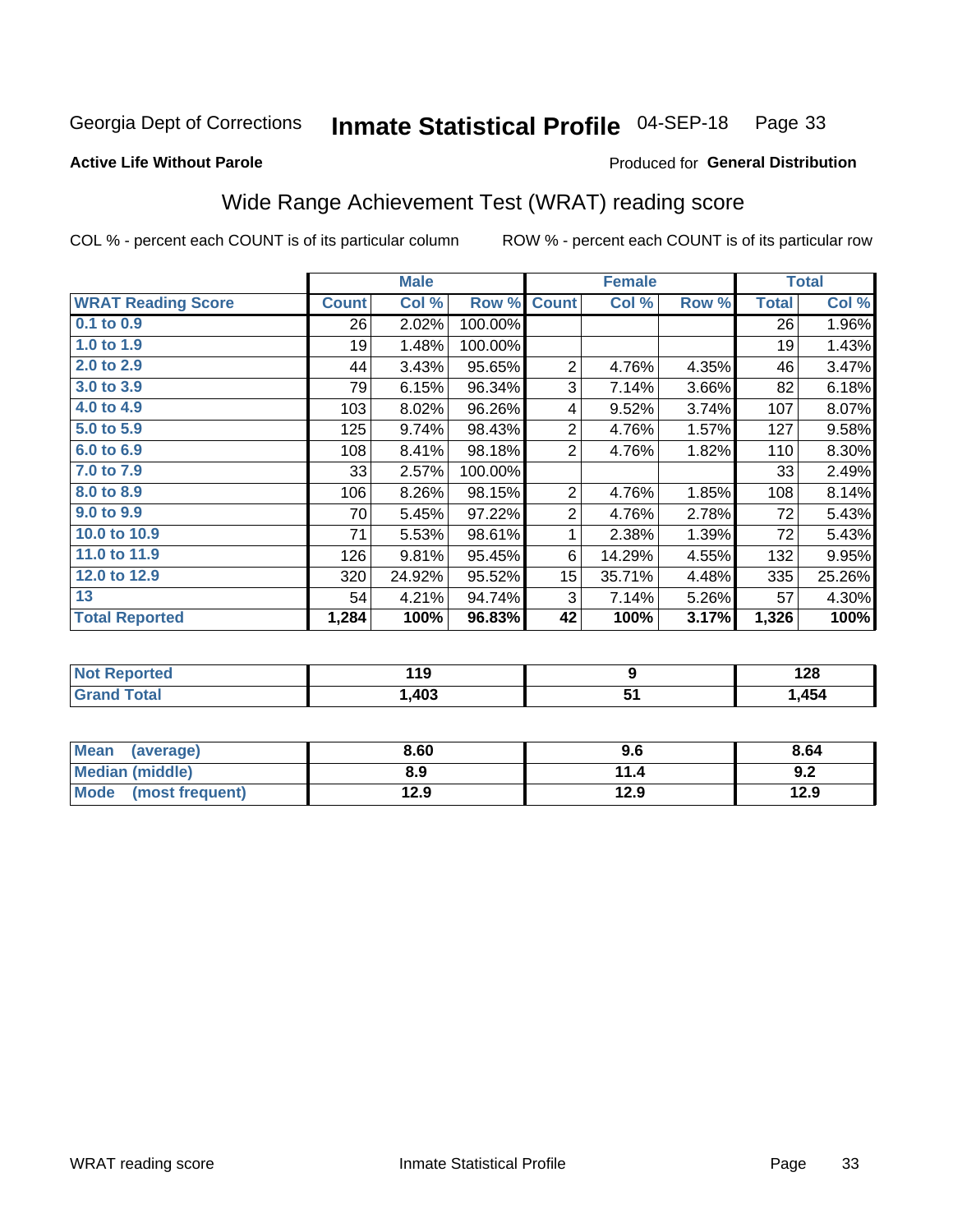Georgia Dept of Corrections **Inmate Statistical Profile** 04-SEP-18 Page 33

**Active Life Without Parole**

Produced for **General Distribution**

## Wide Range Achievement Test (WRAT) reading score

COL % - percent each COUNT is of its particular column ROW % - percent each COUNT is of its particular row

| | Male | | | Female | | | Total | |
|---|---|---|---|---|---|---|---|---|
| **WRAT Reading Score** | **Count** | **Col %** | **Row %** | **Count** | **Col %** | **Row %** | **Total** | **Col %** |
| 0.1 to 0.9 | 26 | 2.02% | 100.00% | | | | 26 | 1.96% |
| 1.0 to 1.9 | 19 | 1.48% | 100.00% | | | | 19 | 1.43% |
| 2.0 to 2.9 | 44 | 3.43% | 95.65% | 2 | 4.76% | 4.35% | 46 | 3.47% |
| 3.0 to 3.9 | 79 | 6.15% | 96.34% | 3 | 7.14% | 3.66% | 82 | 6.18% |
| 4.0 to 4.9 | 103 | 8.02% | 96.26% | 4 | 9.52% | 3.74% | 107 | 8.07% |
| 5.0 to 5.9 | 125 | 9.74% | 98.43% | 2 | 4.76% | 1.57% | 127 | 9.58% |
| 6.0 to 6.9 | 108 | 8.41% | 98.18% | 2 | 4.76% | 1.82% | 110 | 8.30% |
| 7.0 to 7.9 | 33 | 2.57% | 100.00% | | | | 33 | 2.49% |
| 8.0 to 8.9 | 106 | 8.26% | 98.15% | 2 | 4.76% | 1.85% | 108 | 8.14% |
| 9.0 to 9.9 | 70 | 5.45% | 97.22% | 2 | 4.76% | 2.78% | 72 | 5.43% |
| 10.0 to 10.9 | 71 | 5.53% | 98.61% | 1 | 2.38% | 1.39% | 72 | 5.43% |
| 11.0 to 11.9 | 126 | 9.81% | 95.45% | 6 | 14.29% | 4.55% | 132 | 9.95% |
| 12.0 to 12.9 | 320 | 24.92% | 95.52% | 15 | 35.71% | 4.48% | 335 | 25.26% |
| 13 | 54 | 4.21% | 94.74% | 3 | 7.14% | 5.26% | 57 | 4.30% |
| **Total Reported** | **1,284** | **100%** | **96.83%** | **42** | **100%** | **3.17%** | **1,326** | **100%** |

| | Male | Female | Total |
|---|---|---|---|
| Not Reported | 119 | 9 | 128 |
| Grand Total | 1,403 | 51 | 1,454 |

| | Male | Female | Total |
|---|---|---|---|
| Mean (average) | 8.60 | 9.6 | 8.64 |
| Median (middle) | 8.9 | 11.4 | 9.2 |
| Mode (most frequent) | 12.9 | 12.9 | 12.9 |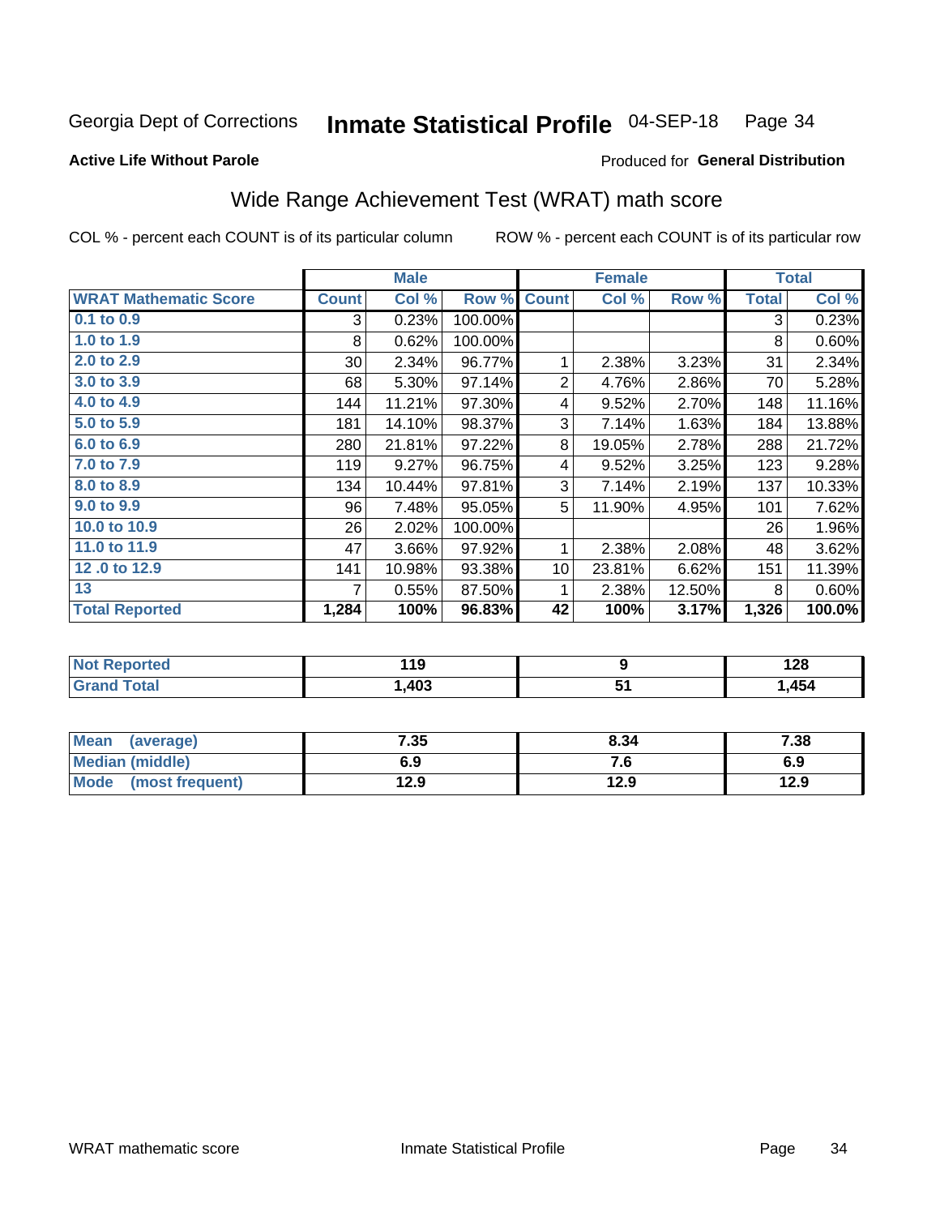Georgia Dept of Corrections **Inmate Statistical Profile** 04-SEP-18

**Active Life Without Parole**

Produced for **General Distribution**

## Wide Range Achievement Test (WRAT) math score

COL % - percent each COUNT is of its particular column ROW % - percent each COUNT is of its particular row

| | Male | | | Female | | | Total | |
|---|---|---|---|---|---|---|---|---|
| **WRAT Mathematic Score** | **Count** | **Col %** | **Row %** | **Count** | **Col %** | **Row %** | **Total** | **Col %** |
| 0.1 to 0.9 | 3 | 0.23% | 100.00% | | | | 3 | 0.23% |
| 1.0 to 1.9 | 8 | 0.62% | 100.00% | | | | 8 | 0.60% |
| 2.0 to 2.9 | 30 | 2.34% | 96.77% | 1 | 2.38% | 3.23% | 31 | 2.34% |
| 3.0 to 3.9 | 68 | 5.30% | 97.14% | 2 | 4.76% | 2.86% | 70 | 5.28% |
| 4.0 to 4.9 | 144 | 11.21% | 97.30% | 4 | 9.52% | 2.70% | 148 | 11.16% |
| 5.0 to 5.9 | 181 | 14.10% | 98.37% | 3 | 7.14% | 1.63% | 184 | 13.88% |
| 6.0 to 6.9 | 280 | 21.81% | 97.22% | 8 | 19.05% | 2.78% | 288 | 21.72% |
| 7.0 to 7.9 | 119 | 9.27% | 96.75% | 4 | 9.52% | 3.25% | 123 | 9.28% |
| 8.0 to 8.9 | 134 | 10.44% | 97.81% | 3 | 7.14% | 2.19% | 137 | 10.33% |
| 9.0 to 9.9 | 96 | 7.48% | 95.05% | 5 | 11.90% | 4.95% | 101 | 7.62% |
| 10.0 to 10.9 | 26 | 2.02% | 100.00% | | | | 26 | 1.96% |
| 11.0 to 11.9 | 47 | 3.66% | 97.92% | 1 | 2.38% | 2.08% | 48 | 3.62% |
| 12 .0 to 12.9 | 141 | 10.98% | 93.38% | 10 | 23.81% | 6.62% | 151 | 11.39% |
| 13 | 7 | 0.55% | 87.50% | 1 | 2.38% | 12.50% | 8 | 0.60% |
| **Total Reported** | **1,284** | **100%** | **96.83%** | **42** | **100%** | **3.17%** | **1,326** | **100.0%** |

| | Male | Female | Total |
|---|---|---|---|
| Not Reported | 119 | 9 | 128 |
| Grand Total | 1,403 | 51 | 1,454 |

| | Male | Female | Total |
|---|---|---|---|
| Mean (average) | 7.35 | 8.34 | 7.38 |
| Median (middle) | 6.9 | 7.6 | 6.9 |
| Mode (most frequent) | 12.9 | 12.9 | 12.9 |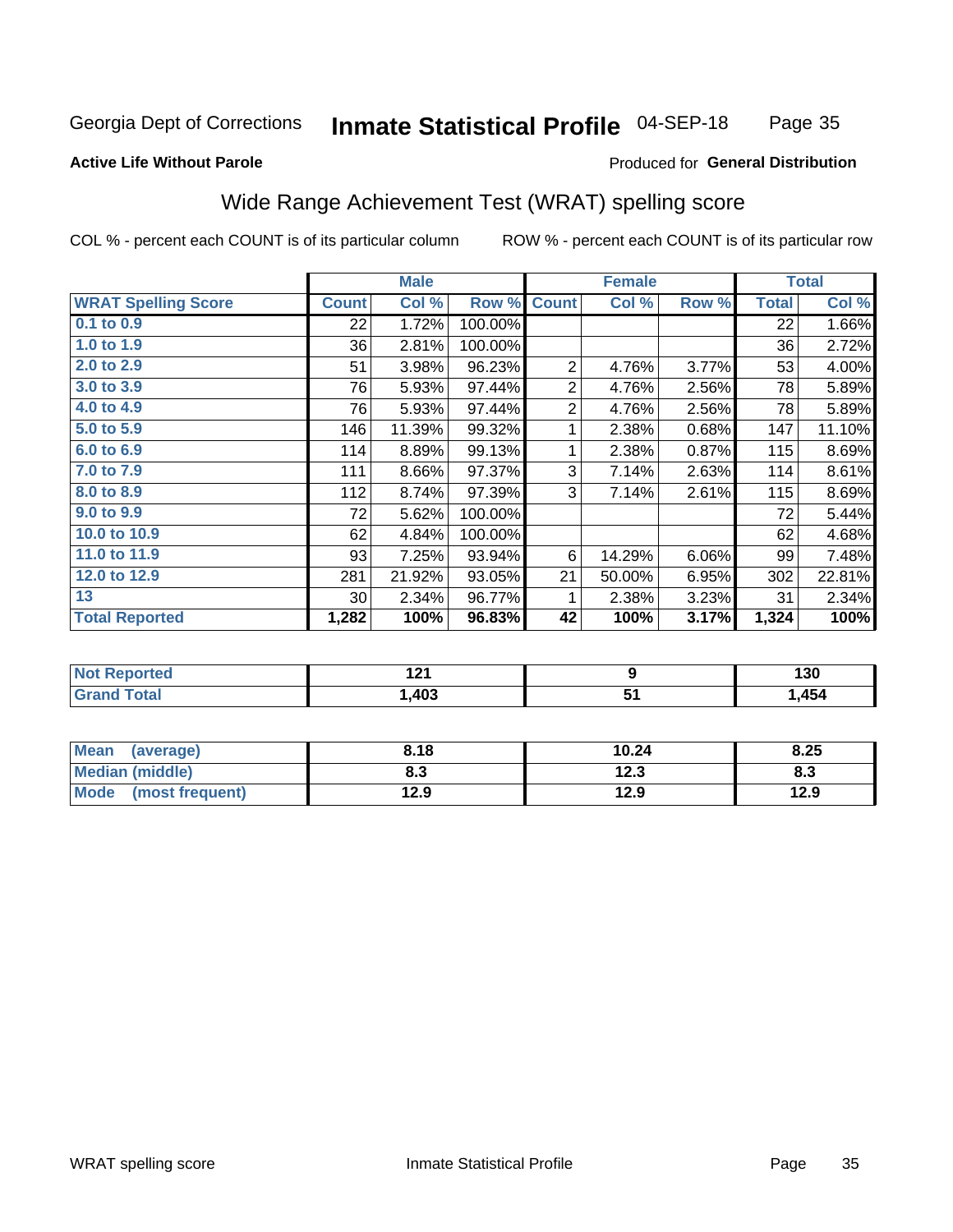Georgia Dept of Corrections **Inmate Statistical Profile** 04-SEP-18 Page 35

**Active Life Without Parole**

Produced for **General Distribution**

## Wide Range Achievement Test (WRAT) spelling score

COL % - percent each COUNT is of its particular column ROW % - percent each COUNT is of its particular row

| | Male | | | Female | | | Total | |
|---|---|---|---|---|---|---|---|---|
| **WRAT Spelling Score** | **Count** | **Col %** | **Row %** | **Count** | **Col %** | **Row %** | **Total** | **Col %** |
| 0.1 to 0.9 | 22 | 1.72% | 100.00% | | | | 22 | 1.66% |
| 1.0 to 1.9 | 36 | 2.81% | 100.00% | | | | 36 | 2.72% |
| 2.0 to 2.9 | 51 | 3.98% | 96.23% | 2 | 4.76% | 3.77% | 53 | 4.00% |
| 3.0 to 3.9 | 76 | 5.93% | 97.44% | 2 | 4.76% | 2.56% | 78 | 5.89% |
| 4.0 to 4.9 | 76 | 5.93% | 97.44% | 2 | 4.76% | 2.56% | 78 | 5.89% |
| 5.0 to 5.9 | 146 | 11.39% | 99.32% | 1 | 2.38% | 0.68% | 147 | 11.10% |
| 6.0 to 6.9 | 114 | 8.89% | 99.13% | 1 | 2.38% | 0.87% | 115 | 8.69% |
| 7.0 to 7.9 | 111 | 8.66% | 97.37% | 3 | 7.14% | 2.63% | 114 | 8.61% |
| 8.0 to 8.9 | 112 | 8.74% | 97.39% | 3 | 7.14% | 2.61% | 115 | 8.69% |
| 9.0 to 9.9 | 72 | 5.62% | 100.00% | | | | 72 | 5.44% |
| 10.0 to 10.9 | 62 | 4.84% | 100.00% | | | | 62 | 4.68% |
| 11.0 to 11.9 | 93 | 7.25% | 93.94% | 6 | 14.29% | 6.06% | 99 | 7.48% |
| 12.0 to 12.9 | 281 | 21.92% | 93.05% | 21 | 50.00% | 6.95% | 302 | 22.81% |
| 13 | 30 | 2.34% | 96.77% | 1 | 2.38% | 3.23% | 31 | 2.34% |
| **Total Reported** | **1,282** | **100%** | **96.83%** | **42** | **100%** | **3.17%** | **1,324** | **100%** |

| | Male | Female | Total |
|---|---|---|---|
| **Not Reported** | **121** | **9** | **130** |
| **Grand Total** | **1,403** | **51** | **1,454** |

| | Male | Female | Total |
|---|---|---|---|
| **Mean (average)** | **8.18** | **10.24** | **8.25** |
| **Median (middle)** | **8.3** | **12.3** | **8.3** |
| **Mode (most frequent)** | **12.9** | **12.9** | **12.9** |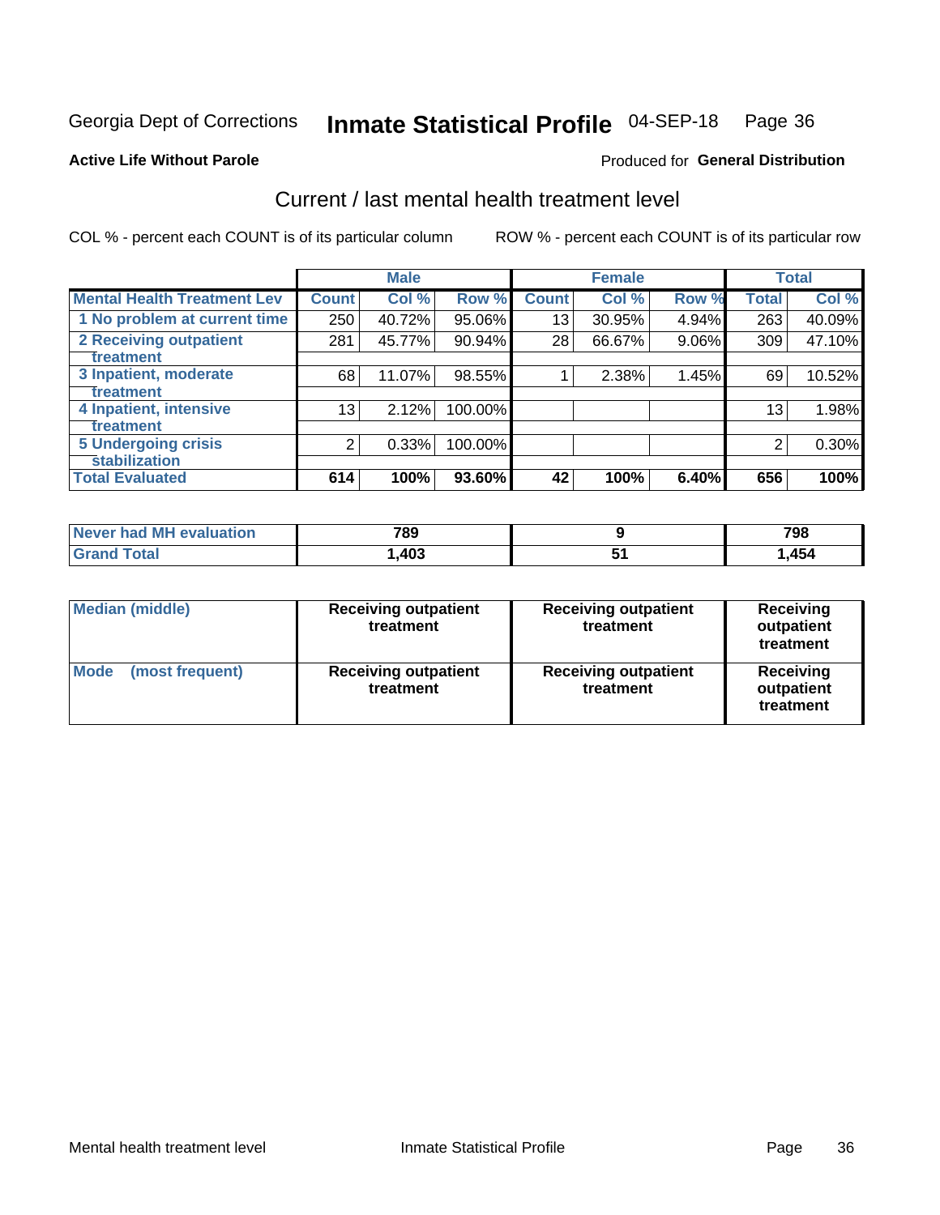Georgia Dept of Corrections **Inmate Statistical Profile** 04-SEP-18

**Active Life Without Parole**

Produced for **General Distribution**

## Current / last mental health treatment level

COL % - percent each COUNT is of its particular column ROW % - percent each COUNT is of its particular row

| | Male | | | Female | | | Total | |
|---|---|---|---|---|---|---|---|---|
| Mental Health Treatment Lev | Count | Col % | Row % | Count | Col % | Row % | Total | Col % |
| 1 No problem at current time | 250 | 40.72% | 95.06% | 13 | 30.95% | 4.94% | 263 | 40.09% |
| 2 Receiving outpatient treatment | 281 | 45.77% | 90.94% | 28 | 66.67% | 9.06% | 309 | 47.10% |
| 3 Inpatient, moderate treatment | 68 | 11.07% | 98.55% | 1 | 2.38% | 1.45% | 69 | 10.52% |
| 4 Inpatient, intensive treatment | 13 | 2.12% | 100.00% | | | | 13 | 1.98% |
| 5 Undergoing crisis stabilization | 2 | 0.33% | 100.00% | | | | 2 | 0.30% |
| Total Evaluated | 614 | 100% | 93.60% | 42 | 100% | 6.40% | 656 | 100% |

| | Male | Female | Total |
|---|---|---|---|
| Never had MH evaluation | 789 | 9 | 798 |
| Grand Total | 1,403 | 51 | 1,454 |

| | Male | Female | Total |
|---|---|---|---|
| Median (middle) | Receiving outpatient treatment | Receiving outpatient treatment | Receiving outpatient treatment |
| Mode (most frequent) | Receiving outpatient treatment | Receiving outpatient treatment | Receiving outpatient treatment |

Mental health treatment level Inmate Statistical Profile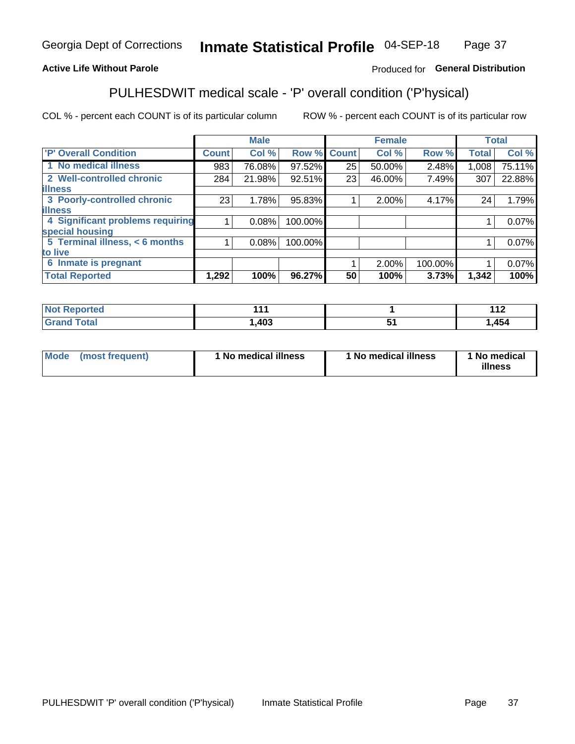Georgia Dept of Corrections **Inmate Statistical Profile** 04-SEP-18

**Active Life Without Parole**

Produced for **General Distribution**

## PULHESDWIT medical scale - 'P' overall condition ('P'hysical)

COL % - percent each COUNT is of its particular column ROW % - percent each COUNT is of its particular row

| | Male | | | Female | | | Total | |
|---|---|---|---|---|---|---|---|---|
| 'P' Overall Condition | Count | Col % | Row % | Count | Col % | Row % | Total | Col % |
| 1 No medical illness | 983 | 76.08% | 97.52% | 25 | 50.00% | 2.48% | 1,008 | 75.11% |
| 2 Well-controlled chronic illness | 284 | 21.98% | 92.51% | 23 | 46.00% | 7.49% | 307 | 22.88% |
| 3 Poorly-controlled chronic illness | 23 | 1.78% | 95.83% | 1 | 2.00% | 4.17% | 24 | 1.79% |
| 4 Significant problems requiring special housing | 1 | 0.08% | 100.00% | | | | 1 | 0.07% |
| 5 Terminal illness, < 6 months to live | 1 | 0.08% | 100.00% | | | | 1 | 0.07% |
| 6 Inmate is pregnant | | | | 1 | 2.00% | 100.00% | 1 | 0.07% |
| **Total Reported** | **1,292** | **100%** | **96.27%** | **50** | **100%** | **3.73%** | **1,342** | **100%** |

| | Male | Female | Total |
|---|---|---|---|
| Not Reported | 111 | 1 | 112 |
| Grand Total | 1,403 | 51 | 1,454 |

| | Male | Female | Total |
|---|---|---|---|
| Mode (most frequent) | 1 No medical illness | 1 No medical illness | 1 No medical illness |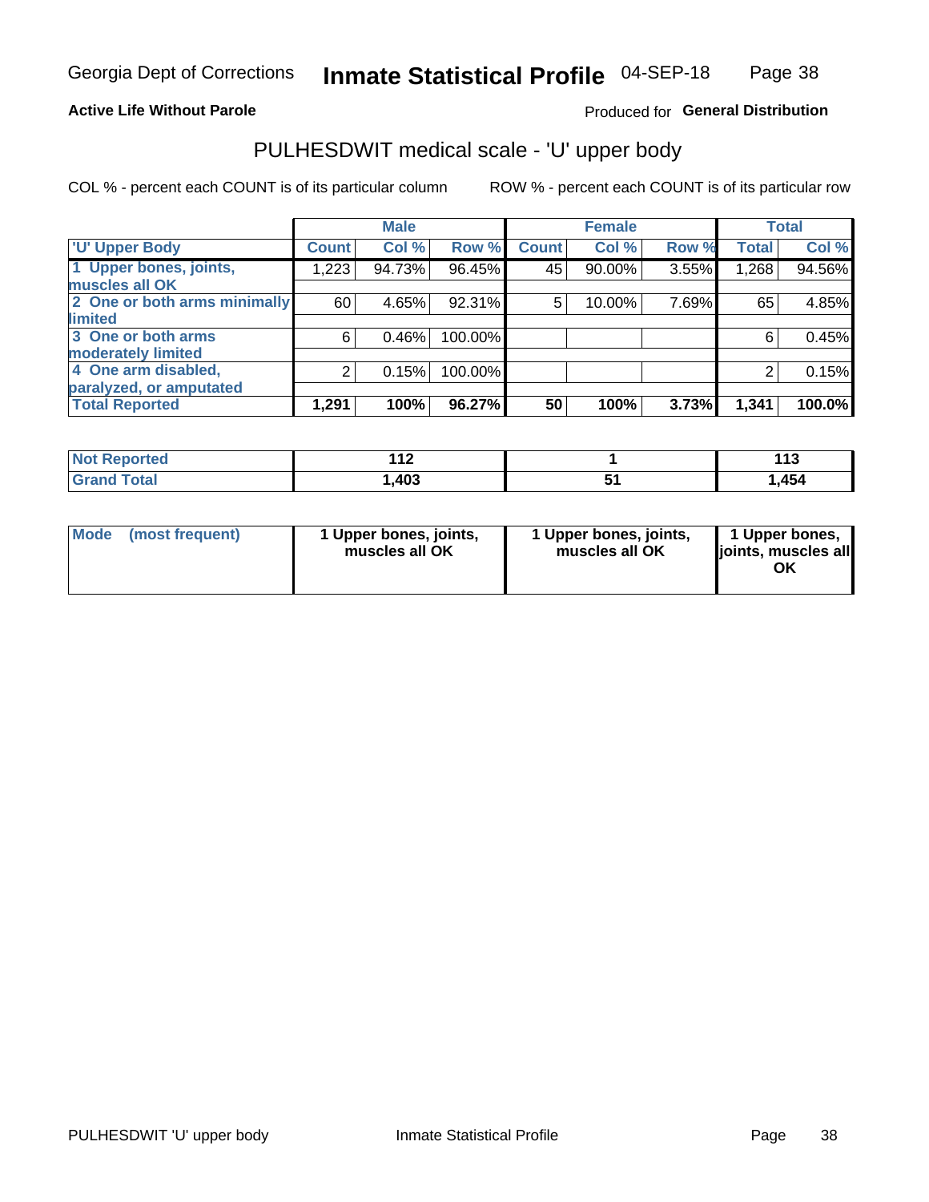Georgia Dept of Corrections **Inmate Statistical Profile** 04-SEP-18

**Active Life Without Parole**

Produced for **General Distribution**

## PULHESDWIT medical scale - 'U' upper body

COL % - percent each COUNT is of its particular column ROW % - percent each COUNT is of its particular row

| | Male | | | Female | | | Total | |
|---|---|---|---|---|---|---|---|---|
| 'U' Upper Body | Count | Col % | Row % | Count | Col % | Row % | Total | Col % |
| 1 Upper bones, joints, muscles all OK | 1,223 | 94.73% | 96.45% | 45 | 90.00% | 3.55% | 1,268 | 94.56% |
| 2 One or both arms minimally limited | 60 | 4.65% | 92.31% | 5 | 10.00% | 7.69% | 65 | 4.85% |
| 3 One or both arms moderately limited | 6 | 0.46% | 100.00% | | | | 6 | 0.45% |
| 4 One arm disabled, paralyzed, or amputated | 2 | 0.15% | 100.00% | | | | 2 | 0.15% |
| **Total Reported** | **1,291** | **100%** | **96.27%** | **50** | **100%** | **3.73%** | **1,341** | **100.0%** |

| | Male | Female | Total |
|---|---|---|---|
| Not Reported | 112 | 1 | 113 |
| Grand Total | 1,403 | 51 | 1,454 |

| | Male | Female | Total |
|---|---|---|---|
| Mode (most frequent) | 1 Upper bones, joints, muscles all OK | 1 Upper bones, joints, muscles all OK | 1 Upper bones, joints, muscles all OK |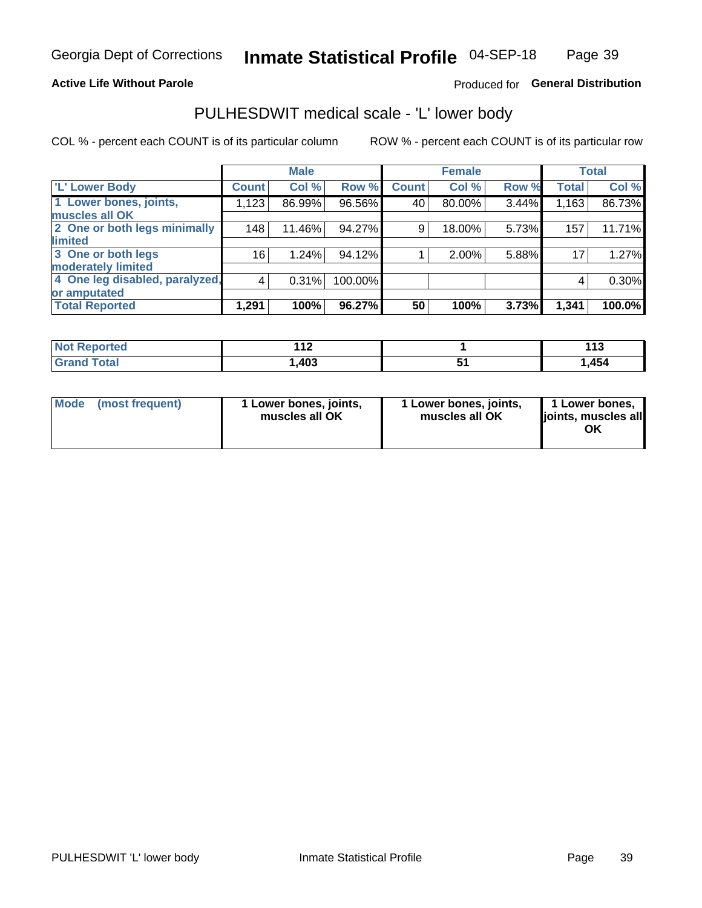Georgia Dept of Corrections **Inmate Statistical Profile** 04-SEP-18

**Active Life Without Parole**

Produced for **General Distribution**

## PULHESDWIT medical scale - 'L' lower body

COL % - percent each COUNT is of its particular column

ROW % - percent each COUNT is of its particular row

| 'L' Lower Body | Male | | | Female | | | Total | |
|---|---|---|---|---|---|---|---|---|
| | Count | Col % | Row % | Count | Col % | Row % | Total | Col % |
| 1 Lower bones, joints, muscles all OK | 1,123 | 86.99% | 96.56% | 40 | 80.00% | 3.44% | 1,163 | 86.73% |
| 2 One or both legs minimally limited | 148 | 11.46% | 94.27% | 9 | 18.00% | 5.73% | 157 | 11.71% |
| 3 One or both legs moderately limited | 16 | 1.24% | 94.12% | 1 | 2.00% | 5.88% | 17 | 1.27% |
| 4 One leg disabled, paralyzed, or amputated | 4 | 0.31% | 100.00% | | | | 4 | 0.30% |
| **Total Reported** | **1,291** | **100%** | **96.27%** | **50** | **100%** | **3.73%** | **1,341** | **100.0%** |

| | Male | Female | Total |
|---|---|---|---|
| Not Reported | 112 | 1 | 113 |
| Grand Total | 1,403 | 51 | 1,454 |

| | Male | Female | Total |
|---|---|---|---|
| Mode (most frequent) | 1 Lower bones, joints, muscles all OK | 1 Lower bones, joints, muscles all OK | 1 Lower bones, joints, muscles all OK |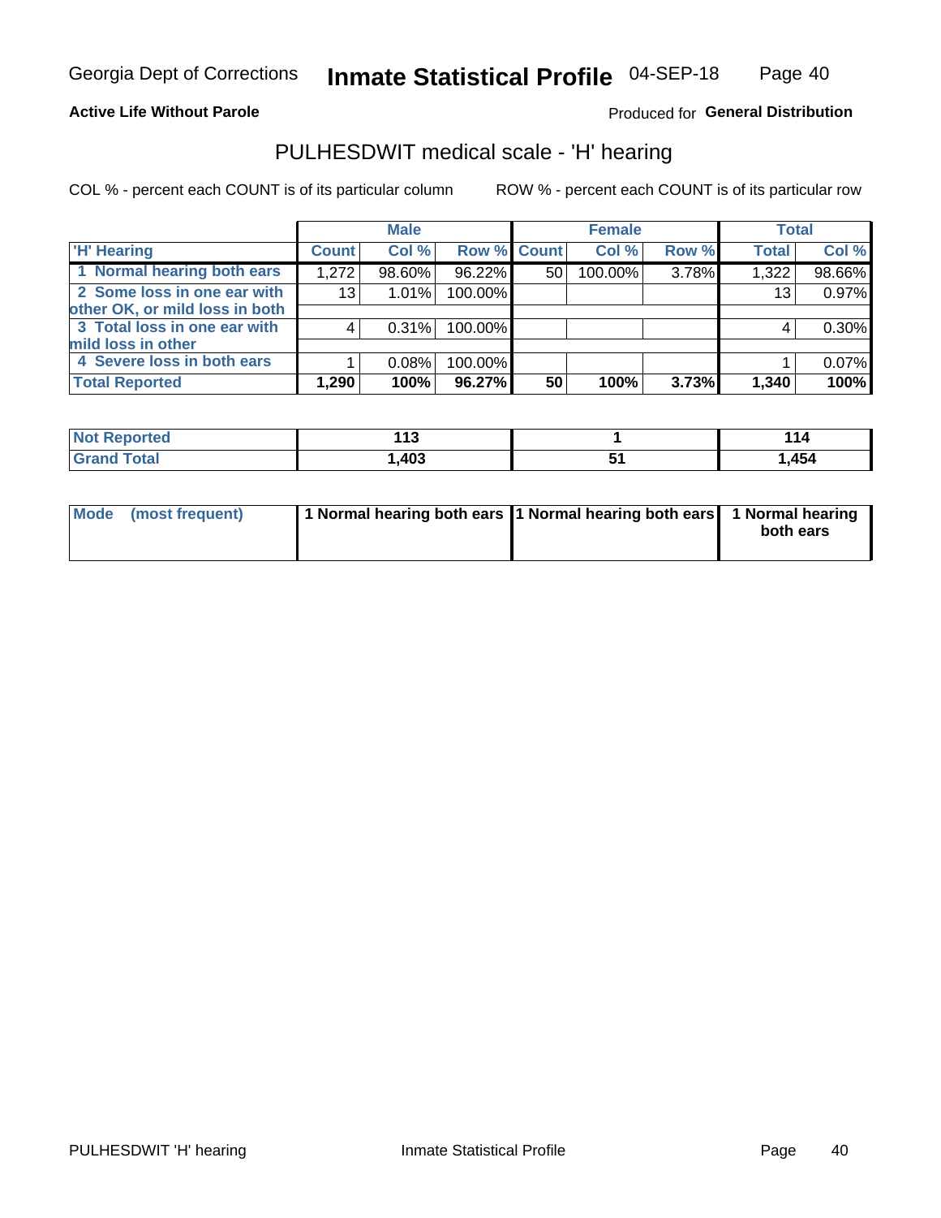Georgia Dept of Corrections **Inmate Statistical Profile** 04-SEP-18

**Active Life Without Parole**

Produced for **General Distribution**

## PULHESDWIT medical scale - 'H' hearing

COL % - percent each COUNT is of its particular column

ROW % - percent each COUNT is of its particular row

| | Male | | | Female | | | Total | |
|---|---|---|---|---|---|---|---|---|
| 'H' Hearing | Count | Col % | Row % | Count | Col % | Row % | Total | Col % |
| 1 Normal hearing both ears | 1,272 | 98.60% | 96.22% | 50 | 100.00% | 3.78% | 1,322 | 98.66% |
| 2 Some loss in one ear with other OK, or mild loss in both | 13 | 1.01% | 100.00% | | | | 13 | 0.97% |
| 3 Total loss in one ear with mild loss in other | 4 | 0.31% | 100.00% | | | | 4 | 0.30% |
| 4 Severe loss in both ears | 1 | 0.08% | 100.00% | | | | 1 | 0.07% |
| **Total Reported** | **1,290** | **100%** | **96.27%** | **50** | **100%** | **3.73%** | **1,340** | **100%** |

| | Male | Female | Total |
|---|---|---|---|
| Not Reported | 113 | 1 | 114 |
| Grand Total | 1,403 | 51 | 1,454 |

| | Male | Female | Total |
|---|---|---|---|
| Mode (most frequent) | 1 Normal hearing both ears | 1 Normal hearing both ears | 1 Normal hearing both ears |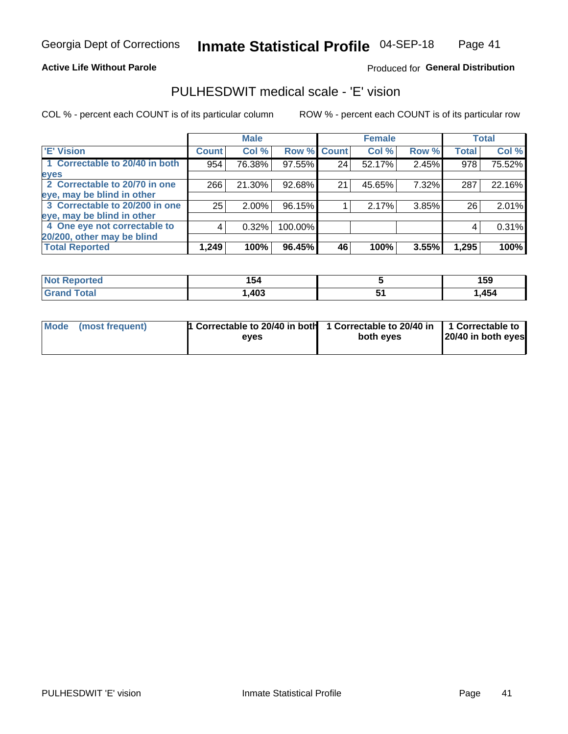Georgia Dept of Corrections **Inmate Statistical Profile** 04-SEP-18

**Active Life Without Parole**

Produced for **General Distribution**

## PULHESDWIT medical scale - 'E' vision

COL % - percent each COUNT is of its particular column

ROW % - percent each COUNT is of its particular row

| | Male | | | Female | | | Total | |
|---|---|---|---|---|---|---|---|---|
| 'E' Vision | Count | Col % | Row % | Count | Col % | Row % | Total | Col % |
| 1 Correctable to 20/40 in both eyes | 954 | 76.38% | 97.55% | 24 | 52.17% | 2.45% | 978 | 75.52% |
| 2 Correctable to 20/70 in one eye, may be blind in other | 266 | 21.30% | 92.68% | 21 | 45.65% | 7.32% | 287 | 22.16% |
| 3 Correctable to 20/200 in one eye, may be blind in other | 25 | 2.00% | 96.15% | 1 | 2.17% | 3.85% | 26 | 2.01% |
| 4 One eye not correctable to 20/200, other may be blind | 4 | 0.32% | 100.00% | | | | 4 | 0.31% |
| **Total Reported** | **1,249** | **100%** | **96.45%** | **46** | **100%** | **3.55%** | **1,295** | **100%** |

| | Male | Female | Total |
|---|---|---|---|
| Not Reported | 154 | 5 | 159 |
| Grand Total | 1,403 | 51 | 1,454 |

| | Male | Female | Total |
|---|---|---|---|
| Mode (most frequent) | 1 Correctable to 20/40 in both eyes | 1 Correctable to 20/40 in both eyes | 1 Correctable to 20/40 in both eyes |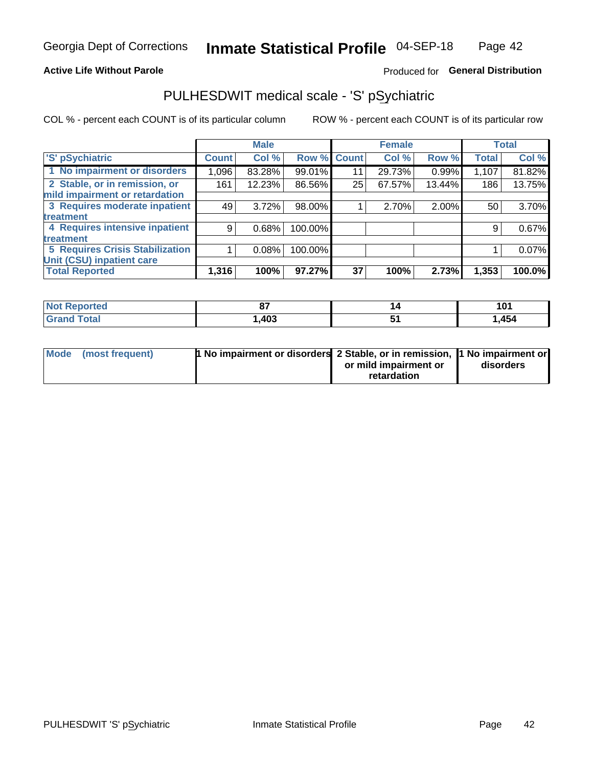Georgia Dept of Corrections **Inmate Statistical Profile** 04-SEP-18

**Active Life Without Parole**

Produced for **General Distribution**

## PULHESDWIT medical scale - 'S' pSychiatric

COL % - percent each COUNT is of its particular column

ROW % - percent each COUNT is of its particular row

| | Male | | | Female | | | Total | |
|---|---|---|---|---|---|---|---|---|
| 'S' pSychiatric | Count | Col % | Row % | Count | Col % | Row % | Total | Col % |
| 1 No impairment or disorders | 1,096 | 83.28% | 99.01% | 11 | 29.73% | 0.99% | 1,107 | 81.82% |
| 2 Stable, or in remission, or mild impairment or retardation | 161 | 12.23% | 86.56% | 25 | 67.57% | 13.44% | 186 | 13.75% |
| 3 Requires moderate inpatient treatment | 49 | 3.72% | 98.00% | 1 | 2.70% | 2.00% | 50 | 3.70% |
| 4 Requires intensive inpatient treatment | 9 | 0.68% | 100.00% | | | | 9 | 0.67% |
| 5 Requires Crisis Stabilization Unit (CSU) inpatient care | 1 | 0.08% | 100.00% | | | | 1 | 0.07% |
| **Total Reported** | **1,316** | **100%** | **97.27%** | **37** | **100%** | **2.73%** | **1,353** | **100.0%** |

| | Male | Female | Total |
|---|---|---|---|
| Not Reported | 87 | 14 | 101 |
| Grand Total | 1,403 | 51 | 1,454 |

| | Male | Female | Total |
|---|---|---|---|
| Mode (most frequent) | 1 No impairment or disorders | 2 Stable, or in remission, or mild impairment or retardation | 1 No impairment or disorders |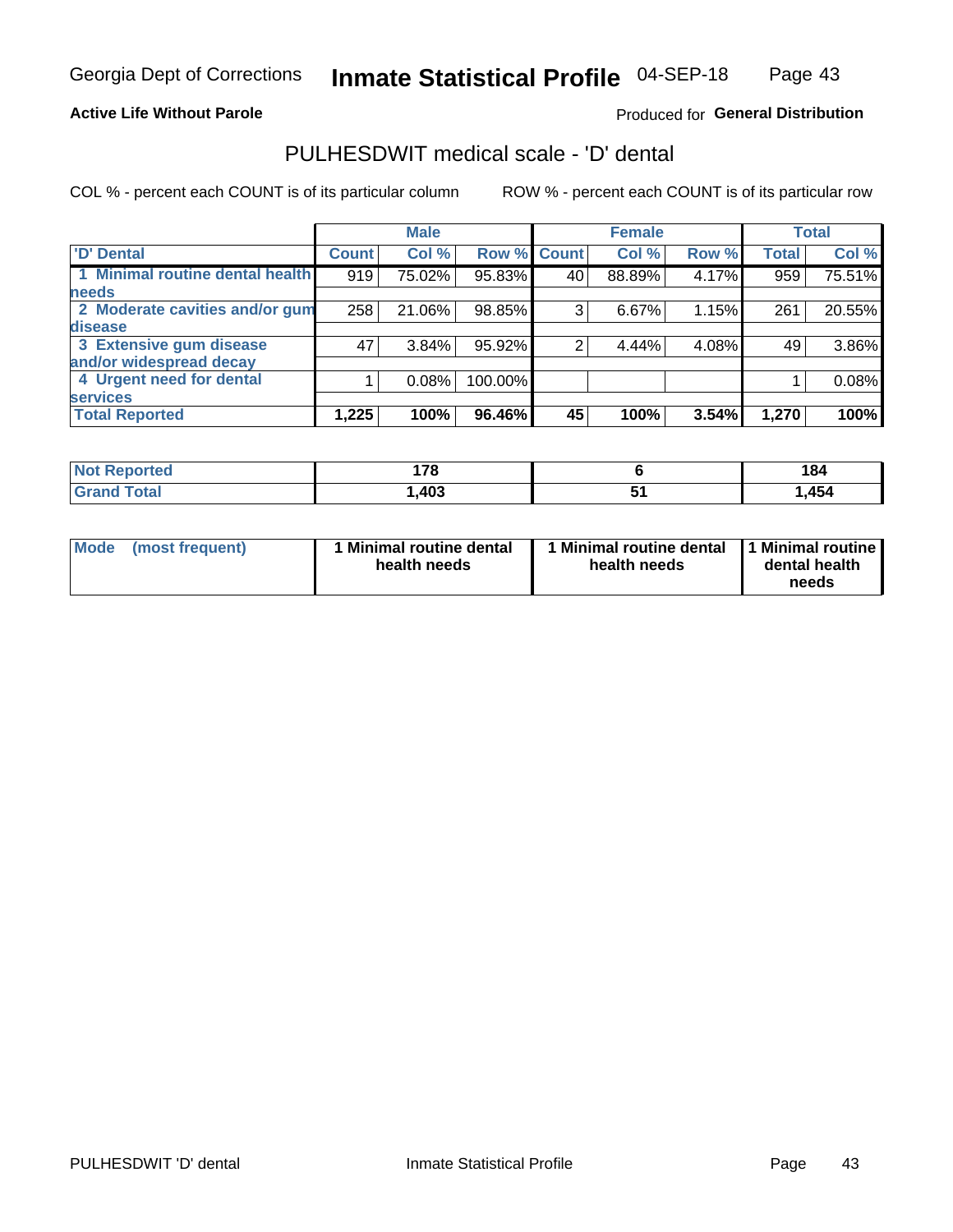Georgia Dept of Corrections **Inmate Statistical Profile** 04-SEP-18

**Active Life Without Parole**

Produced for **General Distribution**

## PULHESDWIT medical scale - 'D' dental

COL % - percent each COUNT is of its particular column

ROW % - percent each COUNT is of its particular row

| | Male | | | Female | | | Total | |
|---|---|---|---|---|---|---|---|---|
| 'D' Dental | Count | Col % | Row % | Count | Col % | Row % | Total | Col % |
| 1 Minimal routine dental health needs | 919 | 75.02% | 95.83% | 40 | 88.89% | 4.17% | 959 | 75.51% |
| 2 Moderate cavities and/or gum disease | 258 | 21.06% | 98.85% | 3 | 6.67% | 1.15% | 261 | 20.55% |
| 3 Extensive gum disease and/or widespread decay | 47 | 3.84% | 95.92% | 2 | 4.44% | 4.08% | 49 | 3.86% |
| 4 Urgent need for dental services | 1 | 0.08% | 100.00% | | | | 1 | 0.08% |
| **Total Reported** | **1,225** | **100%** | **96.46%** | **45** | **100%** | **3.54%** | **1,270** | **100%** |

| | Male | Female | Total |
|---|---|---|---|
| **Not Reported** | **178** | **6** | **184** |
| **Grand Total** | **1,403** | **51** | **1,454** |

| | Male | Female | Total |
|---|---|---|---|
| **Mode (most frequent)** | **1 Minimal routine dental health needs** | **1 Minimal routine dental health needs** | **1 Minimal routine dental health needs** |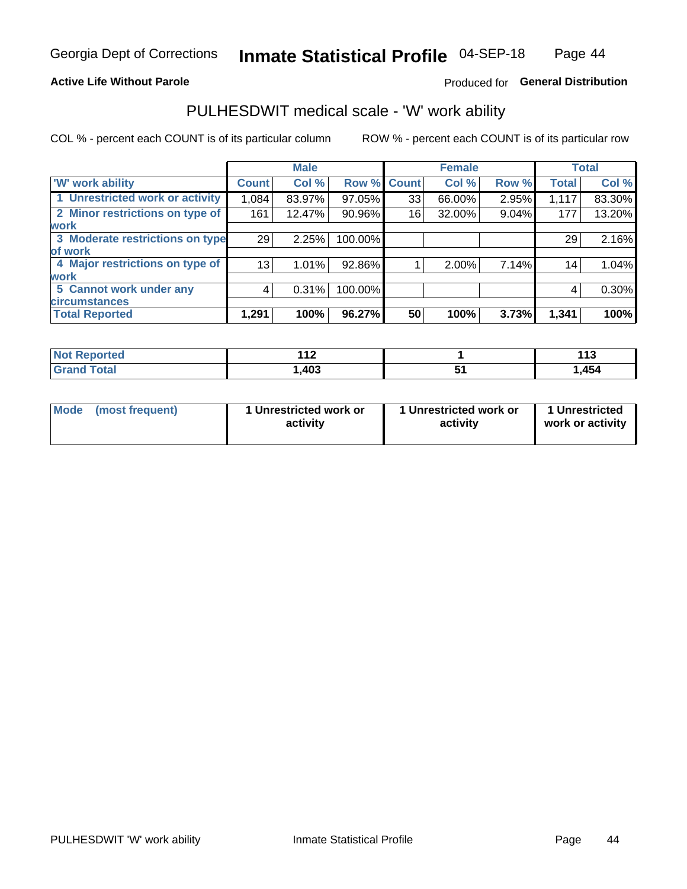Georgia Dept of Corrections **Inmate Statistical Profile** 04-SEP-18

**Active Life Without Parole**

Produced for **General Distribution**

## PULHESDWIT medical scale - 'W' work ability

COL % - percent each COUNT is of its particular column

ROW % - percent each COUNT is of its particular row

| | Male | | | Female | | | Total | |
|---|---|---|---|---|---|---|---|---|
| 'W' work ability | Count | Col % | Row % | Count | Col % | Row % | Total | Col % |
| 1 Unrestricted work or activity | 1,084 | 83.97% | 97.05% | 33 | 66.00% | 2.95% | 1,117 | 83.30% |
| 2 Minor restrictions on type of work | 161 | 12.47% | 90.96% | 16 | 32.00% | 9.04% | 177 | 13.20% |
| 3 Moderate restrictions on type of work | 29 | 2.25% | 100.00% | | | | 29 | 2.16% |
| 4 Major restrictions on type of work | 13 | 1.01% | 92.86% | 1 | 2.00% | 7.14% | 14 | 1.04% |
| 5 Cannot work under any circumstances | 4 | 0.31% | 100.00% | | | | 4 | 0.30% |
| **Total Reported** | **1,291** | **100%** | **96.27%** | **50** | **100%** | **3.73%** | **1,341** | **100%** |

| | Male | Female | Total |
|---|---|---|---|
| Not Reported | 112 | 1 | 113 |
| Grand Total | 1,403 | 51 | 1,454 |

| | Male | Female | Total |
|---|---|---|---|
| Mode (most frequent) | 1 Unrestricted work or activity | 1 Unrestricted work or activity | 1 Unrestricted work or activity |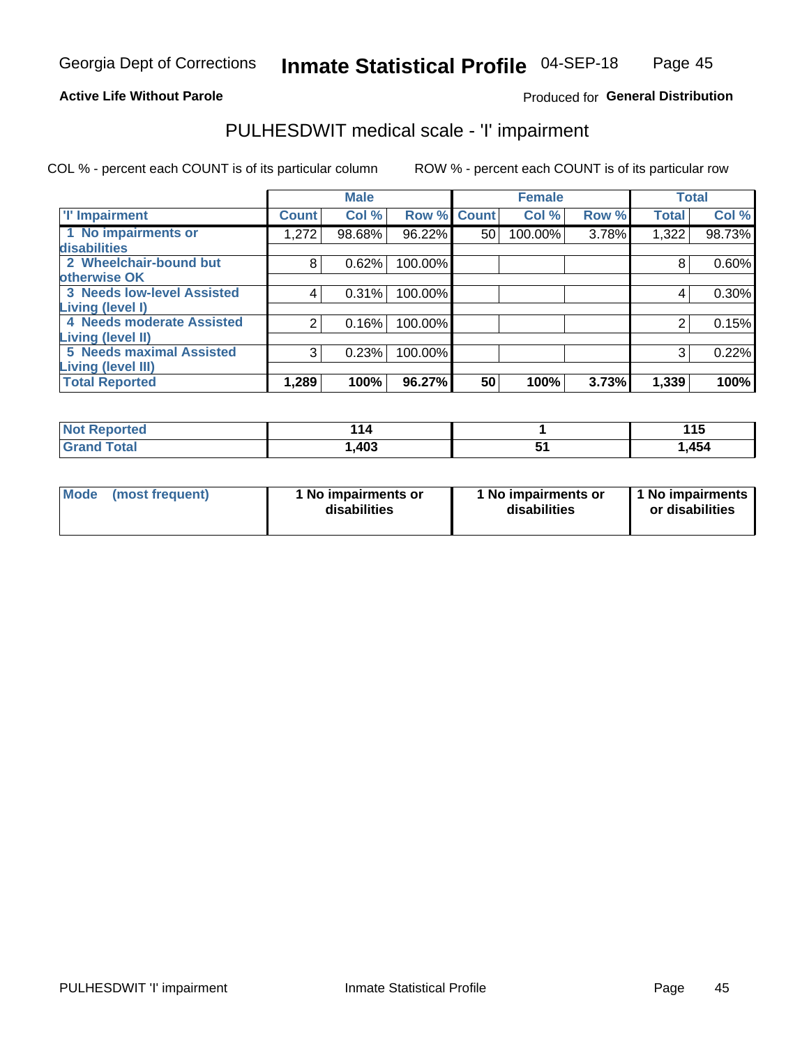Georgia Dept of Corrections **Inmate Statistical Profile** 04-SEP-18

**Active Life Without Parole**

Produced for **General Distribution**

## PULHESDWIT medical scale - 'I' impairment

COL % - percent each COUNT is of its particular column    ROW % - percent each COUNT is of its particular row

| | Male | | | Female | | | Total | |
|---|---|---|---|---|---|---|---|---|
| 'I' Impairment | Count | Col % | Row % | Count | Col % | Row % | Total | Col % |
| 1 No impairments or disabilities | 1,272 | 98.68% | 96.22% | 50 | 100.00% | 3.78% | 1,322 | 98.73% |
| 2 Wheelchair-bound but otherwise OK | 8 | 0.62% | 100.00% | | | | 8 | 0.60% |
| 3 Needs low-level Assisted Living (level I) | 4 | 0.31% | 100.00% | | | | 4 | 0.30% |
| 4 Needs moderate Assisted Living (level II) | 2 | 0.16% | 100.00% | | | | 2 | 0.15% |
| 5 Needs maximal Assisted Living (level III) | 3 | 0.23% | 100.00% | | | | 3 | 0.22% |
| **Total Reported** | **1,289** | **100%** | **96.27%** | **50** | **100%** | **3.73%** | **1,339** | **100%** |

| | Male | Female | Total |
|---|---|---|---|
| Not Reported | 114 | 1 | 115 |
| Grand Total | 1,403 | 51 | 1,454 |

| | Male | Female | Total |
|---|---|---|---|
| Mode (most frequent) | 1 No impairments or disabilities | 1 No impairments or disabilities | 1 No impairments or disabilities |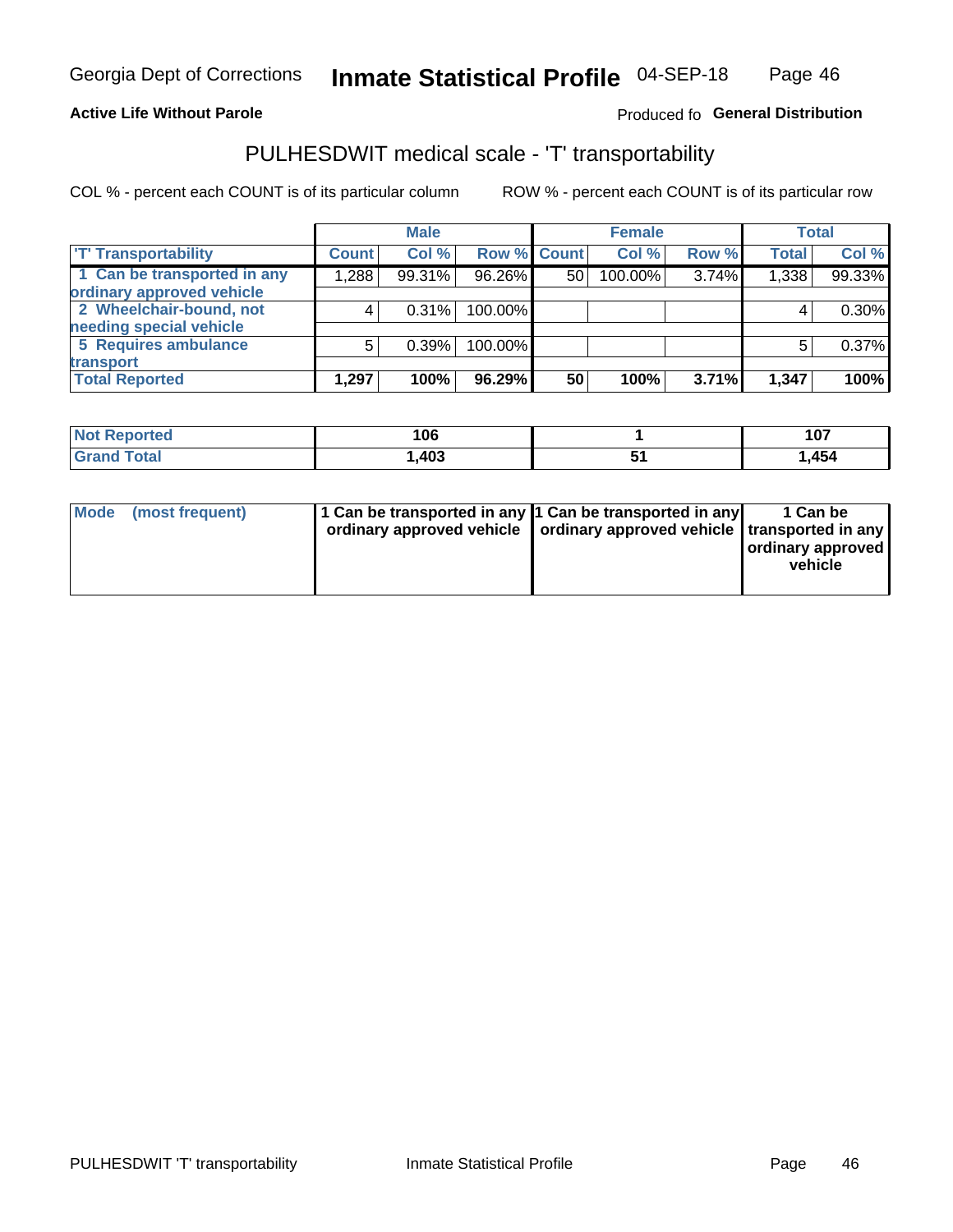Georgia Dept of Corrections **Inmate Statistical Profile** 04-SEP-18

**Active Life Without Parole** Produced fo **General Distribution**

## PULHESDWIT medical scale - 'T' transportability

COL % - percent each COUNT is of its particular column ROW % - percent each COUNT is of its particular row

| | Male | | | Female | | | Total | |
|---|---|---|---|---|---|---|---|---|
| 'T' Transportability | Count | Col % | Row % | Count | Col % | Row % | Total | Col % |
| 1 Can be transported in any ordinary approved vehicle | 1,288 | 99.31% | 96.26% | 50 | 100.00% | 3.74% | 1,338 | 99.33% |
| 2 Wheelchair-bound, not needing special vehicle | 4 | 0.31% | 100.00% | | | | 4 | 0.30% |
| 5 Requires ambulance transport | 5 | 0.39% | 100.00% | | | | 5 | 0.37% |
| **Total Reported** | **1,297** | **100%** | **96.29%** | **50** | **100%** | **3.71%** | **1,347** | **100%** |

| | Male | Female | Total |
|---|---|---|---|
| Not Reported | 106 | 1 | 107 |
| Grand Total | 1,403 | 51 | 1,454 |

| | Male | Female | Total |
|---|---|---|---|
| Mode (most frequent) | 1 Can be transported in any ordinary approved vehicle | 1 Can be transported in any ordinary approved vehicle | 1 Can be transported in any ordinary approved vehicle |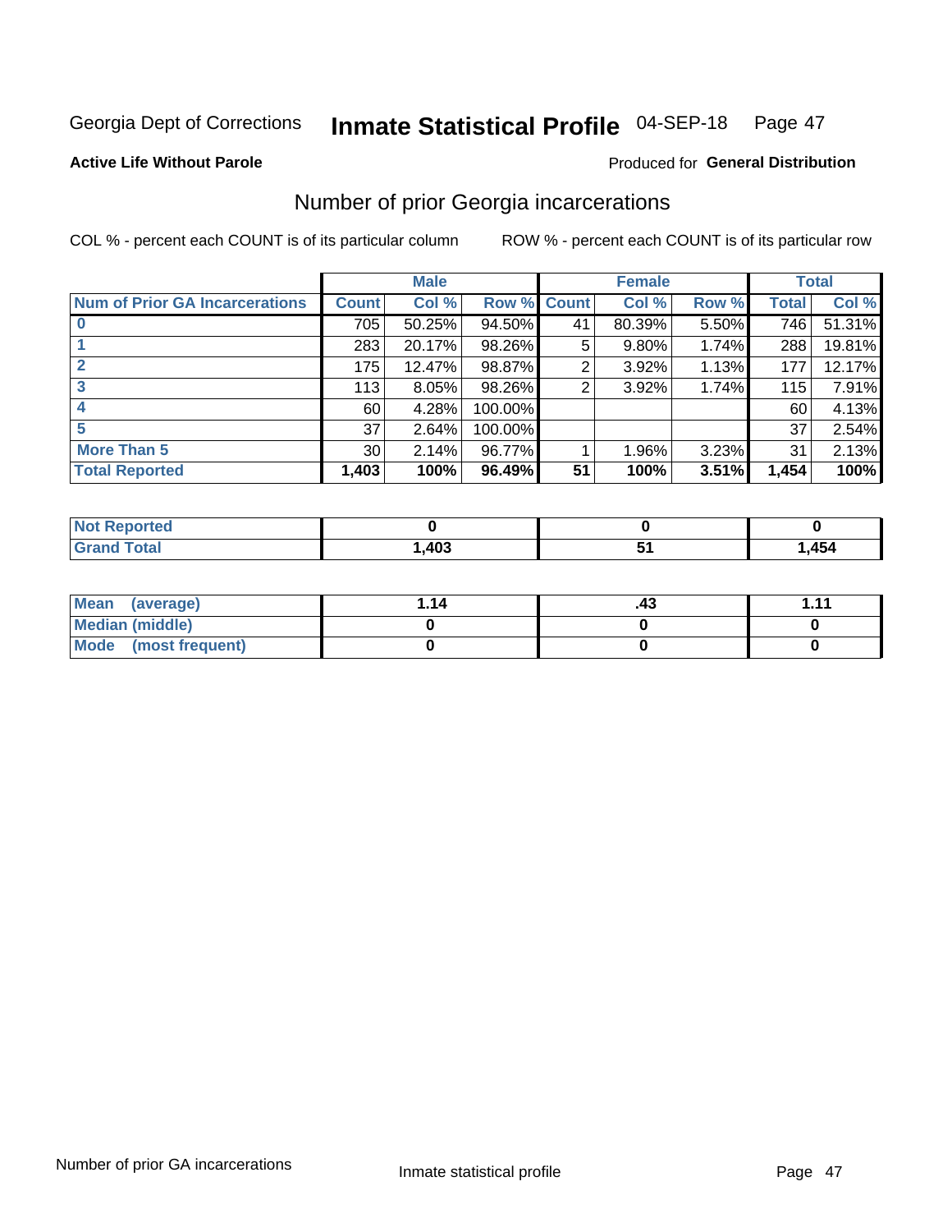Georgia Dept of Corrections **Inmate Statistical Profile** 04-SEP-18

**Active Life Without Parole**

Produced for **General Distribution**

## Number of prior Georgia incarcerations

COL % - percent each COUNT is of its particular column

ROW % - percent each COUNT is of its particular row

| | Male | | | Female | | | Total | |
|---|---|---|---|---|---|---|---|---|
| **Num of Prior GA Incarcerations** | **Count** | **Col %** | **Row %** | **Count** | **Col %** | **Row %** | **Total** | **Col %** |
| **0** | 705 | 50.25% | 94.50% | 41 | 80.39% | 5.50% | 746 | 51.31% |
| **1** | 283 | 20.17% | 98.26% | 5 | 9.80% | 1.74% | 288 | 19.81% |
| **2** | 175 | 12.47% | 98.87% | 2 | 3.92% | 1.13% | 177 | 12.17% |
| **3** | 113 | 8.05% | 98.26% | 2 | 3.92% | 1.74% | 115 | 7.91% |
| **4** | 60 | 4.28% | 100.00% | | | | 60 | 4.13% |
| **5** | 37 | 2.64% | 100.00% | | | | 37 | 2.54% |
| **More Than 5** | 30 | 2.14% | 96.77% | 1 | 1.96% | 3.23% | 31 | 2.13% |
| **Total Reported** | **1,403** | **100%** | **96.49%** | **51** | **100%** | **3.51%** | **1,454** | **100%** |

| | Male | Female | Total |
|---|---|---|---|
| **Not Reported** | **0** | **0** | **0** |
| **Grand Total** | **1,403** | **51** | **1,454** |

| | Male | Female | Total |
|---|---|---|---|
| **Mean (average)** | **1.14** | **.43** | **1.11** |
| **Median (middle)** | **0** | **0** | **0** |
| **Mode (most frequent)** | **0** | **0** | **0** |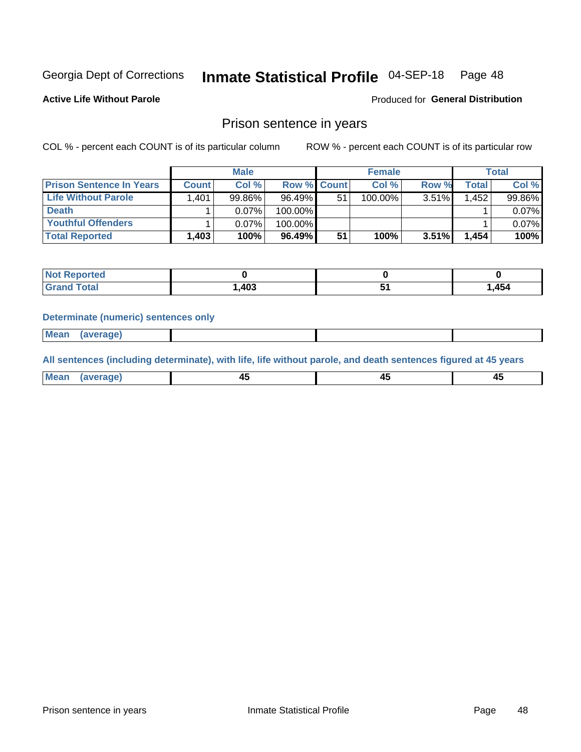Georgia Dept of Corrections **Inmate Statistical Profile** 04-SEP-18

**Active Life Without Parole**

Produced for **General Distribution**

## Prison sentence in years

COL % - percent each COUNT is of its particular column ROW % - percent each COUNT is of its particular row

| | Male | | | Female | | | Total | |
|---|---|---|---|---|---|---|---|---|
| **Prison Sentence In Years** | **Count** | **Col %** | **Row %** | **Count** | **Col %** | **Row %** | **Total** | **Col %** |
| **Life Without Parole** | 1,401 | 99.86% | 96.49% | 51 | 100.00% | 3.51% | 1,452 | 99.86% |
| **Death** | 1 | 0.07% | 100.00% | | | | 1 | 0.07% |
| **Youthful Offenders** | 1 | 0.07% | 100.00% | | | | 1 | 0.07% |
| **Total Reported** | **1,403** | **100%** | **96.49%** | **51** | **100%** | **3.51%** | **1,454** | **100%** |

| | Male | Female | Total |
|---|---|---|---|
| **Not Reported** | **0** | **0** | **0** |
| **Grand Total** | **1,403** | **51** | **1,454** |

**Determinate (numeric) sentences only**

| | Male | Female | Total |
|---|---|---|---|
| **Mean (average)** | | | |

**All sentences (including determinate), with life, life without parole, and death sentences figured at 45 years**

| | Male | Female | Total |
|---|---|---|---|
| **Mean (average)** | **45** | **45** | **45** |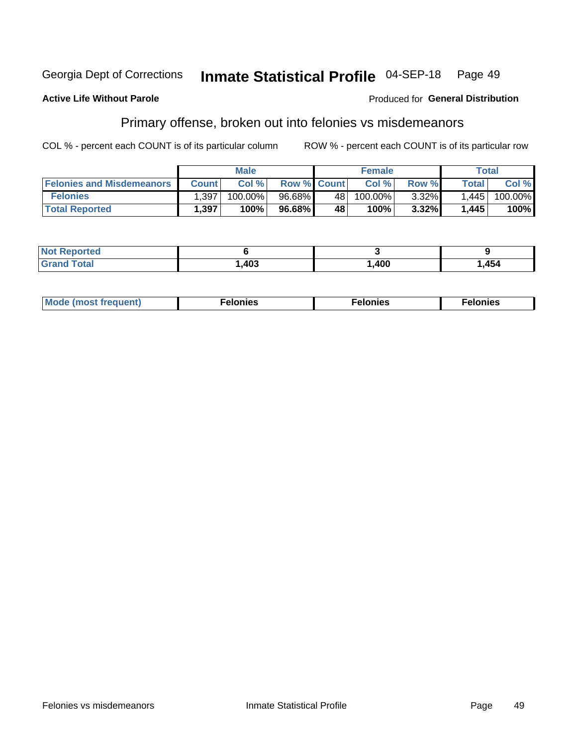Georgia Dept of Corrections **Inmate Statistical Profile** 04-SEP-18

**Active Life Without Parole**

Produced for **General Distribution**

## Primary offense, broken out into felonies vs misdemeanors

COL % - percent each COUNT is of its particular column          ROW % - percent each COUNT is of its particular row

| | Male | | | Female | | | Total | |
|---|---|---|---|---|---|---|---|---|
| **Felonies and Misdemeanors** | **Count** | **Col %** | **Row %** | **Count** | **Col %** | **Row %** | **Total** | **Col %** |
| **Felonies** | 1,397 | 100.00% | 96.68% | 48 | 100.00% | 3.32% | 1,445 | 100.00% |
| **Total Reported** | **1,397** | **100%** | **96.68%** | **48** | **100%** | **3.32%** | **1,445** | **100%** |

| | Male | Female | Total |
|---|---|---|---|
| **Not Reported** | **6** | **3** | **9** |
| **Grand Total** | **1,403** | **1,400** | **1,454** |

| | Male | Female | Total |
|---|---|---|---|
| **Mode (most frequent)** | **Felonies** | **Felonies** | **Felonies** |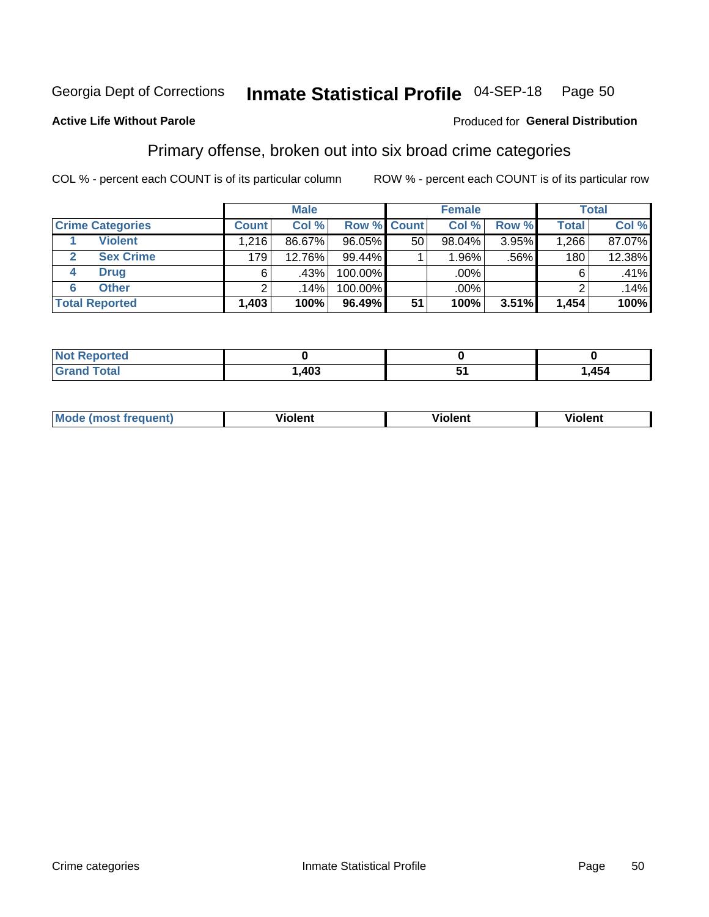Georgia Dept of Corrections **Inmate Statistical Profile** 04-SEP-18 Page 50

**Active Life Without Parole**

Produced for **General Distribution**

## Primary offense, broken out into six broad crime categories

COL % - percent each COUNT is of its particular column ROW % - percent each COUNT is of its particular row

| | | Male | | | Female | | | Total | |
|---|---|---|---|---|---|---|---|---|---|
| **Crime Categories** | | **Count** | **Col %** | **Row %** | **Count** | **Col %** | **Row %** | **Total** | **Col %** |
| 1 | Violent | 1,216 | 86.67% | 96.05% | 50 | 98.04% | 3.95% | 1,266 | 87.07% |
| 2 | Sex Crime | 179 | 12.76% | 99.44% | 1 | 1.96% | .56% | 180 | 12.38% |
| 4 | Drug | 6 | .43% | 100.00% | | .00% | | 6 | .41% |
| 6 | Other | 2 | .14% | 100.00% | | .00% | | 2 | .14% |
| **Total Reported** | | **1,403** | **100%** | **96.49%** | **51** | **100%** | **3.51%** | **1,454** | **100%** |

| | Male | Female | Total |
|---|---|---|---|
| **Not Reported** | **0** | **0** | **0** |
| **Grand Total** | **1,403** | **51** | **1,454** |

| | Male | Female | Total |
|---|---|---|---|
| **Mode (most frequent)** | **Violent** | **Violent** | **Violent** |

Crime categories Inmate Statistical Profile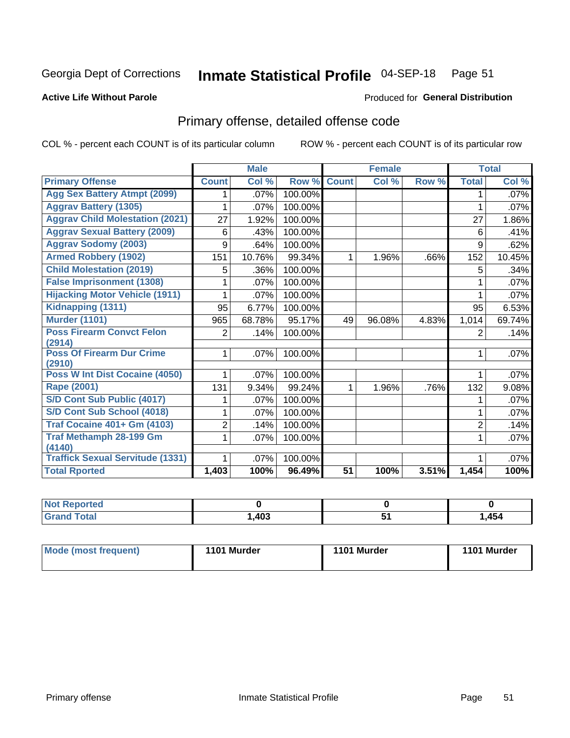Georgia Dept of Corrections **Inmate Statistical Profile** 04-SEP-18 Page 51

**Active Life Without Parole**

Produced for **General Distribution**

## Primary offense, detailed offense code

COL % - percent each COUNT is of its particular column    ROW % - percent each COUNT is of its particular row

| | Male | | | Female | | | Total | |
|---|---|---|---|---|---|---|---|---|
| **Primary Offense** | **Count** | **Col %** | **Row %** | **Count** | **Col %** | **Row %** | **Total** | **Col %** |
| Agg Sex Battery Atmpt (2099) | 1 | .07% | 100.00% | | | | 1 | .07% |
| Aggrav Battery (1305) | 1 | .07% | 100.00% | | | | 1 | .07% |
| Aggrav Child Molestation (2021) | 27 | 1.92% | 100.00% | | | | 27 | 1.86% |
| Aggrav Sexual Battery (2009) | 6 | .43% | 100.00% | | | | 6 | .41% |
| Aggrav Sodomy (2003) | 9 | .64% | 100.00% | | | | 9 | .62% |
| Armed Robbery (1902) | 151 | 10.76% | 99.34% | 1 | 1.96% | .66% | 152 | 10.45% |
| Child Molestation (2019) | 5 | .36% | 100.00% | | | | 5 | .34% |
| False Imprisonment (1308) | 1 | .07% | 100.00% | | | | 1 | .07% |
| Hijacking Motor Vehicle (1911) | 1 | .07% | 100.00% | | | | 1 | .07% |
| Kidnapping (1311) | 95 | 6.77% | 100.00% | | | | 95 | 6.53% |
| Murder (1101) | 965 | 68.78% | 95.17% | 49 | 96.08% | 4.83% | 1,014 | 69.74% |
| Poss Firearm Convct Felon (2914) | 2 | .14% | 100.00% | | | | 2 | .14% |
| Poss Of Firearm Dur Crime (2910) | 1 | .07% | 100.00% | | | | 1 | .07% |
| Poss W Int Dist Cocaine (4050) | 1 | .07% | 100.00% | | | | 1 | .07% |
| Rape (2001) | 131 | 9.34% | 99.24% | 1 | 1.96% | .76% | 132 | 9.08% |
| S/D Cont Sub Public (4017) | 1 | .07% | 100.00% | | | | 1 | .07% |
| S/D Cont Sub School (4018) | 1 | .07% | 100.00% | | | | 1 | .07% |
| Traf Cocaine 401+ Gm (4103) | 2 | .14% | 100.00% | | | | 2 | .14% |
| Traf Methamph 28-199 Gm (4140) | 1 | .07% | 100.00% | | | | 1 | .07% |
| Traffick Sexual Servitude (1331) | 1 | .07% | 100.00% | | | | 1 | .07% |
| **Total Rported** | **1,403** | **100%** | **96.49%** | **51** | **100%** | **3.51%** | **1,454** | **100%** |

| | Male | Female | Total |
|---|---|---|---|
| Not Reported | 0 | 0 | 0 |
| Grand Total | 1,403 | 51 | 1,454 |

| | Male | Female | Total |
|---|---|---|---|
| Mode (most frequent) | 1101 Murder | 1101 Murder | 1101 Murder |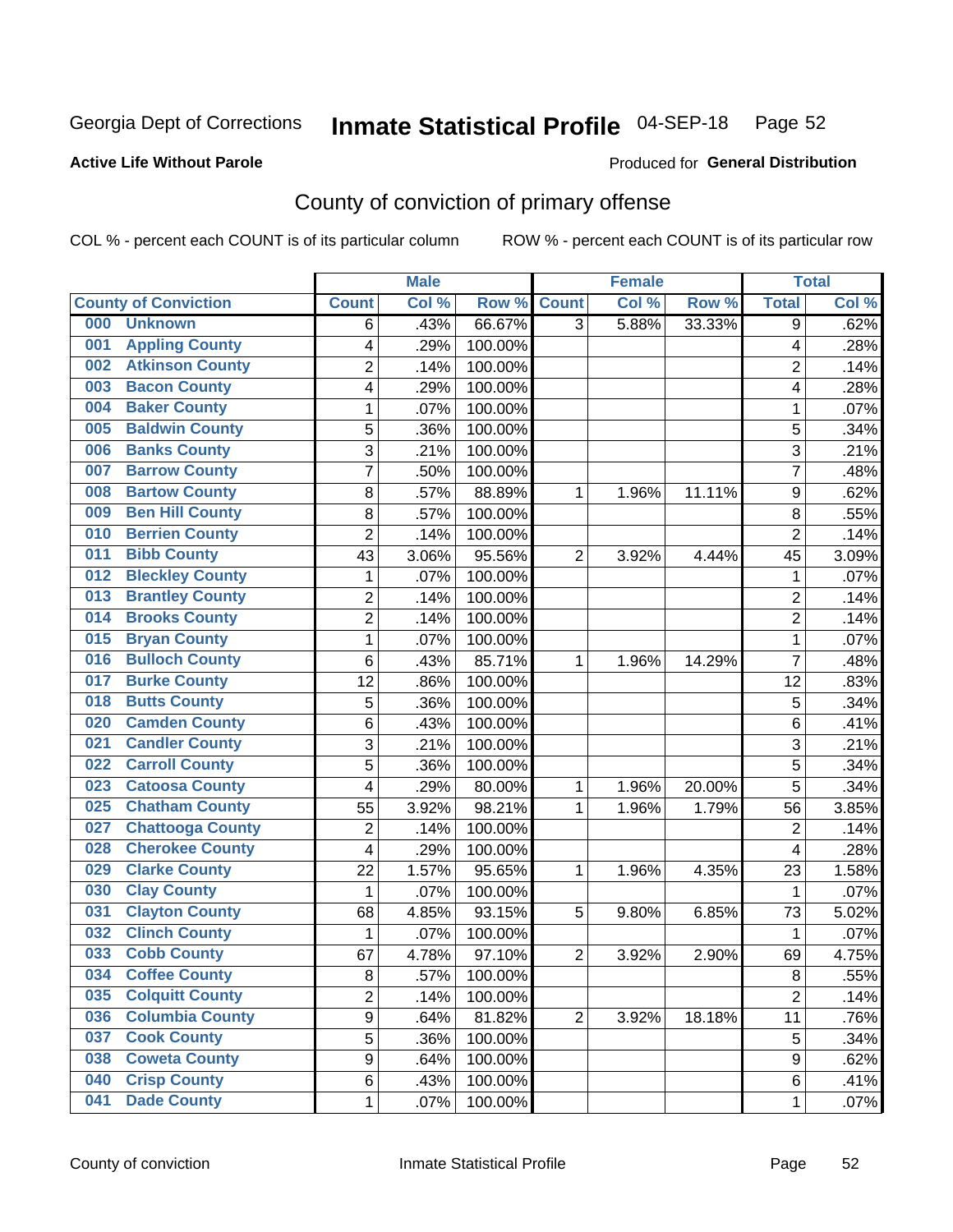Georgia Dept of Corrections **Inmate Statistical Profile** 04-SEP-18 Page 52

**Active Life Without Parole**

Produced for **General Distribution**

# County of conviction of primary offense

COL % - percent each COUNT is of its particular column ROW % - percent each COUNT is of its particular row

| County of Conviction | Male | | | Female | | | Total | |
|---|---|---|---|---|---|---|---|---|
| | Count | Col % | Row % | Count | Col % | Row % | Total | Col % |
| 000 Unknown | 6 | .43% | 66.67% | 3 | 5.88% | 33.33% | 9 | .62% |
| 001 Appling County | 4 | .29% | 100.00% | | | | 4 | .28% |
| 002 Atkinson County | 2 | .14% | 100.00% | | | | 2 | .14% |
| 003 Bacon County | 4 | .29% | 100.00% | | | | 4 | .28% |
| 004 Baker County | 1 | .07% | 100.00% | | | | 1 | .07% |
| 005 Baldwin County | 5 | .36% | 100.00% | | | | 5 | .34% |
| 006 Banks County | 3 | .21% | 100.00% | | | | 3 | .21% |
| 007 Barrow County | 7 | .50% | 100.00% | | | | 7 | .48% |
| 008 Bartow County | 8 | .57% | 88.89% | 1 | 1.96% | 11.11% | 9 | .62% |
| 009 Ben Hill County | 8 | .57% | 100.00% | | | | 8 | .55% |
| 010 Berrien County | 2 | .14% | 100.00% | | | | 2 | .14% |
| 011 Bibb County | 43 | 3.06% | 95.56% | 2 | 3.92% | 4.44% | 45 | 3.09% |
| 012 Bleckley County | 1 | .07% | 100.00% | | | | 1 | .07% |
| 013 Brantley County | 2 | .14% | 100.00% | | | | 2 | .14% |
| 014 Brooks County | 2 | .14% | 100.00% | | | | 2 | .14% |
| 015 Bryan County | 1 | .07% | 100.00% | | | | 1 | .07% |
| 016 Bulloch County | 6 | .43% | 85.71% | 1 | 1.96% | 14.29% | 7 | .48% |
| 017 Burke County | 12 | .86% | 100.00% | | | | 12 | .83% |
| 018 Butts County | 5 | .36% | 100.00% | | | | 5 | .34% |
| 020 Camden County | 6 | .43% | 100.00% | | | | 6 | .41% |
| 021 Candler County | 3 | .21% | 100.00% | | | | 3 | .21% |
| 022 Carroll County | 5 | .36% | 100.00% | | | | 5 | .34% |
| 023 Catoosa County | 4 | .29% | 80.00% | 1 | 1.96% | 20.00% | 5 | .34% |
| 025 Chatham County | 55 | 3.92% | 98.21% | 1 | 1.96% | 1.79% | 56 | 3.85% |
| 027 Chattooga County | 2 | .14% | 100.00% | | | | 2 | .14% |
| 028 Cherokee County | 4 | .29% | 100.00% | | | | 4 | .28% |
| 029 Clarke County | 22 | 1.57% | 95.65% | 1 | 1.96% | 4.35% | 23 | 1.58% |
| 030 Clay County | 1 | .07% | 100.00% | | | | 1 | .07% |
| 031 Clayton County | 68 | 4.85% | 93.15% | 5 | 9.80% | 6.85% | 73 | 5.02% |
| 032 Clinch County | 1 | .07% | 100.00% | | | | 1 | .07% |
| 033 Cobb County | 67 | 4.78% | 97.10% | 2 | 3.92% | 2.90% | 69 | 4.75% |
| 034 Coffee County | 8 | .57% | 100.00% | | | | 8 | .55% |
| 035 Colquitt County | 2 | .14% | 100.00% | | | | 2 | .14% |
| 036 Columbia County | 9 | .64% | 81.82% | 2 | 3.92% | 18.18% | 11 | .76% |
| 037 Cook County | 5 | .36% | 100.00% | | | | 5 | .34% |
| 038 Coweta County | 9 | .64% | 100.00% | | | | 9 | .62% |
| 040 Crisp County | 6 | .43% | 100.00% | | | | 6 | .41% |
| 041 Dade County | 1 | .07% | 100.00% | | | | 1 | .07% |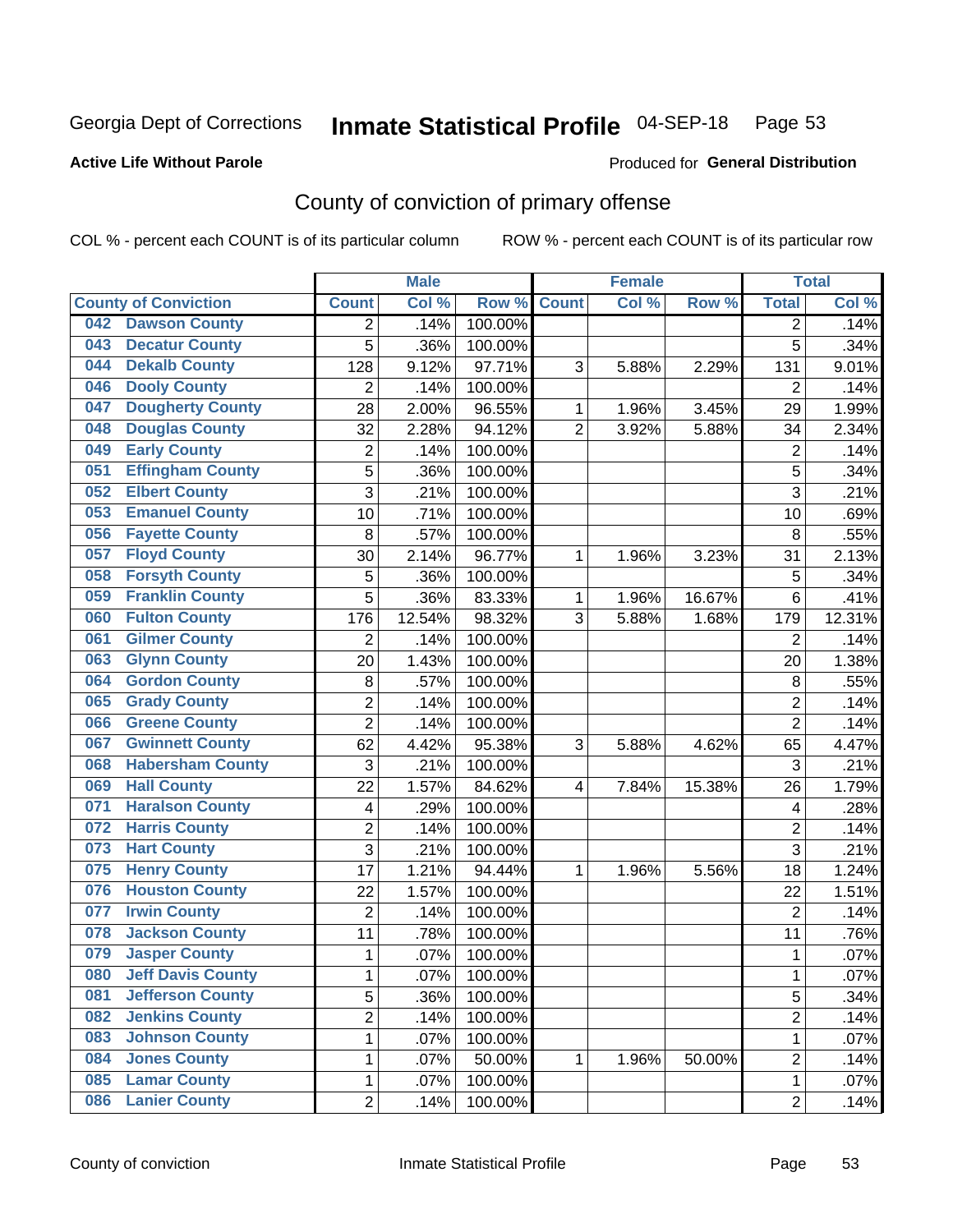Georgia Dept of Corrections **Inmate Statistical Profile** 04-SEP-18

**Active Life Without Parole**

Produced for **General Distribution**

## County of conviction of primary offense

COL % - percent each COUNT is of its particular column ROW % - percent each COUNT is of its particular row

| | | Male | | | Female | | | Total | |
|---|---|---|---|---|---|---|---|---|---|
| **County of Conviction** | | **Count** | **Col %** | **Row %** | **Count** | **Col %** | **Row %** | **Total** | **Col %** |
| 042 | Dawson County | 2 | .14% | 100.00% | | | | 2 | .14% |
| 043 | Decatur County | 5 | .36% | 100.00% | | | | 5 | .34% |
| 044 | Dekalb County | 128 | 9.12% | 97.71% | 3 | 5.88% | 2.29% | 131 | 9.01% |
| 046 | Dooly County | 2 | .14% | 100.00% | | | | 2 | .14% |
| 047 | Dougherty County | 28 | 2.00% | 96.55% | 1 | 1.96% | 3.45% | 29 | 1.99% |
| 048 | Douglas County | 32 | 2.28% | 94.12% | 2 | 3.92% | 5.88% | 34 | 2.34% |
| 049 | Early County | 2 | .14% | 100.00% | | | | 2 | .14% |
| 051 | Effingham County | 5 | .36% | 100.00% | | | | 5 | .34% |
| 052 | Elbert County | 3 | .21% | 100.00% | | | | 3 | .21% |
| 053 | Emanuel County | 10 | .71% | 100.00% | | | | 10 | .69% |
| 056 | Fayette County | 8 | .57% | 100.00% | | | | 8 | .55% |
| 057 | Floyd County | 30 | 2.14% | 96.77% | 1 | 1.96% | 3.23% | 31 | 2.13% |
| 058 | Forsyth County | 5 | .36% | 100.00% | | | | 5 | .34% |
| 059 | Franklin County | 5 | .36% | 83.33% | 1 | 1.96% | 16.67% | 6 | .41% |
| 060 | Fulton County | 176 | 12.54% | 98.32% | 3 | 5.88% | 1.68% | 179 | 12.31% |
| 061 | Gilmer County | 2 | .14% | 100.00% | | | | 2 | .14% |
| 063 | Glynn County | 20 | 1.43% | 100.00% | | | | 20 | 1.38% |
| 064 | Gordon County | 8 | .57% | 100.00% | | | | 8 | .55% |
| 065 | Grady County | 2 | .14% | 100.00% | | | | 2 | .14% |
| 066 | Greene County | 2 | .14% | 100.00% | | | | 2 | .14% |
| 067 | Gwinnett County | 62 | 4.42% | 95.38% | 3 | 5.88% | 4.62% | 65 | 4.47% |
| 068 | Habersham County | 3 | .21% | 100.00% | | | | 3 | .21% |
| 069 | Hall County | 22 | 1.57% | 84.62% | 4 | 7.84% | 15.38% | 26 | 1.79% |
| 071 | Haralson County | 4 | .29% | 100.00% | | | | 4 | .28% |
| 072 | Harris County | 2 | .14% | 100.00% | | | | 2 | .14% |
| 073 | Hart County | 3 | .21% | 100.00% | | | | 3 | .21% |
| 075 | Henry County | 17 | 1.21% | 94.44% | 1 | 1.96% | 5.56% | 18 | 1.24% |
| 076 | Houston County | 22 | 1.57% | 100.00% | | | | 22 | 1.51% |
| 077 | Irwin County | 2 | .14% | 100.00% | | | | 2 | .14% |
| 078 | Jackson County | 11 | .78% | 100.00% | | | | 11 | .76% |
| 079 | Jasper County | 1 | .07% | 100.00% | | | | 1 | .07% |
| 080 | Jeff Davis County | 1 | .07% | 100.00% | | | | 1 | .07% |
| 081 | Jefferson County | 5 | .36% | 100.00% | | | | 5 | .34% |
| 082 | Jenkins County | 2 | .14% | 100.00% | | | | 2 | .14% |
| 083 | Johnson County | 1 | .07% | 100.00% | | | | 1 | .07% |
| 084 | Jones County | 1 | .07% | 50.00% | 1 | 1.96% | 50.00% | 2 | .14% |
| 085 | Lamar County | 1 | .07% | 100.00% | | | | 1 | .07% |
| 086 | Lanier County | 2 | .14% | 100.00% | | | | 2 | .14% |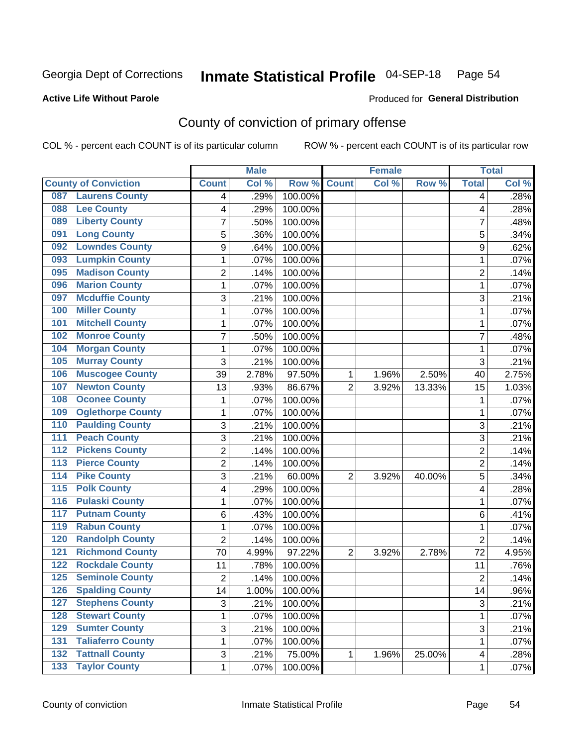Georgia Dept of Corrections **Inmate Statistical Profile** 04-SEP-18

**Active Life Without Parole**

Produced for **General Distribution**

## County of conviction of primary offense

COL % - percent each COUNT is of its particular column ROW % - percent each COUNT is of its particular row

| County of Conviction | Male | | | Female | | | Total | |
|---|---|---|---|---|---|---|---|---|
| | Count | Col % | Row % | Count | Col % | Row % | Total | Col % |
| 087 Laurens County | 4 | .29% | 100.00% | | | | 4 | .28% |
| 088 Lee County | 4 | .29% | 100.00% | | | | 4 | .28% |
| 089 Liberty County | 7 | .50% | 100.00% | | | | 7 | .48% |
| 091 Long County | 5 | .36% | 100.00% | | | | 5 | .34% |
| 092 Lowndes County | 9 | .64% | 100.00% | | | | 9 | .62% |
| 093 Lumpkin County | 1 | .07% | 100.00% | | | | 1 | .07% |
| 095 Madison County | 2 | .14% | 100.00% | | | | 2 | .14% |
| 096 Marion County | 1 | .07% | 100.00% | | | | 1 | .07% |
| 097 Mcduffie County | 3 | .21% | 100.00% | | | | 3 | .21% |
| 100 Miller County | 1 | .07% | 100.00% | | | | 1 | .07% |
| 101 Mitchell County | 1 | .07% | 100.00% | | | | 1 | .07% |
| 102 Monroe County | 7 | .50% | 100.00% | | | | 7 | .48% |
| 104 Morgan County | 1 | .07% | 100.00% | | | | 1 | .07% |
| 105 Murray County | 3 | .21% | 100.00% | | | | 3 | .21% |
| 106 Muscogee County | 39 | 2.78% | 97.50% | 1 | 1.96% | 2.50% | 40 | 2.75% |
| 107 Newton County | 13 | .93% | 86.67% | 2 | 3.92% | 13.33% | 15 | 1.03% |
| 108 Oconee County | 1 | .07% | 100.00% | | | | 1 | .07% |
| 109 Oglethorpe County | 1 | .07% | 100.00% | | | | 1 | .07% |
| 110 Paulding County | 3 | .21% | 100.00% | | | | 3 | .21% |
| 111 Peach County | 3 | .21% | 100.00% | | | | 3 | .21% |
| 112 Pickens County | 2 | .14% | 100.00% | | | | 2 | .14% |
| 113 Pierce County | 2 | .14% | 100.00% | | | | 2 | .14% |
| 114 Pike County | 3 | .21% | 60.00% | 2 | 3.92% | 40.00% | 5 | .34% |
| 115 Polk County | 4 | .29% | 100.00% | | | | 4 | .28% |
| 116 Pulaski County | 1 | .07% | 100.00% | | | | 1 | .07% |
| 117 Putnam County | 6 | .43% | 100.00% | | | | 6 | .41% |
| 119 Rabun County | 1 | .07% | 100.00% | | | | 1 | .07% |
| 120 Randolph County | 2 | .14% | 100.00% | | | | 2 | .14% |
| 121 Richmond County | 70 | 4.99% | 97.22% | 2 | 3.92% | 2.78% | 72 | 4.95% |
| 122 Rockdale County | 11 | .78% | 100.00% | | | | 11 | .76% |
| 125 Seminole County | 2 | .14% | 100.00% | | | | 2 | .14% |
| 126 Spalding County | 14 | 1.00% | 100.00% | | | | 14 | .96% |
| 127 Stephens County | 3 | .21% | 100.00% | | | | 3 | .21% |
| 128 Stewart County | 1 | .07% | 100.00% | | | | 1 | .07% |
| 129 Sumter County | 3 | .21% | 100.00% | | | | 3 | .21% |
| 131 Taliaferro County | 1 | .07% | 100.00% | | | | 1 | .07% |
| 132 Tattnall County | 3 | .21% | 75.00% | 1 | 1.96% | 25.00% | 4 | .28% |
| 133 Taylor County | 1 | .07% | 100.00% | | | | 1 | .07% |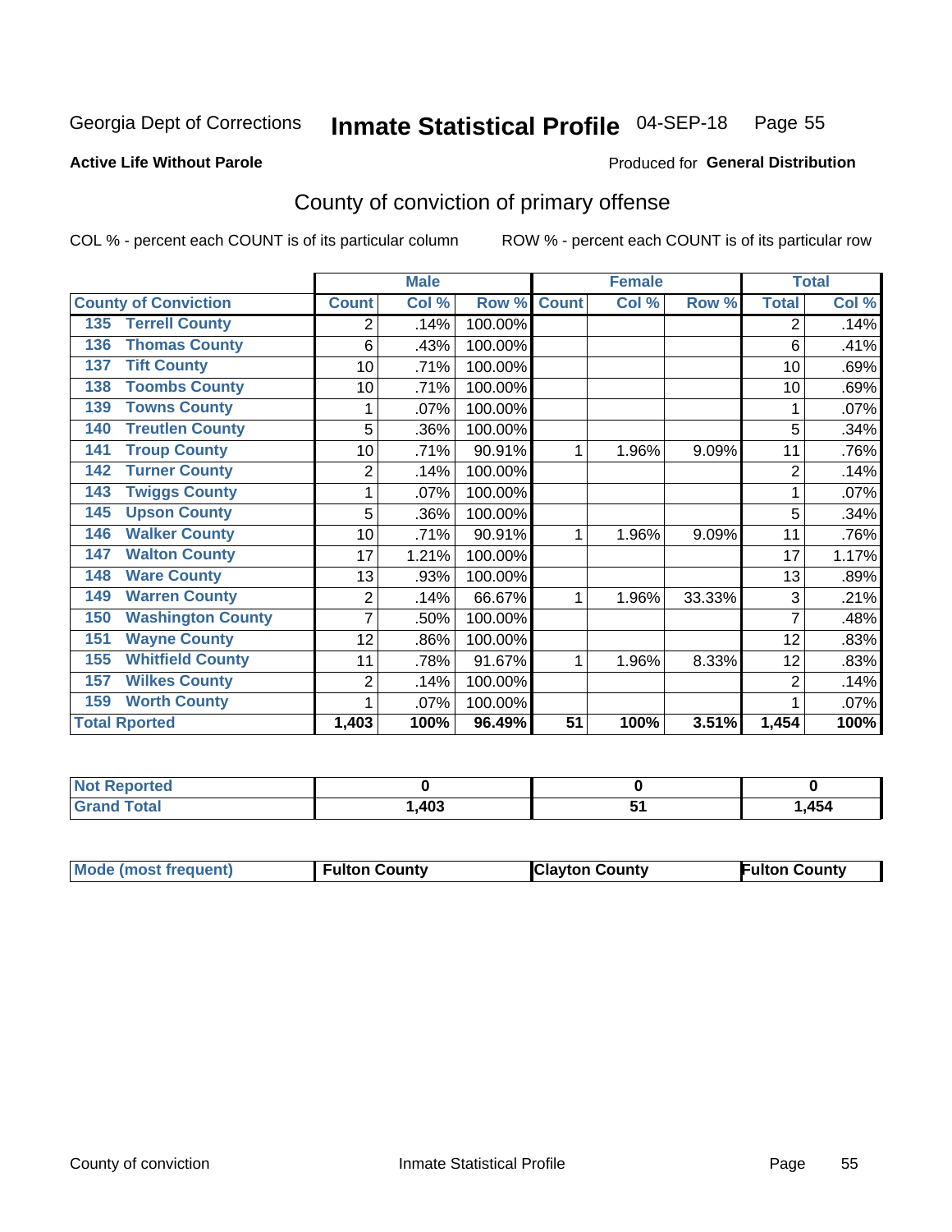Georgia Dept of Corrections **Inmate Statistical Profile** 04-SEP-18 Page 55

**Active Life Without Parole**

Produced for **General Distribution**

## County of conviction of primary offense

COL % - percent each COUNT is of its particular column

ROW % - percent each COUNT is of its particular row

| County of Conviction | Male | | | Female | | | Total | |
|---|---|---|---|---|---|---|---|---|
| | Count | Col % | Row % | Count | Col % | Row % | Total | Col % |
| 135 Terrell County | 2 | .14% | 100.00% | | | | 2 | .14% |
| 136 Thomas County | 6 | .43% | 100.00% | | | | 6 | .41% |
| 137 Tift County | 10 | .71% | 100.00% | | | | 10 | .69% |
| 138 Toombs County | 10 | .71% | 100.00% | | | | 10 | .69% |
| 139 Towns County | 1 | .07% | 100.00% | | | | 1 | .07% |
| 140 Treutlen County | 5 | .36% | 100.00% | | | | 5 | .34% |
| 141 Troup County | 10 | .71% | 90.91% | 1 | 1.96% | 9.09% | 11 | .76% |
| 142 Turner County | 2 | .14% | 100.00% | | | | 2 | .14% |
| 143 Twiggs County | 1 | .07% | 100.00% | | | | 1 | .07% |
| 145 Upson County | 5 | .36% | 100.00% | | | | 5 | .34% |
| 146 Walker County | 10 | .71% | 90.91% | 1 | 1.96% | 9.09% | 11 | .76% |
| 147 Walton County | 17 | 1.21% | 100.00% | | | | 17 | 1.17% |
| 148 Ware County | 13 | .93% | 100.00% | | | | 13 | .89% |
| 149 Warren County | 2 | .14% | 66.67% | 1 | 1.96% | 33.33% | 3 | .21% |
| 150 Washington County | 7 | .50% | 100.00% | | | | 7 | .48% |
| 151 Wayne County | 12 | .86% | 100.00% | | | | 12 | .83% |
| 155 Whitfield County | 11 | .78% | 91.67% | 1 | 1.96% | 8.33% | 12 | .83% |
| 157 Wilkes County | 2 | .14% | 100.00% | | | | 2 | .14% |
| 159 Worth County | 1 | .07% | 100.00% | | | | 1 | .07% |
| Total Rported | 1,403 | 100% | 96.49% | 51 | 100% | 3.51% | 1,454 | 100% |

| | Male | Female | Total |
|---|---|---|---|
| Not Reported | 0 | 0 | 0 |
| Grand Total | 1,403 | 51 | 1,454 |

| | Male | Female | Total |
|---|---|---|---|
| Mode (most frequent) | Fulton County | Clayton County | Fulton County |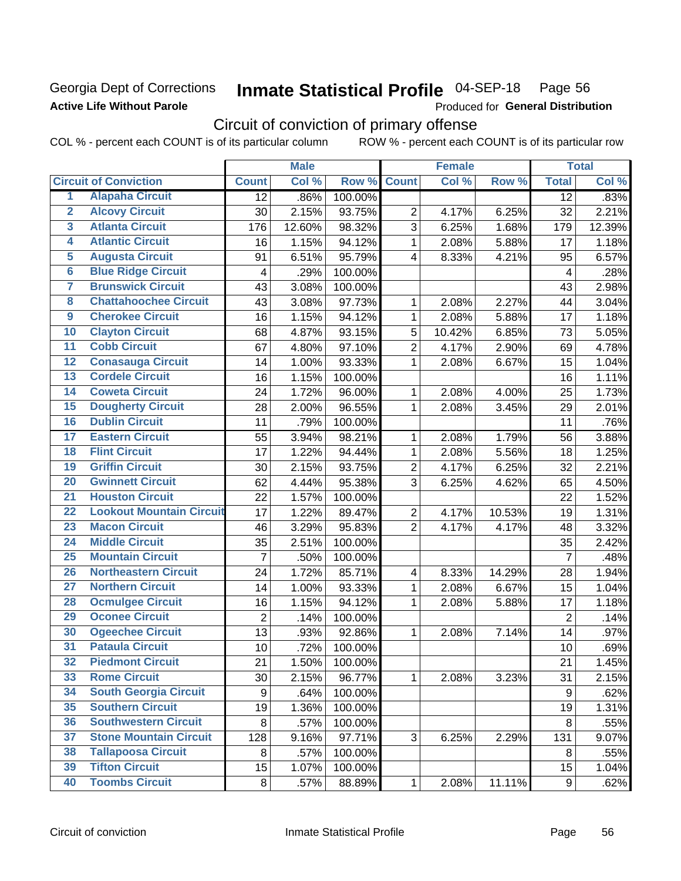Georgia Dept of Corrections **Inmate Statistical Profile** 04-SEP-18 Page 56

**Active Life Without Parole**

Produced for **General Distribution**

## Circuit of conviction of primary offense

COL % - percent each COUNT is of its particular column ROW % - percent each COUNT is of its particular row

| | | Male | | | Female | | | Total | |
|---|---|---|---|---|---|---|---|---|---|
| | **Circuit of Conviction** | **Count** | **Col %** | **Row %** | **Count** | **Col %** | **Row %** | **Total** | **Col %** |
| 1 | Alapaha Circuit | 12 | .86% | 100.00% | | | | 12 | .83% |
| 2 | Alcovy Circuit | 30 | 2.15% | 93.75% | 2 | 4.17% | 6.25% | 32 | 2.21% |
| 3 | Atlanta Circuit | 176 | 12.60% | 98.32% | 3 | 6.25% | 1.68% | 179 | 12.39% |
| 4 | Atlantic Circuit | 16 | 1.15% | 94.12% | 1 | 2.08% | 5.88% | 17 | 1.18% |
| 5 | Augusta Circuit | 91 | 6.51% | 95.79% | 4 | 8.33% | 4.21% | 95 | 6.57% |
| 6 | Blue Ridge Circuit | 4 | .29% | 100.00% | | | | 4 | .28% |
| 7 | Brunswick Circuit | 43 | 3.08% | 100.00% | | | | 43 | 2.98% |
| 8 | Chattahoochee Circuit | 43 | 3.08% | 97.73% | 1 | 2.08% | 2.27% | 44 | 3.04% |
| 9 | Cherokee Circuit | 16 | 1.15% | 94.12% | 1 | 2.08% | 5.88% | 17 | 1.18% |
| 10 | Clayton Circuit | 68 | 4.87% | 93.15% | 5 | 10.42% | 6.85% | 73 | 5.05% |
| 11 | Cobb Circuit | 67 | 4.80% | 97.10% | 2 | 4.17% | 2.90% | 69 | 4.78% |
| 12 | Conasauga Circuit | 14 | 1.00% | 93.33% | 1 | 2.08% | 6.67% | 15 | 1.04% |
| 13 | Cordele Circuit | 16 | 1.15% | 100.00% | | | | 16 | 1.11% |
| 14 | Coweta Circuit | 24 | 1.72% | 96.00% | 1 | 2.08% | 4.00% | 25 | 1.73% |
| 15 | Dougherty Circuit | 28 | 2.00% | 96.55% | 1 | 2.08% | 3.45% | 29 | 2.01% |
| 16 | Dublin Circuit | 11 | .79% | 100.00% | | | | 11 | .76% |
| 17 | Eastern Circuit | 55 | 3.94% | 98.21% | 1 | 2.08% | 1.79% | 56 | 3.88% |
| 18 | Flint Circuit | 17 | 1.22% | 94.44% | 1 | 2.08% | 5.56% | 18 | 1.25% |
| 19 | Griffin Circuit | 30 | 2.15% | 93.75% | 2 | 4.17% | 6.25% | 32 | 2.21% |
| 20 | Gwinnett Circuit | 62 | 4.44% | 95.38% | 3 | 6.25% | 4.62% | 65 | 4.50% |
| 21 | Houston Circuit | 22 | 1.57% | 100.00% | | | | 22 | 1.52% |
| 22 | Lookout Mountain Circuit | 17 | 1.22% | 89.47% | 2 | 4.17% | 10.53% | 19 | 1.31% |
| 23 | Macon Circuit | 46 | 3.29% | 95.83% | 2 | 4.17% | 4.17% | 48 | 3.32% |
| 24 | Middle Circuit | 35 | 2.51% | 100.00% | | | | 35 | 2.42% |
| 25 | Mountain Circuit | 7 | .50% | 100.00% | | | | 7 | .48% |
| 26 | Northeastern Circuit | 24 | 1.72% | 85.71% | 4 | 8.33% | 14.29% | 28 | 1.94% |
| 27 | Northern Circuit | 14 | 1.00% | 93.33% | 1 | 2.08% | 6.67% | 15 | 1.04% |
| 28 | Ocmulgee Circuit | 16 | 1.15% | 94.12% | 1 | 2.08% | 5.88% | 17 | 1.18% |
| 29 | Oconee Circuit | 2 | .14% | 100.00% | | | | 2 | .14% |
| 30 | Ogeechee Circuit | 13 | .93% | 92.86% | 1 | 2.08% | 7.14% | 14 | .97% |
| 31 | Pataula Circuit | 10 | .72% | 100.00% | | | | 10 | .69% |
| 32 | Piedmont Circuit | 21 | 1.50% | 100.00% | | | | 21 | 1.45% |
| 33 | Rome Circuit | 30 | 2.15% | 96.77% | 1 | 2.08% | 3.23% | 31 | 2.15% |
| 34 | South Georgia Circuit | 9 | .64% | 100.00% | | | | 9 | .62% |
| 35 | Southern Circuit | 19 | 1.36% | 100.00% | | | | 19 | 1.31% |
| 36 | Southwestern Circuit | 8 | .57% | 100.00% | | | | 8 | .55% |
| 37 | Stone Mountain Circuit | 128 | 9.16% | 97.71% | 3 | 6.25% | 2.29% | 131 | 9.07% |
| 38 | Tallapoosa Circuit | 8 | .57% | 100.00% | | | | 8 | .55% |
| 39 | Tifton Circuit | 15 | 1.07% | 100.00% | | | | 15 | 1.04% |
| 40 | Toombs Circuit | 8 | .57% | 88.89% | 1 | 2.08% | 11.11% | 9 | .62% |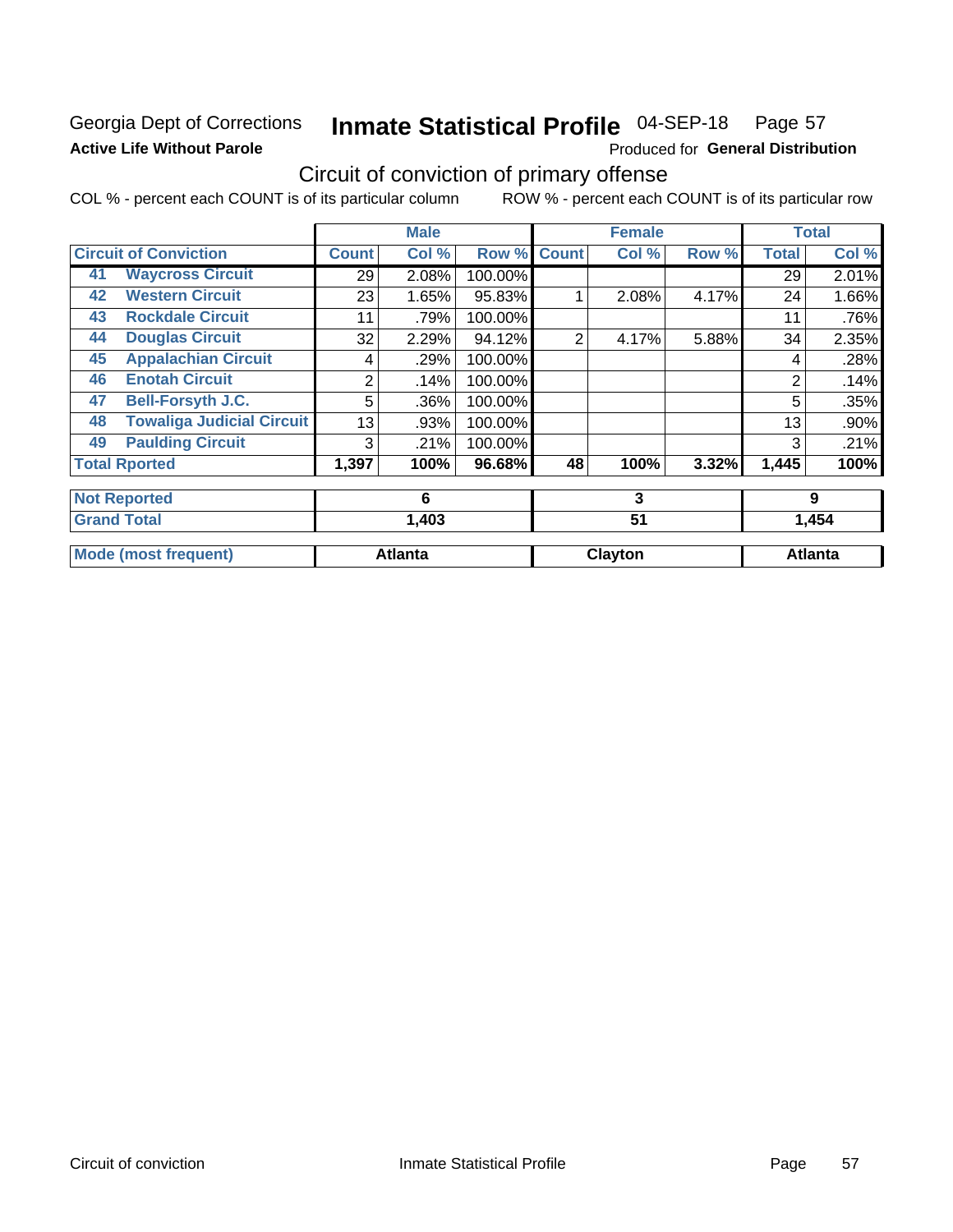Georgia Dept of Corrections **Inmate Statistical Profile** 04-SEP-18 Page 57

**Active Life Without Parole**

Produced for **General Distribution**

## Circuit of conviction of primary offense

COL % - percent each COUNT is of its particular column ROW % - percent each COUNT is of its particular row

| Circuit of Conviction | | Male | | | Female | | | Total | |
|---|---|---|---|---|---|---|---|---|---|
| | | Count | Col % | Row % | Count | Col % | Row % | Total | Col % |
| 41 | Waycross Circuit | 29 | 2.08% | 100.00% | | | | 29 | 2.01% |
| 42 | Western Circuit | 23 | 1.65% | 95.83% | 1 | 2.08% | 4.17% | 24 | 1.66% |
| 43 | Rockdale Circuit | 11 | .79% | 100.00% | | | | 11 | .76% |
| 44 | Douglas Circuit | 32 | 2.29% | 94.12% | 2 | 4.17% | 5.88% | 34 | 2.35% |
| 45 | Appalachian Circuit | 4 | .29% | 100.00% | | | | 4 | .28% |
| 46 | Enotah Circuit | 2 | .14% | 100.00% | | | | 2 | .14% |
| 47 | Bell-Forsyth J.C. | 5 | .36% | 100.00% | | | | 5 | .35% |
| 48 | Towaliga Judicial Circuit | 13 | .93% | 100.00% | | | | 13 | .90% |
| 49 | Paulding Circuit | 3 | .21% | 100.00% | | | | 3 | .21% |
| **Total Rported** | | **1,397** | **100%** | **96.68%** | **48** | **100%** | **3.32%** | **1,445** | **100%** |
| **Not Reported** | | **6** | | | **3** | | | **9** | |
| **Grand Total** | | **1,403** | | | **51** | | | **1,454** | |
| **Mode (most frequent)** | | **Atlanta** | | | **Clayton** | | | **Atlanta** | |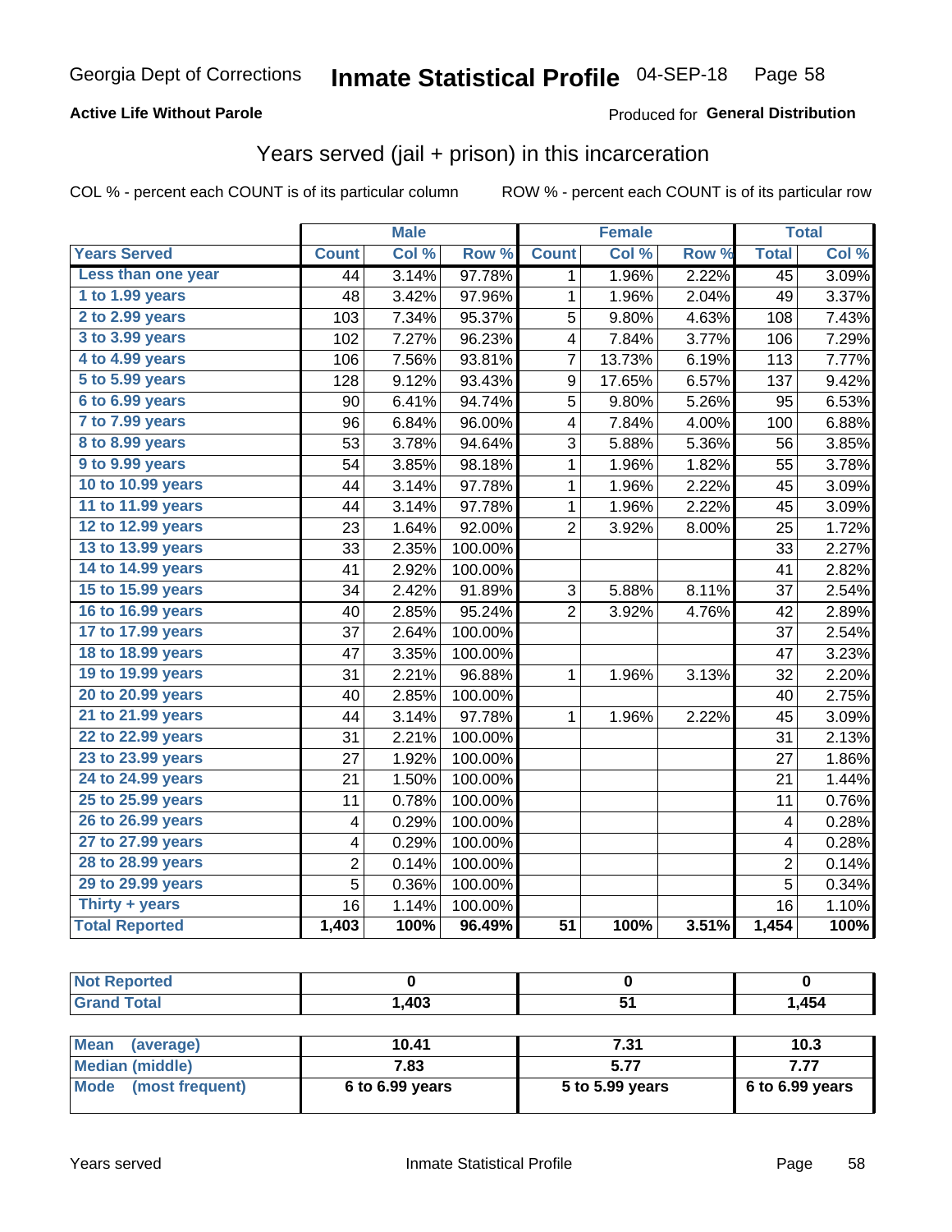Georgia Dept of Corrections **Inmate Statistical Profile** 04-SEP-18

**Active Life Without Parole**

Produced for **General Distribution**

## Years served (jail + prison) in this incarceration

COL % - percent each COUNT is of its particular column

ROW % - percent each COUNT is of its particular row

| | Male | | | Female | | | Total | |
|---|---|---|---|---|---|---|---|---|
| **Years Served** | **Count** | **Col %** | **Row %** | **Count** | **Col %** | **Row %** | **Total** | **Col %** |
| **Less than one year** | 44 | 3.14% | 97.78% | 1 | 1.96% | 2.22% | 45 | 3.09% |
| **1 to 1.99 years** | 48 | 3.42% | 97.96% | 1 | 1.96% | 2.04% | 49 | 3.37% |
| **2 to 2.99 years** | 103 | 7.34% | 95.37% | 5 | 9.80% | 4.63% | 108 | 7.43% |
| **3 to 3.99 years** | 102 | 7.27% | 96.23% | 4 | 7.84% | 3.77% | 106 | 7.29% |
| **4 to 4.99 years** | 106 | 7.56% | 93.81% | 7 | 13.73% | 6.19% | 113 | 7.77% |
| **5 to 5.99 years** | 128 | 9.12% | 93.43% | 9 | 17.65% | 6.57% | 137 | 9.42% |
| **6 to 6.99 years** | 90 | 6.41% | 94.74% | 5 | 9.80% | 5.26% | 95 | 6.53% |
| **7 to 7.99 years** | 96 | 6.84% | 96.00% | 4 | 7.84% | 4.00% | 100 | 6.88% |
| **8 to 8.99 years** | 53 | 3.78% | 94.64% | 3 | 5.88% | 5.36% | 56 | 3.85% |
| **9 to 9.99 years** | 54 | 3.85% | 98.18% | 1 | 1.96% | 1.82% | 55 | 3.78% |
| **10 to 10.99 years** | 44 | 3.14% | 97.78% | 1 | 1.96% | 2.22% | 45 | 3.09% |
| **11 to 11.99 years** | 44 | 3.14% | 97.78% | 1 | 1.96% | 2.22% | 45 | 3.09% |
| **12 to 12.99 years** | 23 | 1.64% | 92.00% | 2 | 3.92% | 8.00% | 25 | 1.72% |
| **13 to 13.99 years** | 33 | 2.35% | 100.00% | | | | 33 | 2.27% |
| **14 to 14.99 years** | 41 | 2.92% | 100.00% | | | | 41 | 2.82% |
| **15 to 15.99 years** | 34 | 2.42% | 91.89% | 3 | 5.88% | 8.11% | 37 | 2.54% |
| **16 to 16.99 years** | 40 | 2.85% | 95.24% | 2 | 3.92% | 4.76% | 42 | 2.89% |
| **17 to 17.99 years** | 37 | 2.64% | 100.00% | | | | 37 | 2.54% |
| **18 to 18.99 years** | 47 | 3.35% | 100.00% | | | | 47 | 3.23% |
| **19 to 19.99 years** | 31 | 2.21% | 96.88% | 1 | 1.96% | 3.13% | 32 | 2.20% |
| **20 to 20.99 years** | 40 | 2.85% | 100.00% | | | | 40 | 2.75% |
| **21 to 21.99 years** | 44 | 3.14% | 97.78% | 1 | 1.96% | 2.22% | 45 | 3.09% |
| **22 to 22.99 years** | 31 | 2.21% | 100.00% | | | | 31 | 2.13% |
| **23 to 23.99 years** | 27 | 1.92% | 100.00% | | | | 27 | 1.86% |
| **24 to 24.99 years** | 21 | 1.50% | 100.00% | | | | 21 | 1.44% |
| **25 to 25.99 years** | 11 | 0.78% | 100.00% | | | | 11 | 0.76% |
| **26 to 26.99 years** | 4 | 0.29% | 100.00% | | | | 4 | 0.28% |
| **27 to 27.99 years** | 4 | 0.29% | 100.00% | | | | 4 | 0.28% |
| **28 to 28.99 years** | 2 | 0.14% | 100.00% | | | | 2 | 0.14% |
| **29 to 29.99 years** | 5 | 0.36% | 100.00% | | | | 5 | 0.34% |
| **Thirty + years** | 16 | 1.14% | 100.00% | | | | 16 | 1.10% |
| **Total Reported** | **1,403** | **100%** | **96.49%** | **51** | **100%** | **3.51%** | **1,454** | **100%** |

| | Male | Female | Total |
|---|---|---|---|
| **Not Reported** | **0** | **0** | **0** |
| **Grand Total** | **1,403** | **51** | **1,454** |

| | Male | Female | Total |
|---|---|---|---|
| **Mean (average)** | **10.41** | **7.31** | **10.3** |
| **Median (middle)** | **7.83** | **5.77** | **7.77** |
| **Mode (most frequent)** | **6 to 6.99 years** | **5 to 5.99 years** | **6 to 6.99 years** |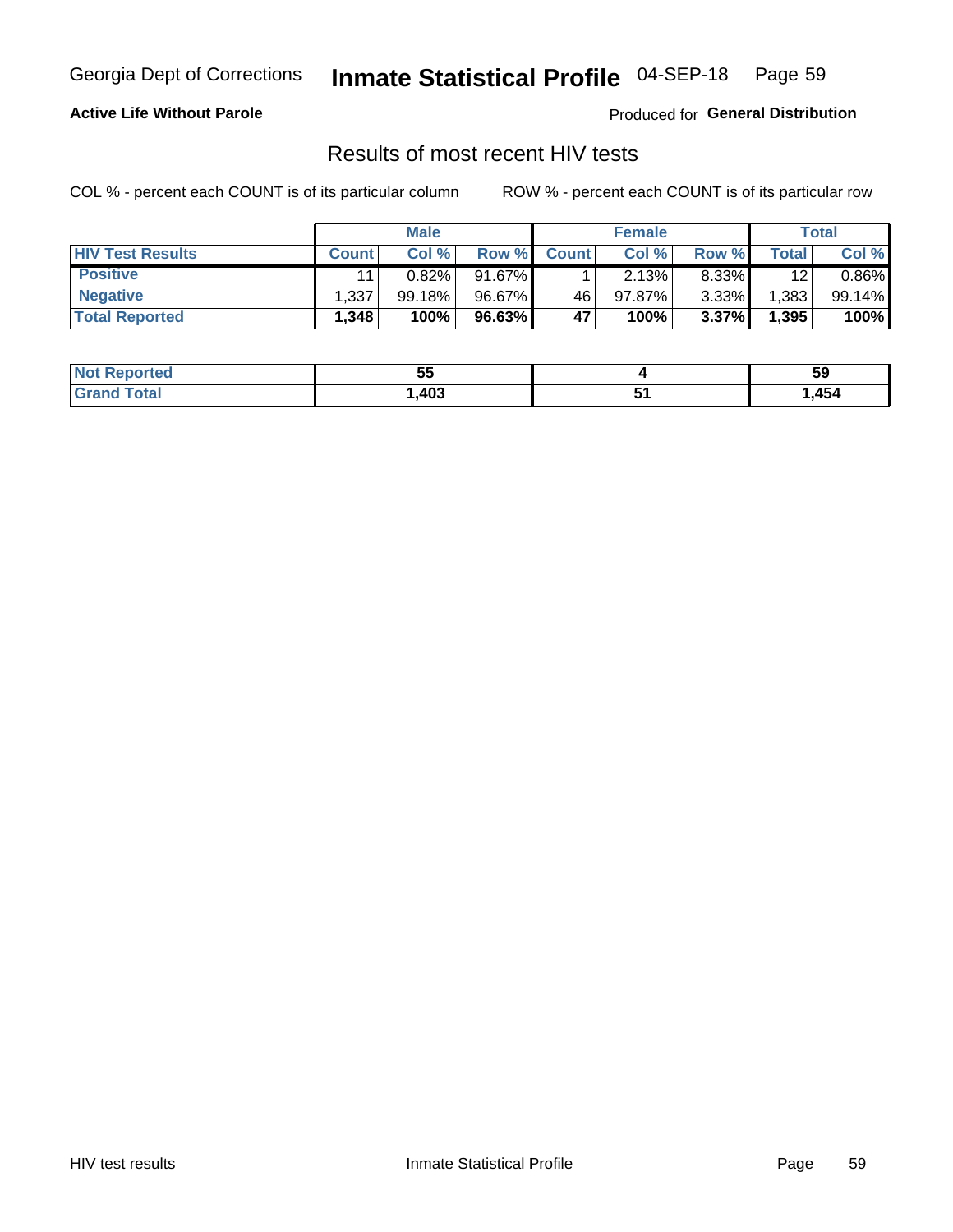Georgia Dept of Corrections **Inmate Statistical Profile** 04-SEP-18

**Active Life Without Parole**

Produced for **General Distribution**

## Results of most recent HIV tests

COL % - percent each COUNT is of its particular column ROW % - percent each COUNT is of its particular row

| | Male | | | Female | | | Total | |
|---|---|---|---|---|---|---|---|---|
| **HIV Test Results** | **Count** | **Col %** | **Row %** | **Count** | **Col %** | **Row %** | **Total** | **Col %** |
| **Positive** | 11 | 0.82% | 91.67% | 1 | 2.13% | 8.33% | 12 | 0.86% |
| **Negative** | 1,337 | 99.18% | 96.67% | 46 | 97.87% | 3.33% | 1,383 | 99.14% |
| **Total Reported** | **1,348** | **100%** | **96.63%** | **47** | **100%** | **3.37%** | **1,395** | **100%** |

| | Male | Female | Total |
|---|---|---|---|
| **Not Reported** | **55** | **4** | **59** |
| **Grand Total** | **1,403** | **51** | **1,454** |

HIV test results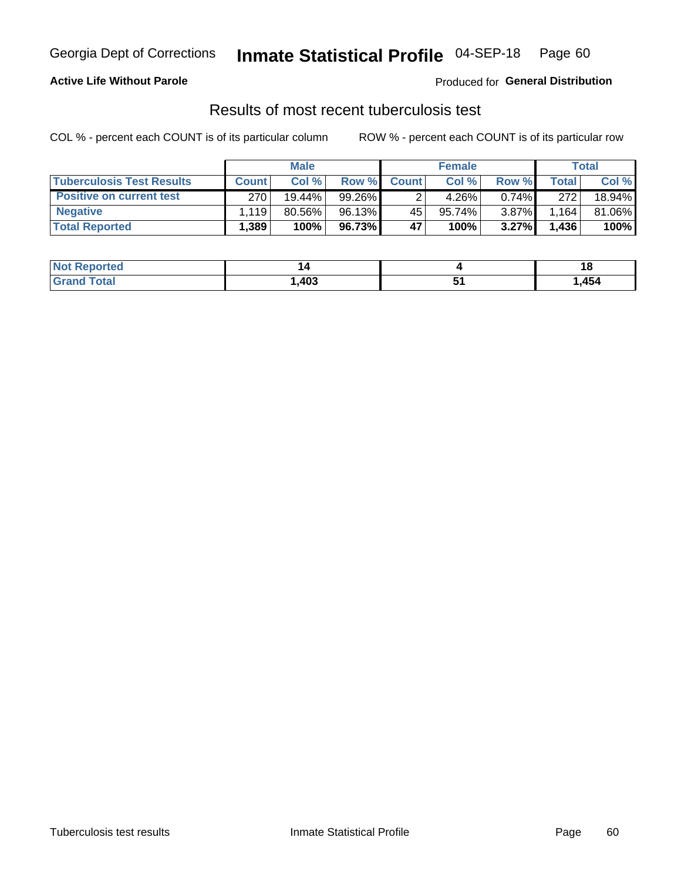Georgia Dept of Corrections **Inmate Statistical Profile** 04-SEP-18 Page 60

**Active Life Without Parole**

Produced for **General Distribution**

## Results of most recent tuberculosis test

COL % - percent each COUNT is of its particular column ROW % - percent each COUNT is of its particular row

| | Male | | | Female | | | Total | |
|---|---|---|---|---|---|---|---|---|
| **Tuberculosis Test Results** | **Count** | **Col %** | **Row %** | **Count** | **Col %** | **Row %** | **Total** | **Col %** |
| **Positive on current test** | 270 | 19.44% | 99.26% | 2 | 4.26% | 0.74% | 272 | 18.94% |
| **Negative** | 1,119 | 80.56% | 96.13% | 45 | 95.74% | 3.87% | 1,164 | 81.06% |
| **Total Reported** | **1,389** | **100%** | **96.73%** | **47** | **100%** | **3.27%** | **1,436** | **100%** |

| | Male | Female | Total |
|---|---|---|---|
| **Not Reported** | **14** | **4** | **18** |
| **Grand Total** | **1,403** | **51** | **1,454** |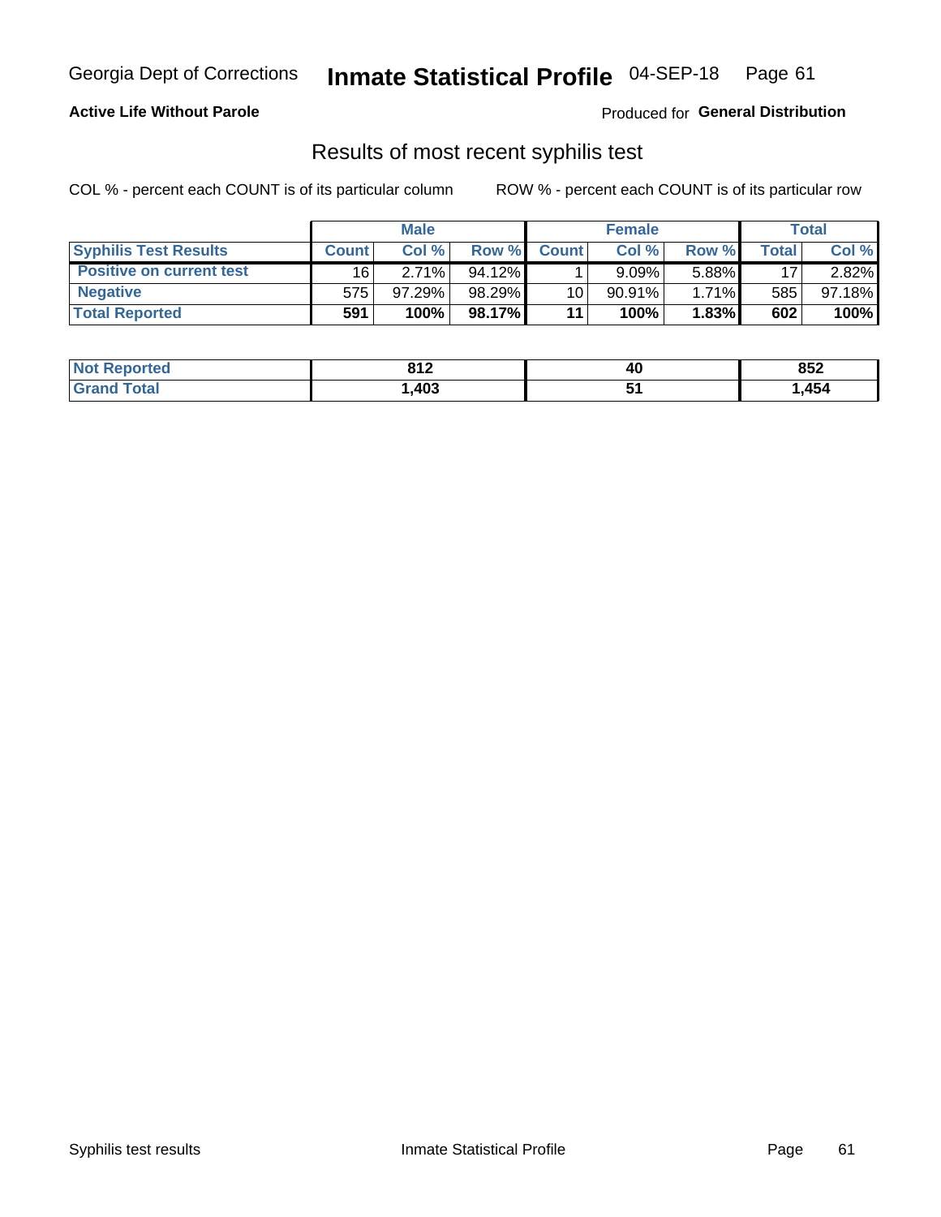## Active Life Without Parole

Produced for **General Distribution**

### Results of most recent syphilis test

COL % - percent each COUNT is of its particular column ROW % - percent each COUNT is of its particular row

| | Male | | | Female | | | Total | |
|---|---|---|---|---|---|---|---|---|
| **Syphilis Test Results** | **Count** | **Col %** | **Row %** | **Count** | **Col %** | **Row %** | **Total** | **Col %** |
| **Positive on current test** | 16 | 2.71% | 94.12% | 1 | 9.09% | 5.88% | 17 | 2.82% |
| **Negative** | 575 | 97.29% | 98.29% | 10 | 90.91% | 1.71% | 585 | 97.18% |
| **Total Reported** | **591** | **100%** | **98.17%** | **11** | **100%** | **1.83%** | **602** | **100%** |

| | Male | Female | Total |
|---|---|---|---|
| **Not Reported** | **812** | **40** | **852** |
| **Grand Total** | **1,403** | **51** | **1,454** |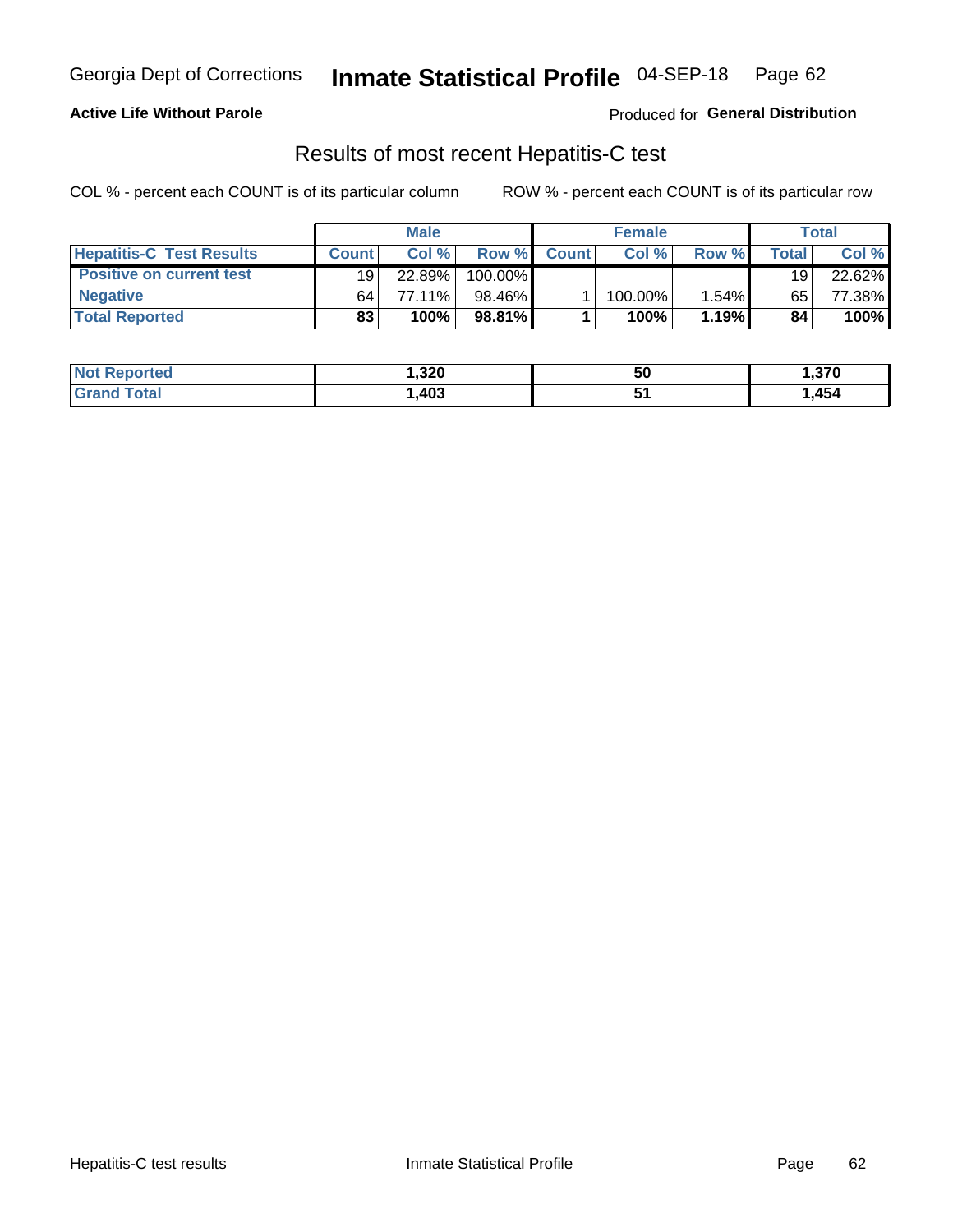Georgia Dept of Corrections **Inmate Statistical Profile** 04-SEP-18

**Active Life Without Parole**

Produced for **General Distribution**

## Results of most recent Hepatitis-C test

COL % - percent each COUNT is of its particular column ROW % - percent each COUNT is of its particular row

| | Male | | | Female | | | Total | |
|---|---|---|---|---|---|---|---|---|
| **Hepatitis-C Test Results** | **Count** | **Col %** | **Row %** | **Count** | **Col %** | **Row %** | **Total** | **Col %** |
| **Positive on current test** | 19 | 22.89% | 100.00% | | | | 19 | 22.62% |
| **Negative** | 64 | 77.11% | 98.46% | 1 | 100.00% | 1.54% | 65 | 77.38% |
| **Total Reported** | **83** | **100%** | **98.81%** | **1** | **100%** | **1.19%** | **84** | **100%** |

| | Male | Female | Total |
|---|---|---|---|
| **Not Reported** | **1,320** | **50** | **1,370** |
| **Grand Total** | **1,403** | **51** | **1,454** |